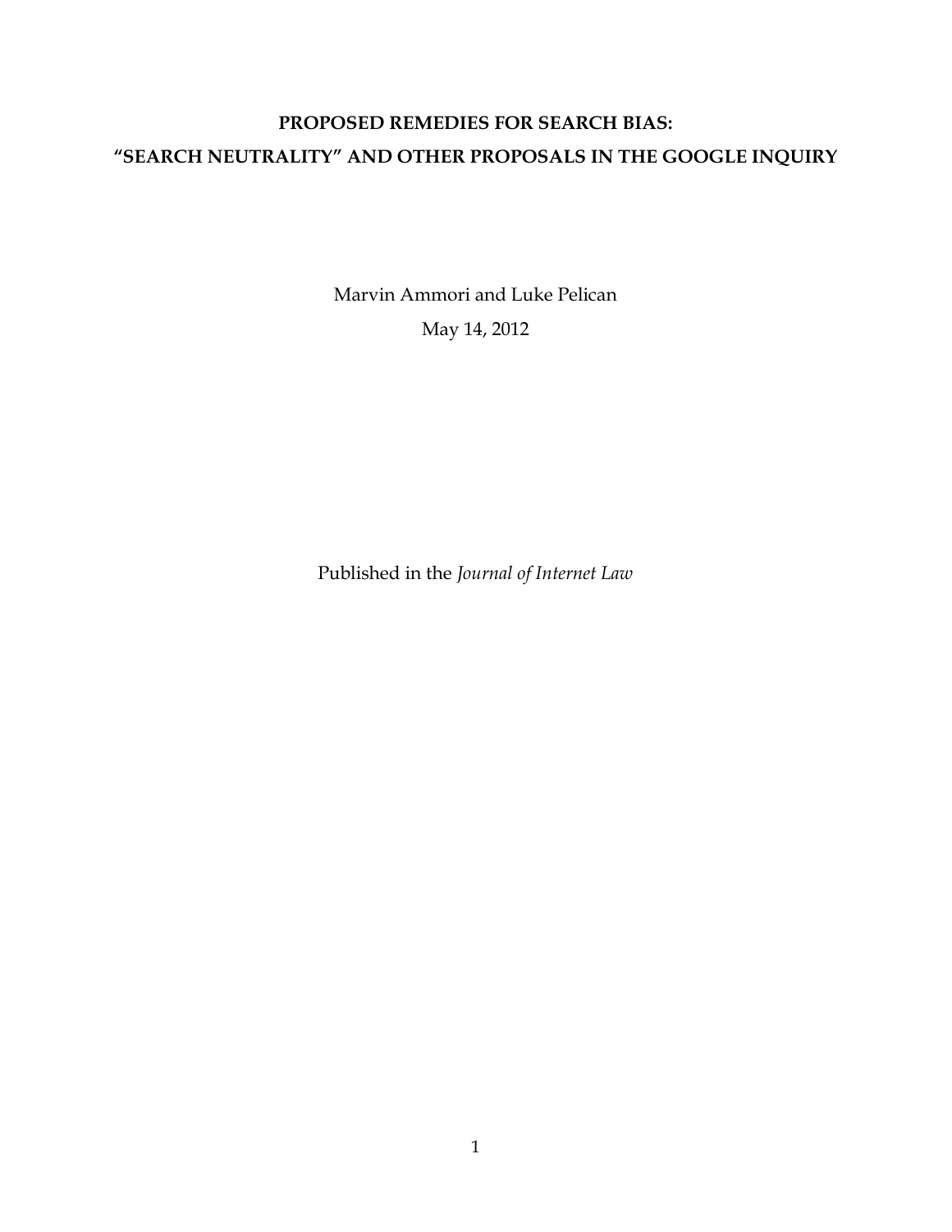# PROPOSED REMEDIES FOR SEARCH BIAS:
# "SEARCH NEUTRALITY" AND OTHER PROPOSALS IN THE GOOGLE INQUIRY

Marvin Ammori and Luke Pelican

May 14, 2012

Published in the *Journal of Internet Law*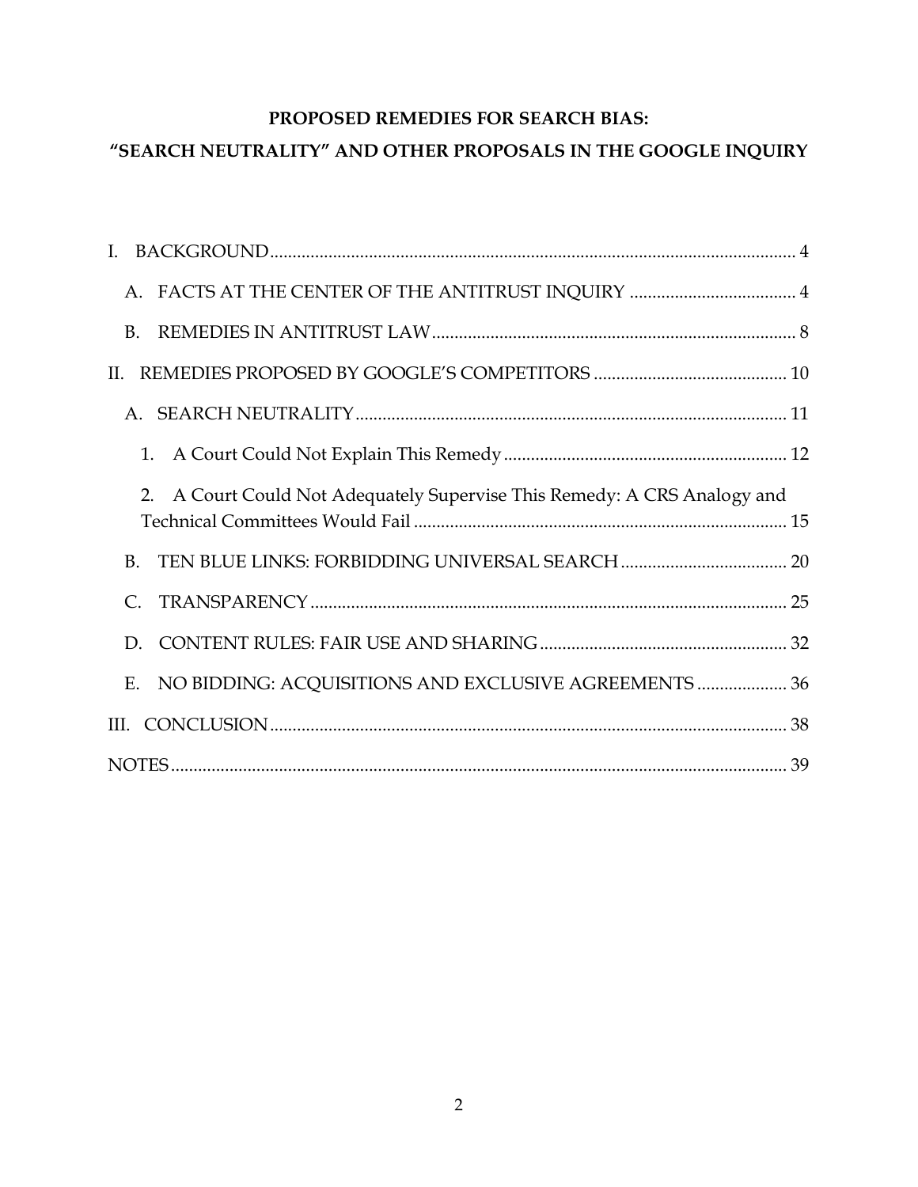**PROPOSED REMEDIES FOR SEARCH BIAS:**

**"SEARCH NEUTRALITY" AND OTHER PROPOSALS IN THE GOOGLE INQUIRY**

- I. BACKGROUND ..... 4
  - A. FACTS AT THE CENTER OF THE ANTITRUST INQUIRY ..... 4
  - B. REMEDIES IN ANTITRUST LAW ..... 8
- II. REMEDIES PROPOSED BY GOOGLE'S COMPETITORS ..... 10
  - A. SEARCH NEUTRALITY ..... 11
    - 1. A Court Could Not Explain This Remedy ..... 12
    - 2. A Court Could Not Adequately Supervise This Remedy: A CRS Analogy and Technical Committees Would Fail ..... 15
  - B. TEN BLUE LINKS: FORBIDDING UNIVERSAL SEARCH ..... 20
  - C. TRANSPARENCY ..... 25
  - D. CONTENT RULES: FAIR USE AND SHARING ..... 32
  - E. NO BIDDING: ACQUISITIONS AND EXCLUSIVE AGREEMENTS ..... 36
- III. CONCLUSION ..... 38
- NOTES ..... 39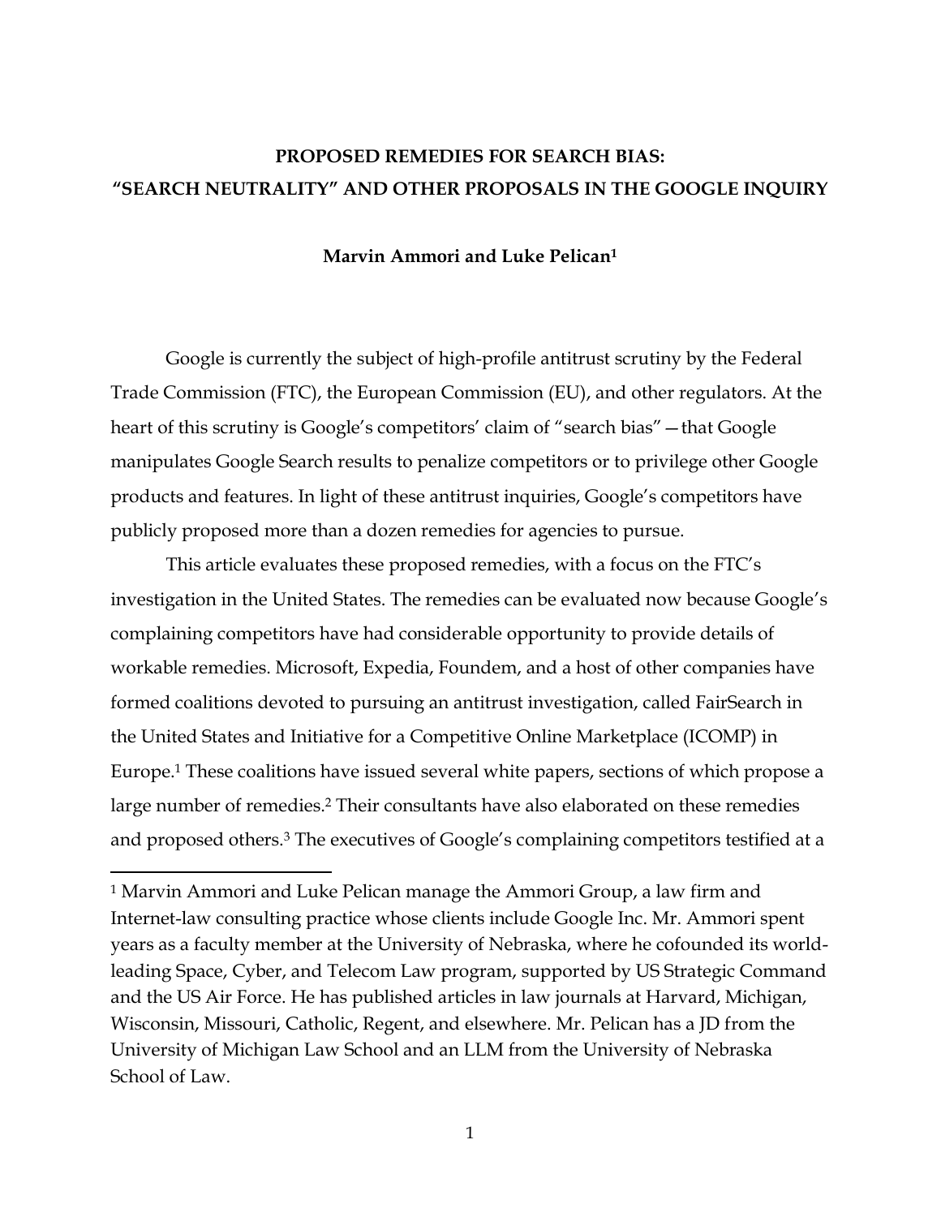# PROPOSED REMEDIES FOR SEARCH BIAS: "SEARCH NEUTRALITY" AND OTHER PROPOSALS IN THE GOOGLE INQUIRY

**Marvin Ammori and Luke Pelican[1]**

Google is currently the subject of high-profile antitrust scrutiny by the Federal Trade Commission (FTC), the European Commission (EU), and other regulators. At the heart of this scrutiny is Google's competitors' claim of "search bias"—that Google manipulates Google Search results to penalize competitors or to privilege other Google products and features. In light of these antitrust inquiries, Google's competitors have publicly proposed more than a dozen remedies for agencies to pursue.

This article evaluates these proposed remedies, with a focus on the FTC's investigation in the United States. The remedies can be evaluated now because Google's complaining competitors have had considerable opportunity to provide details of workable remedies. Microsoft, Expedia, Foundem, and a host of other companies have formed coalitions devoted to pursuing an antitrust investigation, called FairSearch in the United States and Initiative for a Competitive Online Marketplace (ICOMP) in Europe.[1] These coalitions have issued several white papers, sections of which propose a large number of remedies.[2] Their consultants have also elaborated on these remedies and proposed others.[3] The executives of Google's complaining competitors testified at a

---

[1] Marvin Ammori and Luke Pelican manage the Ammori Group, a law firm and Internet-law consulting practice whose clients include Google Inc. Mr. Ammori spent years as a faculty member at the University of Nebraska, where he cofounded its world-leading Space, Cyber, and Telecom Law program, supported by US Strategic Command and the US Air Force. He has published articles in law journals at Harvard, Michigan, Wisconsin, Missouri, Catholic, Regent, and elsewhere. Mr. Pelican has a JD from the University of Michigan Law School and an LLM from the University of Nebraska School of Law.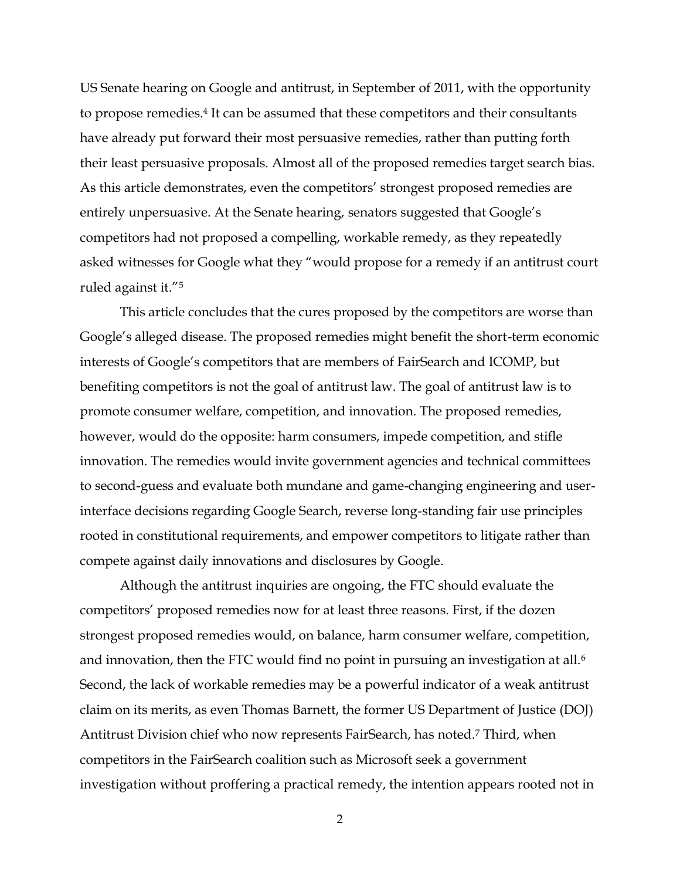US Senate hearing on Google and antitrust, in September of 2011, with the opportunity to propose remedies.[4] It can be assumed that these competitors and their consultants have already put forward their most persuasive remedies, rather than putting forth their least persuasive proposals. Almost all of the proposed remedies target search bias. As this article demonstrates, even the competitors' strongest proposed remedies are entirely unpersuasive. At the Senate hearing, senators suggested that Google's competitors had not proposed a compelling, workable remedy, as they repeatedly asked witnesses for Google what they "would propose for a remedy if an antitrust court ruled against it."[5]

This article concludes that the cures proposed by the competitors are worse than Google's alleged disease. The proposed remedies might benefit the short-term economic interests of Google's competitors that are members of FairSearch and ICOMP, but benefiting competitors is not the goal of antitrust law. The goal of antitrust law is to promote consumer welfare, competition, and innovation. The proposed remedies, however, would do the opposite: harm consumers, impede competition, and stifle innovation. The remedies would invite government agencies and technical committees to second-guess and evaluate both mundane and game-changing engineering and user-interface decisions regarding Google Search, reverse long-standing fair use principles rooted in constitutional requirements, and empower competitors to litigate rather than compete against daily innovations and disclosures by Google.

Although the antitrust inquiries are ongoing, the FTC should evaluate the competitors' proposed remedies now for at least three reasons. First, if the dozen strongest proposed remedies would, on balance, harm consumer welfare, competition, and innovation, then the FTC would find no point in pursuing an investigation at all.[6] Second, the lack of workable remedies may be a powerful indicator of a weak antitrust claim on its merits, as even Thomas Barnett, the former US Department of Justice (DOJ) Antitrust Division chief who now represents FairSearch, has noted.[7] Third, when competitors in the FairSearch coalition such as Microsoft seek a government investigation without proffering a practical remedy, the intention appears rooted not in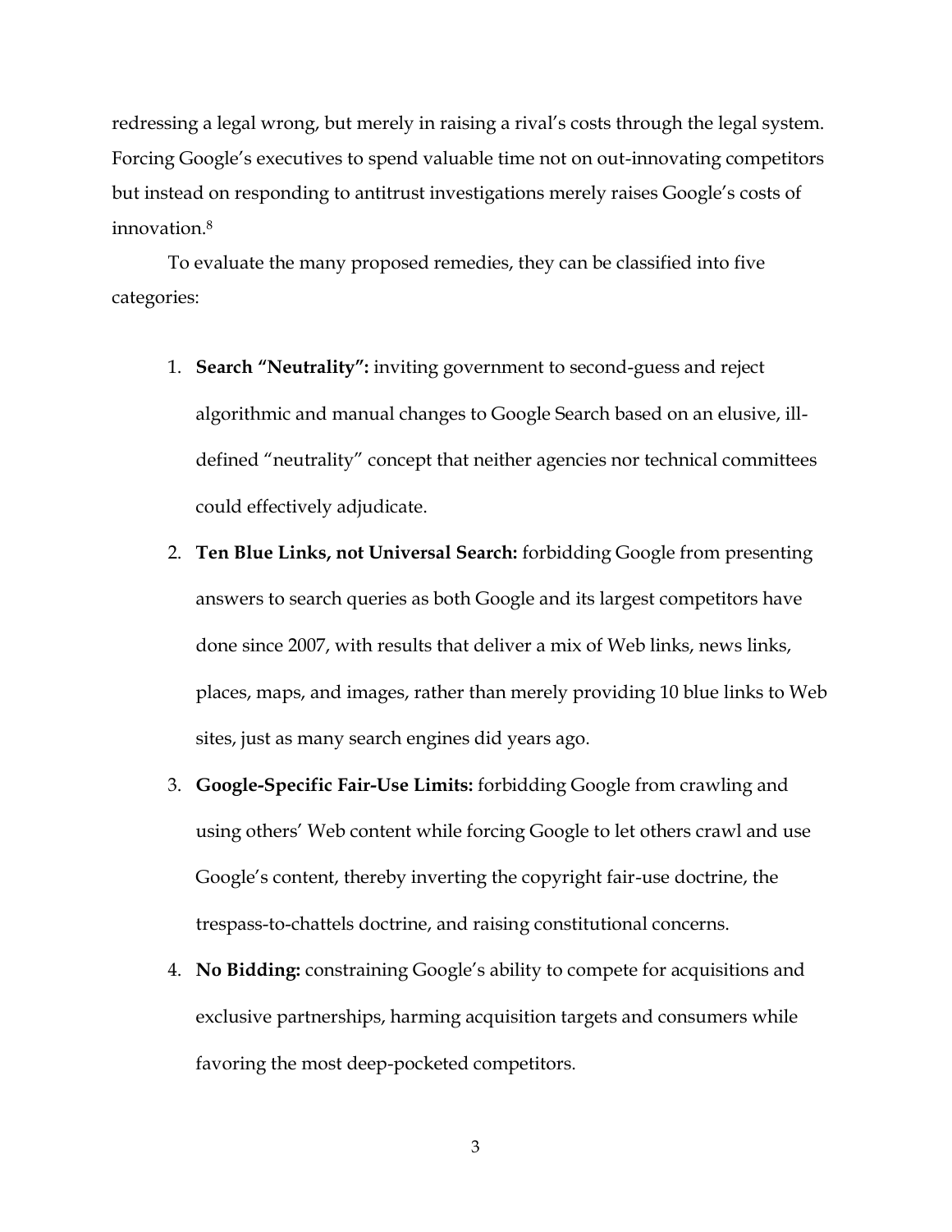redressing a legal wrong, but merely in raising a rival's costs through the legal system. Forcing Google's executives to spend valuable time not on out-innovating competitors but instead on responding to antitrust investigations merely raises Google's costs of innovation.[8]

To evaluate the many proposed remedies, they can be classified into five categories:

1. **Search "Neutrality":** inviting government to second-guess and reject algorithmic and manual changes to Google Search based on an elusive, ill-defined "neutrality" concept that neither agencies nor technical committees could effectively adjudicate.
2. **Ten Blue Links, not Universal Search:** forbidding Google from presenting answers to search queries as both Google and its largest competitors have done since 2007, with results that deliver a mix of Web links, news links, places, maps, and images, rather than merely providing 10 blue links to Web sites, just as many search engines did years ago.
3. **Google-Specific Fair-Use Limits:** forbidding Google from crawling and using others' Web content while forcing Google to let others crawl and use Google's content, thereby inverting the copyright fair-use doctrine, the trespass-to-chattels doctrine, and raising constitutional concerns.
4. **No Bidding:** constraining Google's ability to compete for acquisitions and exclusive partnerships, harming acquisition targets and consumers while favoring the most deep-pocketed competitors.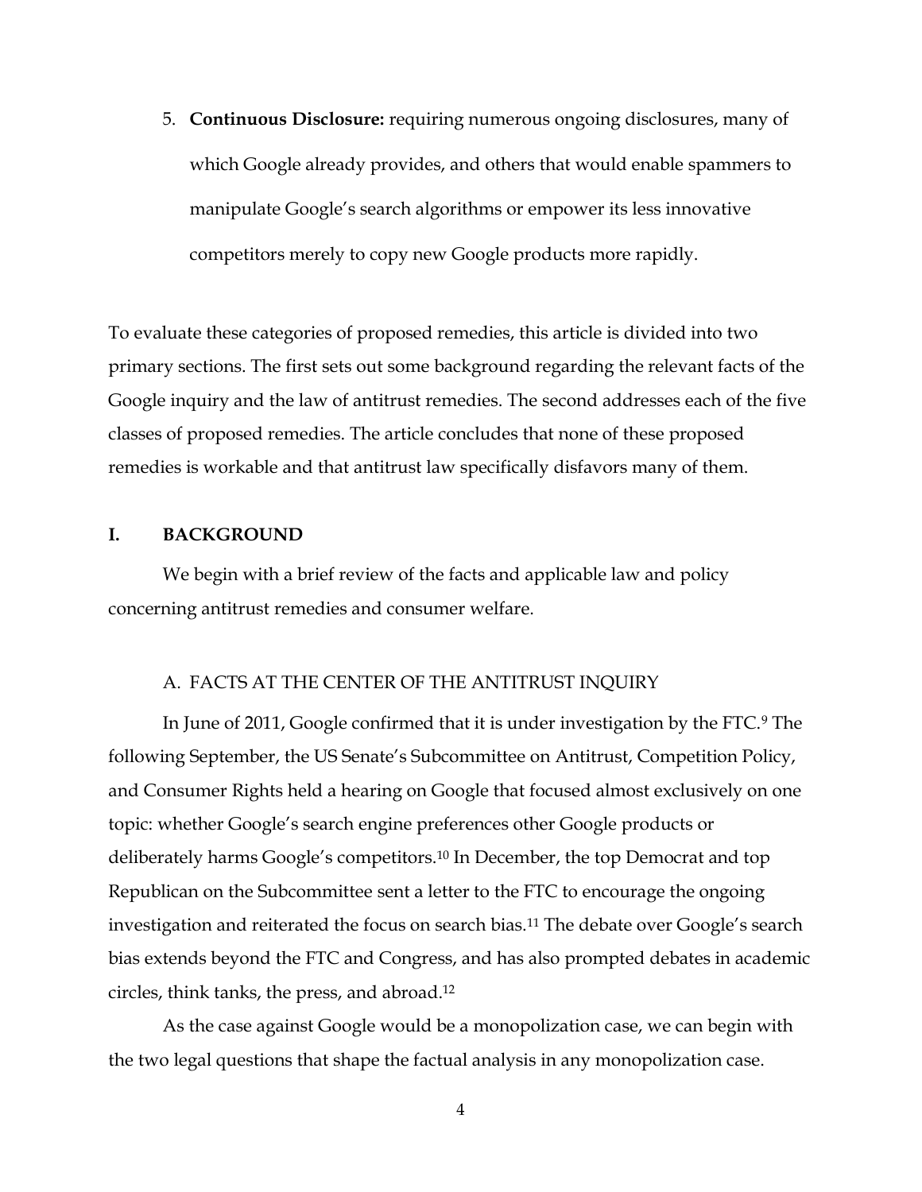5. **Continuous Disclosure:** requiring numerous ongoing disclosures, many of which Google already provides, and others that would enable spammers to manipulate Google's search algorithms or empower its less innovative competitors merely to copy new Google products more rapidly.

To evaluate these categories of proposed remedies, this article is divided into two primary sections. The first sets out some background regarding the relevant facts of the Google inquiry and the law of antitrust remedies. The second addresses each of the five classes of proposed remedies. The article concludes that none of these proposed remedies is workable and that antitrust law specifically disfavors many of them.

## I. BACKGROUND

We begin with a brief review of the facts and applicable law and policy concerning antitrust remedies and consumer welfare.

### A. FACTS AT THE CENTER OF THE ANTITRUST INQUIRY

In June of 2011, Google confirmed that it is under investigation by the FTC.[9] The following September, the US Senate's Subcommittee on Antitrust, Competition Policy, and Consumer Rights held a hearing on Google that focused almost exclusively on one topic: whether Google's search engine preferences other Google products or deliberately harms Google's competitors.[10] In December, the top Democrat and top Republican on the Subcommittee sent a letter to the FTC to encourage the ongoing investigation and reiterated the focus on search bias.[11] The debate over Google's search bias extends beyond the FTC and Congress, and has also prompted debates in academic circles, think tanks, the press, and abroad.[12]

As the case against Google would be a monopolization case, we can begin with the two legal questions that shape the factual analysis in any monopolization case.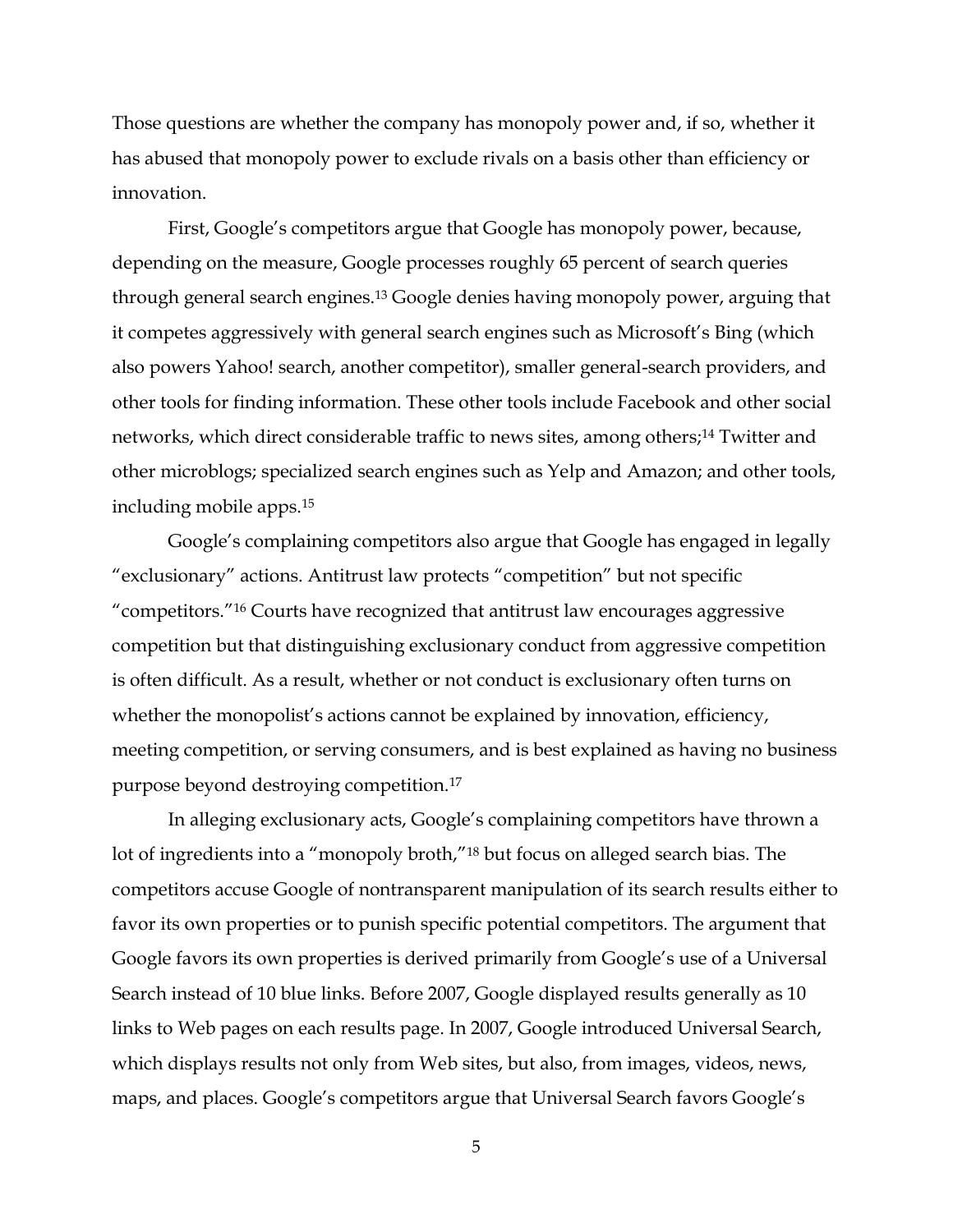Those questions are whether the company has monopoly power and, if so, whether it has abused that monopoly power to exclude rivals on a basis other than efficiency or innovation.

First, Google's competitors argue that Google has monopoly power, because, depending on the measure, Google processes roughly 65 percent of search queries through general search engines.[13] Google denies having monopoly power, arguing that it competes aggressively with general search engines such as Microsoft's Bing (which also powers Yahoo! search, another competitor), smaller general-search providers, and other tools for finding information. These other tools include Facebook and other social networks, which direct considerable traffic to news sites, among others;[14] Twitter and other microblogs; specialized search engines such as Yelp and Amazon; and other tools, including mobile apps.[15]

Google's complaining competitors also argue that Google has engaged in legally "exclusionary" actions. Antitrust law protects "competition" but not specific "competitors."[16] Courts have recognized that antitrust law encourages aggressive competition but that distinguishing exclusionary conduct from aggressive competition is often difficult. As a result, whether or not conduct is exclusionary often turns on whether the monopolist's actions cannot be explained by innovation, efficiency, meeting competition, or serving consumers, and is best explained as having no business purpose beyond destroying competition.[17]

In alleging exclusionary acts, Google's complaining competitors have thrown a lot of ingredients into a "monopoly broth,"[18] but focus on alleged search bias. The competitors accuse Google of nontransparent manipulation of its search results either to favor its own properties or to punish specific potential competitors. The argument that Google favors its own properties is derived primarily from Google's use of a Universal Search instead of 10 blue links. Before 2007, Google displayed results generally as 10 links to Web pages on each results page. In 2007, Google introduced Universal Search, which displays results not only from Web sites, but also, from images, videos, news, maps, and places. Google's competitors argue that Universal Search favors Google's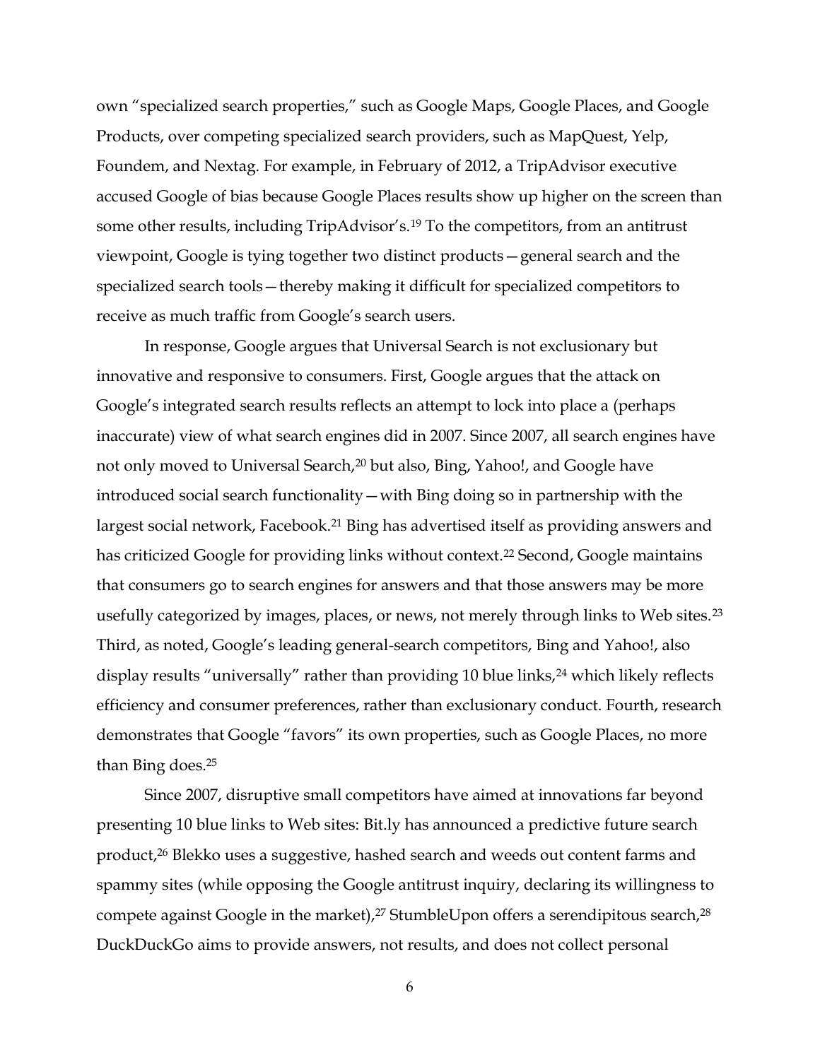own "specialized search properties," such as Google Maps, Google Places, and Google Products, over competing specialized search providers, such as MapQuest, Yelp, Foundem, and Nextag. For example, in February of 2012, a TripAdvisor executive accused Google of bias because Google Places results show up higher on the screen than some other results, including TripAdvisor's.[19] To the competitors, from an antitrust viewpoint, Google is tying together two distinct products—general search and the specialized search tools—thereby making it difficult for specialized competitors to receive as much traffic from Google's search users.

In response, Google argues that Universal Search is not exclusionary but innovative and responsive to consumers. First, Google argues that the attack on Google's integrated search results reflects an attempt to lock into place a (perhaps inaccurate) view of what search engines did in 2007. Since 2007, all search engines have not only moved to Universal Search,[20] but also, Bing, Yahoo!, and Google have introduced social search functionality—with Bing doing so in partnership with the largest social network, Facebook.[21] Bing has advertised itself as providing answers and has criticized Google for providing links without context.[22] Second, Google maintains that consumers go to search engines for answers and that those answers may be more usefully categorized by images, places, or news, not merely through links to Web sites.[23] Third, as noted, Google's leading general-search competitors, Bing and Yahoo!, also display results "universally" rather than providing 10 blue links,[24] which likely reflects efficiency and consumer preferences, rather than exclusionary conduct. Fourth, research demonstrates that Google "favors" its own properties, such as Google Places, no more than Bing does.[25]

Since 2007, disruptive small competitors have aimed at innovations far beyond presenting 10 blue links to Web sites: Bit.ly has announced a predictive future search product,[26] Blekko uses a suggestive, hashed search and weeds out content farms and spammy sites (while opposing the Google antitrust inquiry, declaring its willingness to compete against Google in the market),[27] StumbleUpon offers a serendipitous search,[28] DuckDuckGo aims to provide answers, not results, and does not collect personal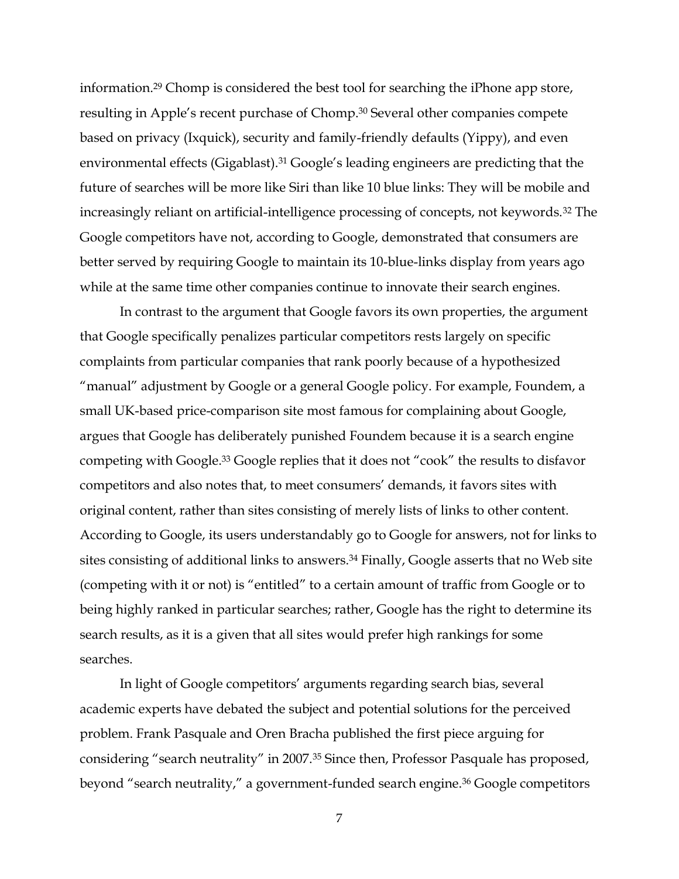information.[29] Chomp is considered the best tool for searching the iPhone app store, resulting in Apple's recent purchase of Chomp.[30] Several other companies compete based on privacy (Ixquick), security and family-friendly defaults (Yippy), and even environmental effects (Gigablast).[31] Google's leading engineers are predicting that the future of searches will be more like Siri than like 10 blue links: They will be mobile and increasingly reliant on artificial-intelligence processing of concepts, not keywords.[32] The Google competitors have not, according to Google, demonstrated that consumers are better served by requiring Google to maintain its 10-blue-links display from years ago while at the same time other companies continue to innovate their search engines.

In contrast to the argument that Google favors its own properties, the argument that Google specifically penalizes particular competitors rests largely on specific complaints from particular companies that rank poorly because of a hypothesized "manual" adjustment by Google or a general Google policy. For example, Foundem, a small UK-based price-comparison site most famous for complaining about Google, argues that Google has deliberately punished Foundem because it is a search engine competing with Google.[33] Google replies that it does not "cook" the results to disfavor competitors and also notes that, to meet consumers' demands, it favors sites with original content, rather than sites consisting of merely lists of links to other content. According to Google, its users understandably go to Google for answers, not for links to sites consisting of additional links to answers.[34] Finally, Google asserts that no Web site (competing with it or not) is "entitled" to a certain amount of traffic from Google or to being highly ranked in particular searches; rather, Google has the right to determine its search results, as it is a given that all sites would prefer high rankings for some searches.

In light of Google competitors' arguments regarding search bias, several academic experts have debated the subject and potential solutions for the perceived problem. Frank Pasquale and Oren Bracha published the first piece arguing for considering "search neutrality" in 2007.[35] Since then, Professor Pasquale has proposed, beyond "search neutrality," a government-funded search engine.[36] Google competitors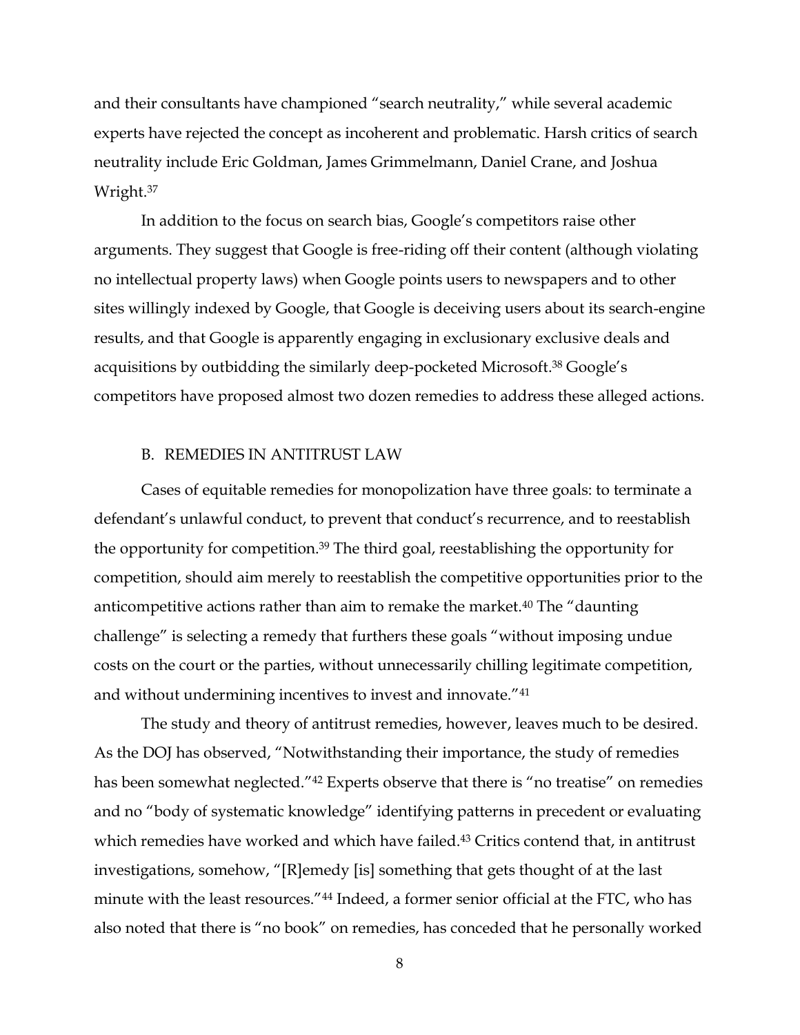and their consultants have championed "search neutrality," while several academic experts have rejected the concept as incoherent and problematic. Harsh critics of search neutrality include Eric Goldman, James Grimmelmann, Daniel Crane, and Joshua Wright.[37]

In addition to the focus on search bias, Google's competitors raise other arguments. They suggest that Google is free-riding off their content (although violating no intellectual property laws) when Google points users to newspapers and to other sites willingly indexed by Google, that Google is deceiving users about its search-engine results, and that Google is apparently engaging in exclusionary exclusive deals and acquisitions by outbidding the similarly deep-pocketed Microsoft.[38] Google's competitors have proposed almost two dozen remedies to address these alleged actions.

### B. REMEDIES IN ANTITRUST LAW

Cases of equitable remedies for monopolization have three goals: to terminate a defendant's unlawful conduct, to prevent that conduct's recurrence, and to reestablish the opportunity for competition.[39] The third goal, reestablishing the opportunity for competition, should aim merely to reestablish the competitive opportunities prior to the anticompetitive actions rather than aim to remake the market.[40] The "daunting challenge" is selecting a remedy that furthers these goals "without imposing undue costs on the court or the parties, without unnecessarily chilling legitimate competition, and without undermining incentives to invest and innovate."[41]

The study and theory of antitrust remedies, however, leaves much to be desired. As the DOJ has observed, "Notwithstanding their importance, the study of remedies has been somewhat neglected."[42] Experts observe that there is "no treatise" on remedies and no "body of systematic knowledge" identifying patterns in precedent or evaluating which remedies have worked and which have failed.[43] Critics contend that, in antitrust investigations, somehow, "[R]emedy [is] something that gets thought of at the last minute with the least resources."[44] Indeed, a former senior official at the FTC, who has also noted that there is "no book" on remedies, has conceded that he personally worked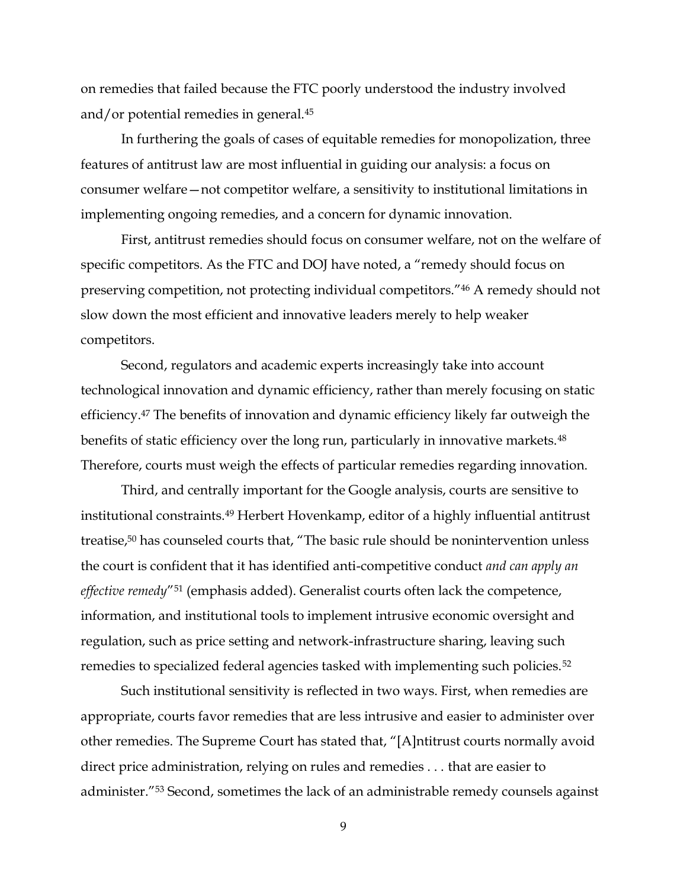on remedies that failed because the FTC poorly understood the industry involved and/or potential remedies in general.[45]

In furthering the goals of cases of equitable remedies for monopolization, three features of antitrust law are most influential in guiding our analysis: a focus on consumer welfare—not competitor welfare, a sensitivity to institutional limitations in implementing ongoing remedies, and a concern for dynamic innovation.

First, antitrust remedies should focus on consumer welfare, not on the welfare of specific competitors. As the FTC and DOJ have noted, a "remedy should focus on preserving competition, not protecting individual competitors."[46] A remedy should not slow down the most efficient and innovative leaders merely to help weaker competitors.

Second, regulators and academic experts increasingly take into account technological innovation and dynamic efficiency, rather than merely focusing on static efficiency.[47] The benefits of innovation and dynamic efficiency likely far outweigh the benefits of static efficiency over the long run, particularly in innovative markets.[48] Therefore, courts must weigh the effects of particular remedies regarding innovation.

Third, and centrally important for the Google analysis, courts are sensitive to institutional constraints.[49] Herbert Hovenkamp, editor of a highly influential antitrust treatise,[50] has counseled courts that, "The basic rule should be nonintervention unless the court is confident that it has identified anti-competitive conduct *and can apply an effective remedy*"[51] (emphasis added). Generalist courts often lack the competence, information, and institutional tools to implement intrusive economic oversight and regulation, such as price setting and network-infrastructure sharing, leaving such remedies to specialized federal agencies tasked with implementing such policies.[52]

Such institutional sensitivity is reflected in two ways. First, when remedies are appropriate, courts favor remedies that are less intrusive and easier to administer over other remedies. The Supreme Court has stated that, "[A]ntitrust courts normally avoid direct price administration, relying on rules and remedies . . . that are easier to administer."[53] Second, sometimes the lack of an administrable remedy counsels against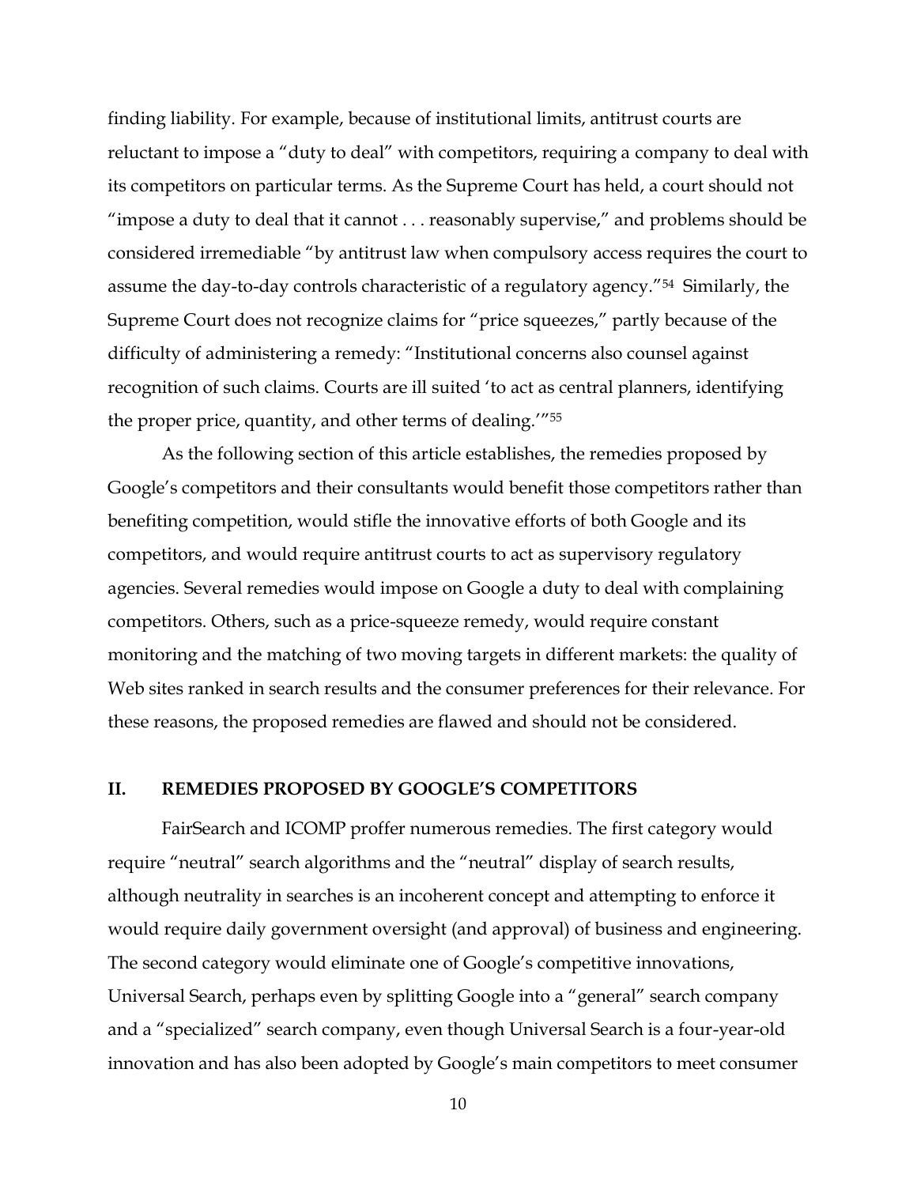finding liability. For example, because of institutional limits, antitrust courts are reluctant to impose a "duty to deal" with competitors, requiring a company to deal with its competitors on particular terms. As the Supreme Court has held, a court should not "impose a duty to deal that it cannot . . . reasonably supervise," and problems should be considered irremediable "by antitrust law when compulsory access requires the court to assume the day-to-day controls characteristic of a regulatory agency."[54] Similarly, the Supreme Court does not recognize claims for "price squeezes," partly because of the difficulty of administering a remedy: "Institutional concerns also counsel against recognition of such claims. Courts are ill suited 'to act as central planners, identifying the proper price, quantity, and other terms of dealing.'"[55]

As the following section of this article establishes, the remedies proposed by Google's competitors and their consultants would benefit those competitors rather than benefiting competition, would stifle the innovative efforts of both Google and its competitors, and would require antitrust courts to act as supervisory regulatory agencies. Several remedies would impose on Google a duty to deal with complaining competitors. Others, such as a price-squeeze remedy, would require constant monitoring and the matching of two moving targets in different markets: the quality of Web sites ranked in search results and the consumer preferences for their relevance. For these reasons, the proposed remedies are flawed and should not be considered.

## II. REMEDIES PROPOSED BY GOOGLE'S COMPETITORS

FairSearch and ICOMP proffer numerous remedies. The first category would require "neutral" search algorithms and the "neutral" display of search results, although neutrality in searches is an incoherent concept and attempting to enforce it would require daily government oversight (and approval) of business and engineering. The second category would eliminate one of Google's competitive innovations, Universal Search, perhaps even by splitting Google into a "general" search company and a "specialized" search company, even though Universal Search is a four-year-old innovation and has also been adopted by Google's main competitors to meet consumer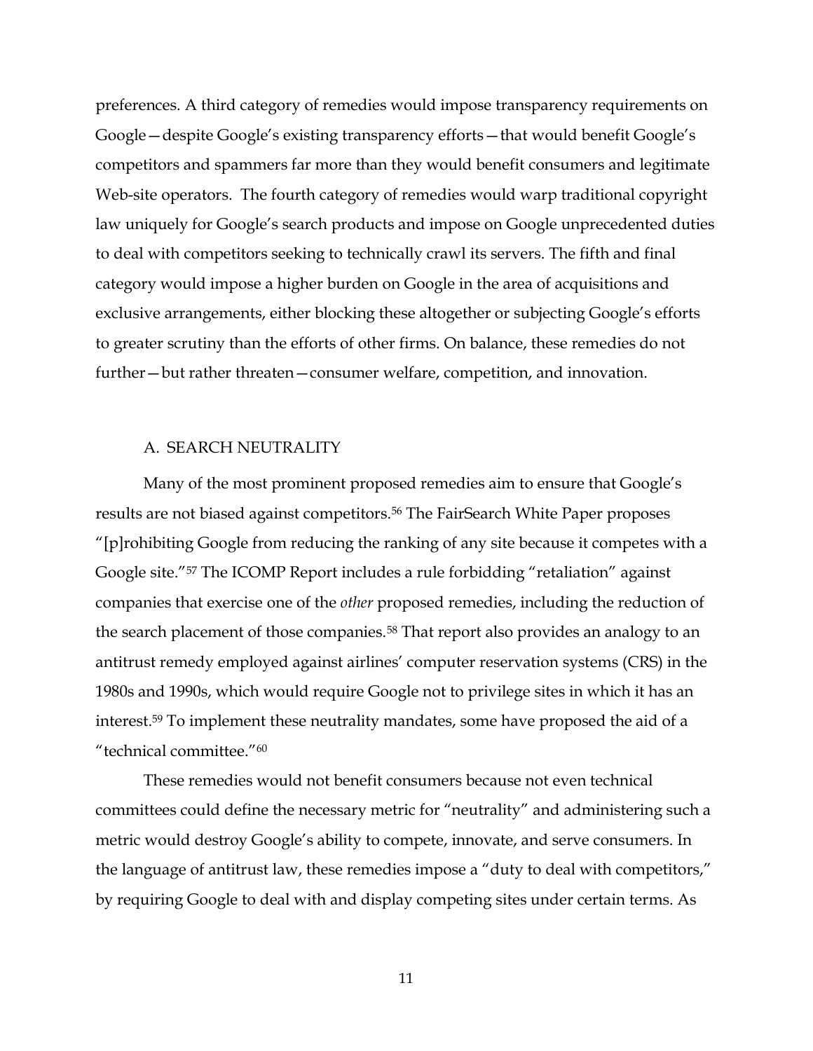preferences. A third category of remedies would impose transparency requirements on Google—despite Google's existing transparency efforts—that would benefit Google's competitors and spammers far more than they would benefit consumers and legitimate Web-site operators. The fourth category of remedies would warp traditional copyright law uniquely for Google's search products and impose on Google unprecedented duties to deal with competitors seeking to technically crawl its servers. The fifth and final category would impose a higher burden on Google in the area of acquisitions and exclusive arrangements, either blocking these altogether or subjecting Google's efforts to greater scrutiny than the efforts of other firms. On balance, these remedies do not further—but rather threaten—consumer welfare, competition, and innovation.

### A. SEARCH NEUTRALITY

Many of the most prominent proposed remedies aim to ensure that Google's results are not biased against competitors.[56] The FairSearch White Paper proposes "[p]rohibiting Google from reducing the ranking of any site because it competes with a Google site."[57] The ICOMP Report includes a rule forbidding "retaliation" against companies that exercise one of the *other* proposed remedies, including the reduction of the search placement of those companies.[58] That report also provides an analogy to an antitrust remedy employed against airlines' computer reservation systems (CRS) in the 1980s and 1990s, which would require Google not to privilege sites in which it has an interest.[59] To implement these neutrality mandates, some have proposed the aid of a "technical committee."[60]

These remedies would not benefit consumers because not even technical committees could define the necessary metric for "neutrality" and administering such a metric would destroy Google's ability to compete, innovate, and serve consumers. In the language of antitrust law, these remedies impose a "duty to deal with competitors," by requiring Google to deal with and display competing sites under certain terms. As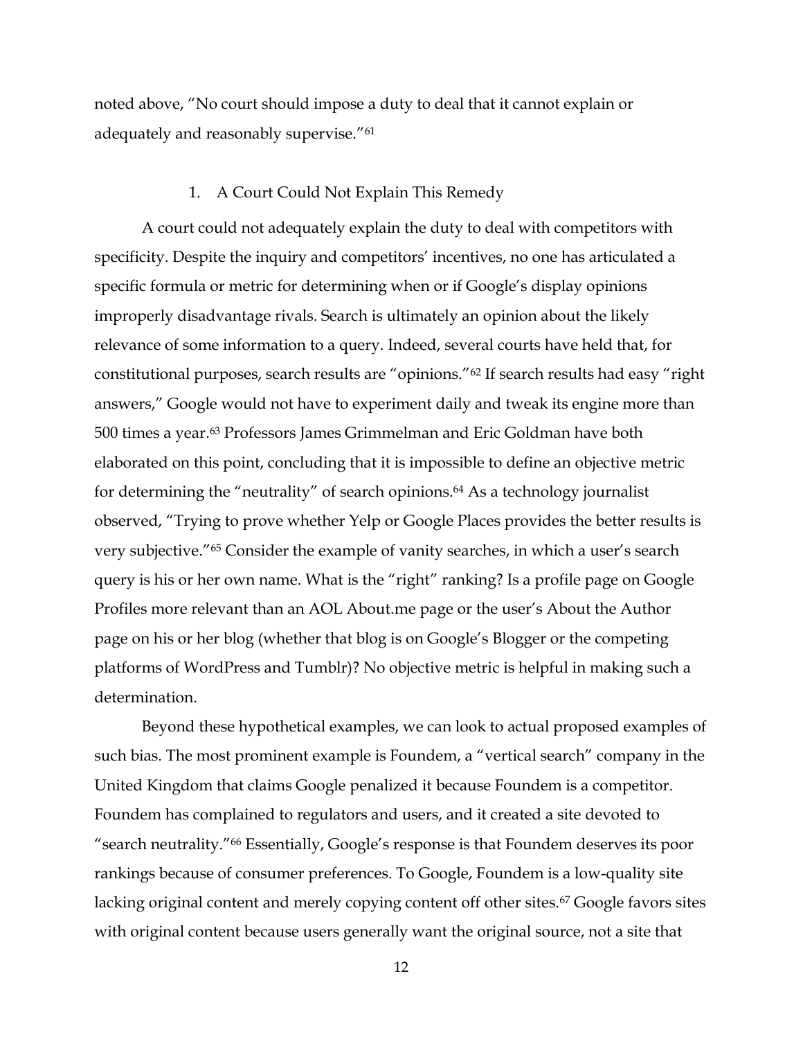noted above, "No court should impose a duty to deal that it cannot explain or adequately and reasonably supervise."[61]

### 1. A Court Could Not Explain This Remedy

A court could not adequately explain the duty to deal with competitors with specificity. Despite the inquiry and competitors' incentives, no one has articulated a specific formula or metric for determining when or if Google's display opinions improperly disadvantage rivals. Search is ultimately an opinion about the likely relevance of some information to a query. Indeed, several courts have held that, for constitutional purposes, search results are "opinions."[62] If search results had easy "right answers," Google would not have to experiment daily and tweak its engine more than 500 times a year.[63] Professors James Grimmelman and Eric Goldman have both elaborated on this point, concluding that it is impossible to define an objective metric for determining the "neutrality" of search opinions.[64] As a technology journalist observed, "Trying to prove whether Yelp or Google Places provides the better results is very subjective."[65] Consider the example of vanity searches, in which a user's search query is his or her own name. What is the "right" ranking? Is a profile page on Google Profiles more relevant than an AOL About.me page or the user's About the Author page on his or her blog (whether that blog is on Google's Blogger or the competing platforms of WordPress and Tumblr)? No objective metric is helpful in making such a determination.

Beyond these hypothetical examples, we can look to actual proposed examples of such bias. The most prominent example is Foundem, a "vertical search" company in the United Kingdom that claims Google penalized it because Foundem is a competitor. Foundem has complained to regulators and users, and it created a site devoted to "search neutrality."[66] Essentially, Google's response is that Foundem deserves its poor rankings because of consumer preferences. To Google, Foundem is a low-quality site lacking original content and merely copying content off other sites.[67] Google favors sites with original content because users generally want the original source, not a site that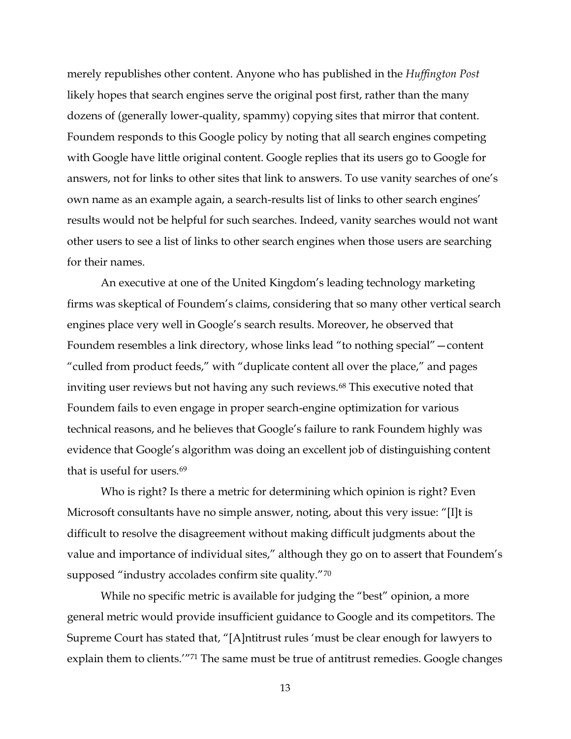merely republishes other content. Anyone who has published in the *Huffington Post* likely hopes that search engines serve the original post first, rather than the many dozens of (generally lower-quality, spammy) copying sites that mirror that content. Foundem responds to this Google policy by noting that all search engines competing with Google have little original content. Google replies that its users go to Google for answers, not for links to other sites that link to answers. To use vanity searches of one's own name as an example again, a search-results list of links to other search engines' results would not be helpful for such searches. Indeed, vanity searches would not want other users to see a list of links to other search engines when those users are searching for their names.

An executive at one of the United Kingdom's leading technology marketing firms was skeptical of Foundem's claims, considering that so many other vertical search engines place very well in Google's search results. Moreover, he observed that Foundem resembles a link directory, whose links lead "to nothing special"—content "culled from product feeds," with "duplicate content all over the place," and pages inviting user reviews but not having any such reviews.[68] This executive noted that Foundem fails to even engage in proper search-engine optimization for various technical reasons, and he believes that Google's failure to rank Foundem highly was evidence that Google's algorithm was doing an excellent job of distinguishing content that is useful for users.[69]

Who is right? Is there a metric for determining which opinion is right? Even Microsoft consultants have no simple answer, noting, about this very issue: "[I]t is difficult to resolve the disagreement without making difficult judgments about the value and importance of individual sites," although they go on to assert that Foundem's supposed "industry accolades confirm site quality."[70]

While no specific metric is available for judging the "best" opinion, a more general metric would provide insufficient guidance to Google and its competitors. The Supreme Court has stated that, "[A]ntitrust rules 'must be clear enough for lawyers to explain them to clients.'"[71] The same must be true of antitrust remedies. Google changes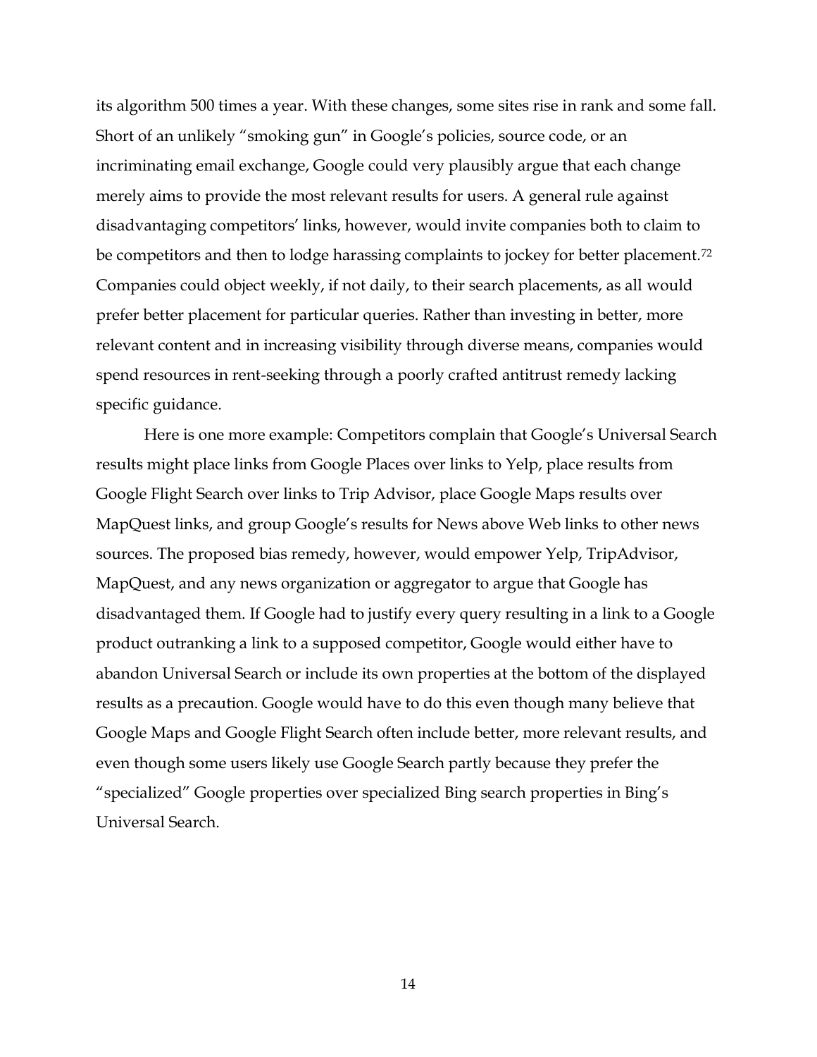its algorithm 500 times a year. With these changes, some sites rise in rank and some fall. Short of an unlikely "smoking gun" in Google's policies, source code, or an incriminating email exchange, Google could very plausibly argue that each change merely aims to provide the most relevant results for users. A general rule against disadvantaging competitors' links, however, would invite companies both to claim to be competitors and then to lodge harassing complaints to jockey for better placement.[72] Companies could object weekly, if not daily, to their search placements, as all would prefer better placement for particular queries. Rather than investing in better, more relevant content and in increasing visibility through diverse means, companies would spend resources in rent-seeking through a poorly crafted antitrust remedy lacking specific guidance.

Here is one more example: Competitors complain that Google's Universal Search results might place links from Google Places over links to Yelp, place results from Google Flight Search over links to Trip Advisor, place Google Maps results over MapQuest links, and group Google's results for News above Web links to other news sources. The proposed bias remedy, however, would empower Yelp, TripAdvisor, MapQuest, and any news organization or aggregator to argue that Google has disadvantaged them. If Google had to justify every query resulting in a link to a Google product outranking a link to a supposed competitor, Google would either have to abandon Universal Search or include its own properties at the bottom of the displayed results as a precaution. Google would have to do this even though many believe that Google Maps and Google Flight Search often include better, more relevant results, and even though some users likely use Google Search partly because they prefer the "specialized" Google properties over specialized Bing search properties in Bing's Universal Search.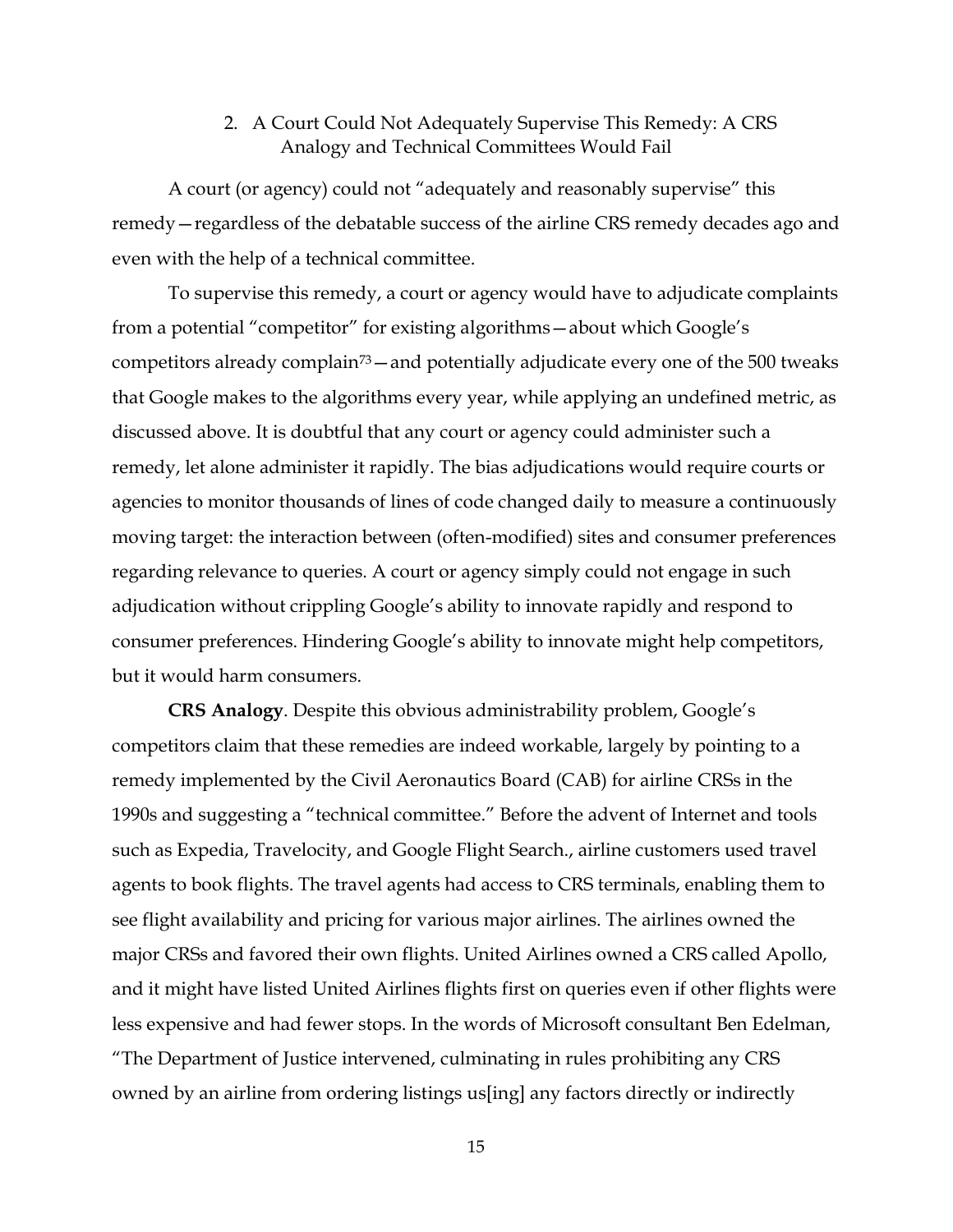### 2. A Court Could Not Adequately Supervise This Remedy: A CRS Analogy and Technical Committees Would Fail

A court (or agency) could not "adequately and reasonably supervise" this remedy—regardless of the debatable success of the airline CRS remedy decades ago and even with the help of a technical committee.

To supervise this remedy, a court or agency would have to adjudicate complaints from a potential "competitor" for existing algorithms—about which Google's competitors already complain[73]—and potentially adjudicate every one of the 500 tweaks that Google makes to the algorithms every year, while applying an undefined metric, as discussed above. It is doubtful that any court or agency could administer such a remedy, let alone administer it rapidly. The bias adjudications would require courts or agencies to monitor thousands of lines of code changed daily to measure a continuously moving target: the interaction between (often-modified) sites and consumer preferences regarding relevance to queries. A court or agency simply could not engage in such adjudication without crippling Google's ability to innovate rapidly and respond to consumer preferences. Hindering Google's ability to innovate might help competitors, but it would harm consumers.

**CRS Analogy**. Despite this obvious administrability problem, Google's competitors claim that these remedies are indeed workable, largely by pointing to a remedy implemented by the Civil Aeronautics Board (CAB) for airline CRSs in the 1990s and suggesting a "technical committee." Before the advent of Internet and tools such as Expedia, Travelocity, and Google Flight Search., airline customers used travel agents to book flights. The travel agents had access to CRS terminals, enabling them to see flight availability and pricing for various major airlines. The airlines owned the major CRSs and favored their own flights. United Airlines owned a CRS called Apollo, and it might have listed United Airlines flights first on queries even if other flights were less expensive and had fewer stops. In the words of Microsoft consultant Ben Edelman, "The Department of Justice intervened, culminating in rules prohibiting any CRS owned by an airline from ordering listings us[ing] any factors directly or indirectly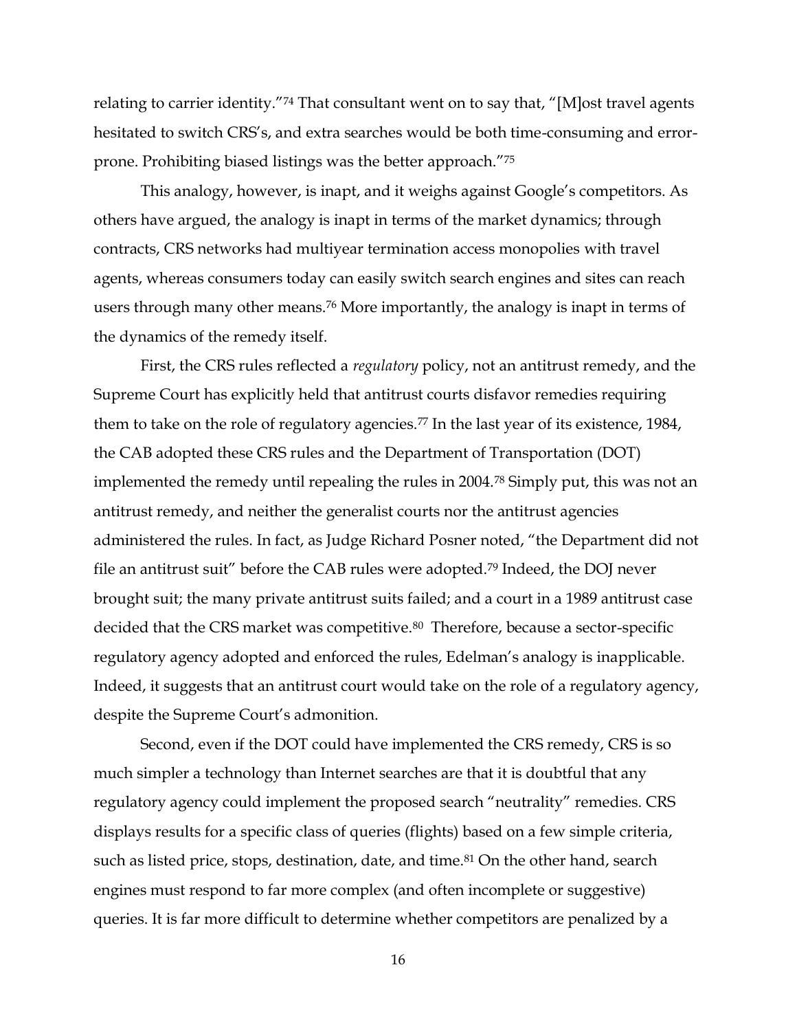relating to carrier identity."[74] That consultant went on to say that, "[M]ost travel agents hesitated to switch CRS's, and extra searches would be both time-consuming and error-prone. Prohibiting biased listings was the better approach."[75]

This analogy, however, is inapt, and it weighs against Google's competitors. As others have argued, the analogy is inapt in terms of the market dynamics; through contracts, CRS networks had multiyear termination access monopolies with travel agents, whereas consumers today can easily switch search engines and sites can reach users through many other means.[76] More importantly, the analogy is inapt in terms of the dynamics of the remedy itself.

First, the CRS rules reflected a *regulatory* policy, not an antitrust remedy, and the Supreme Court has explicitly held that antitrust courts disfavor remedies requiring them to take on the role of regulatory agencies.[77] In the last year of its existence, 1984, the CAB adopted these CRS rules and the Department of Transportation (DOT) implemented the remedy until repealing the rules in 2004.[78] Simply put, this was not an antitrust remedy, and neither the generalist courts nor the antitrust agencies administered the rules. In fact, as Judge Richard Posner noted, "the Department did not file an antitrust suit" before the CAB rules were adopted.[79] Indeed, the DOJ never brought suit; the many private antitrust suits failed; and a court in a 1989 antitrust case decided that the CRS market was competitive.[80] Therefore, because a sector-specific regulatory agency adopted and enforced the rules, Edelman's analogy is inapplicable. Indeed, it suggests that an antitrust court would take on the role of a regulatory agency, despite the Supreme Court's admonition.

Second, even if the DOT could have implemented the CRS remedy, CRS is so much simpler a technology than Internet searches are that it is doubtful that any regulatory agency could implement the proposed search "neutrality" remedies. CRS displays results for a specific class of queries (flights) based on a few simple criteria, such as listed price, stops, destination, date, and time.[81] On the other hand, search engines must respond to far more complex (and often incomplete or suggestive) queries. It is far more difficult to determine whether competitors are penalized by a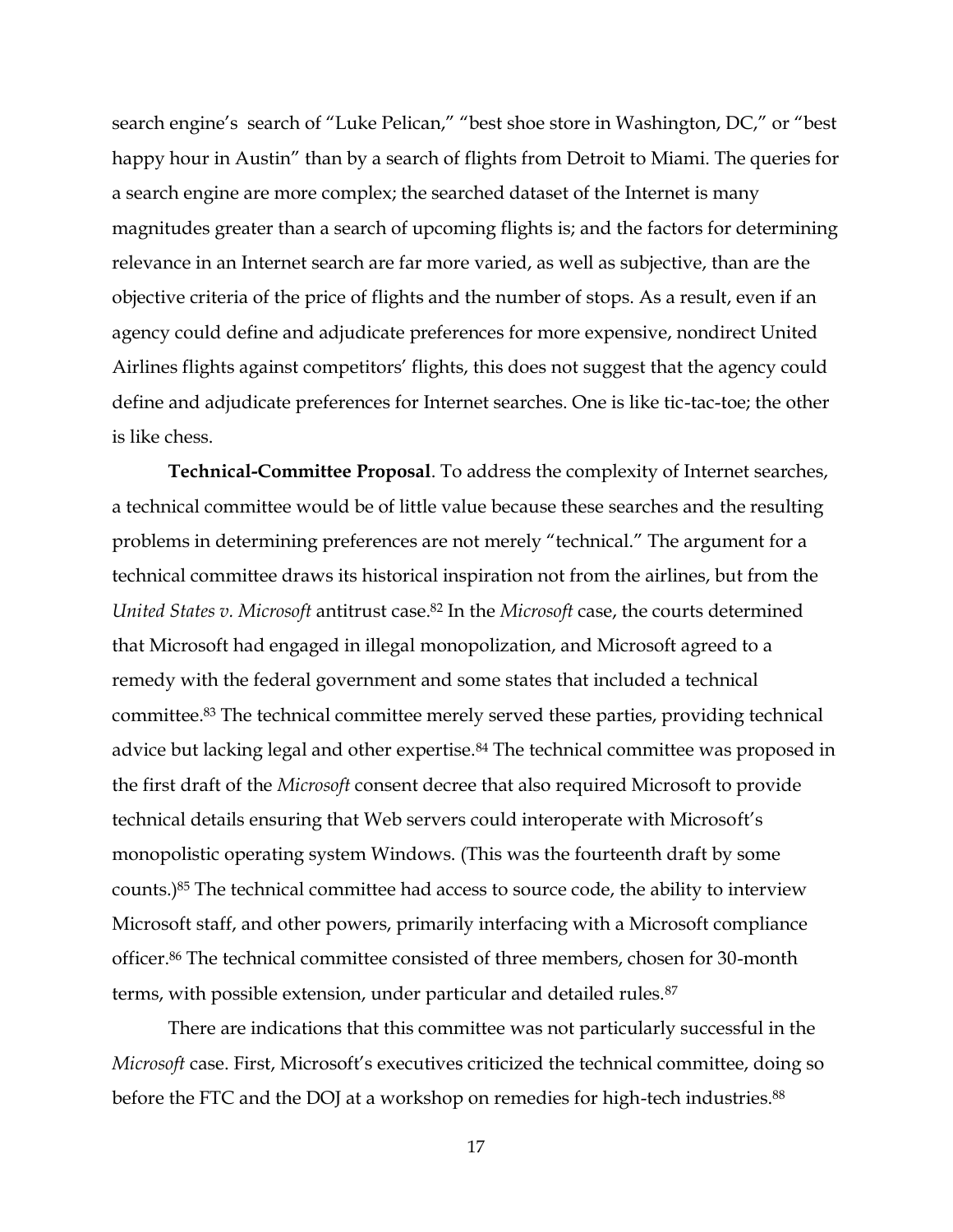search engine's search of "Luke Pelican," "best shoe store in Washington, DC," or "best happy hour in Austin" than by a search of flights from Detroit to Miami. The queries for a search engine are more complex; the searched dataset of the Internet is many magnitudes greater than a search of upcoming flights is; and the factors for determining relevance in an Internet search are far more varied, as well as subjective, than are the objective criteria of the price of flights and the number of stops. As a result, even if an agency could define and adjudicate preferences for more expensive, nondirect United Airlines flights against competitors' flights, this does not suggest that the agency could define and adjudicate preferences for Internet searches. One is like tic-tac-toe; the other is like chess.

**Technical-Committee Proposal**. To address the complexity of Internet searches, a technical committee would be of little value because these searches and the resulting problems in determining preferences are not merely "technical." The argument for a technical committee draws its historical inspiration not from the airlines, but from the *United States v. Microsoft* antitrust case.[82] In the *Microsoft* case, the courts determined that Microsoft had engaged in illegal monopolization, and Microsoft agreed to a remedy with the federal government and some states that included a technical committee.[83] The technical committee merely served these parties, providing technical advice but lacking legal and other expertise.[84] The technical committee was proposed in the first draft of the *Microsoft* consent decree that also required Microsoft to provide technical details ensuring that Web servers could interoperate with Microsoft's monopolistic operating system Windows. (This was the fourteenth draft by some counts.)[85] The technical committee had access to source code, the ability to interview Microsoft staff, and other powers, primarily interfacing with a Microsoft compliance officer.[86] The technical committee consisted of three members, chosen for 30-month terms, with possible extension, under particular and detailed rules.[87]

There are indications that this committee was not particularly successful in the *Microsoft* case. First, Microsoft's executives criticized the technical committee, doing so before the FTC and the DOJ at a workshop on remedies for high-tech industries.[88]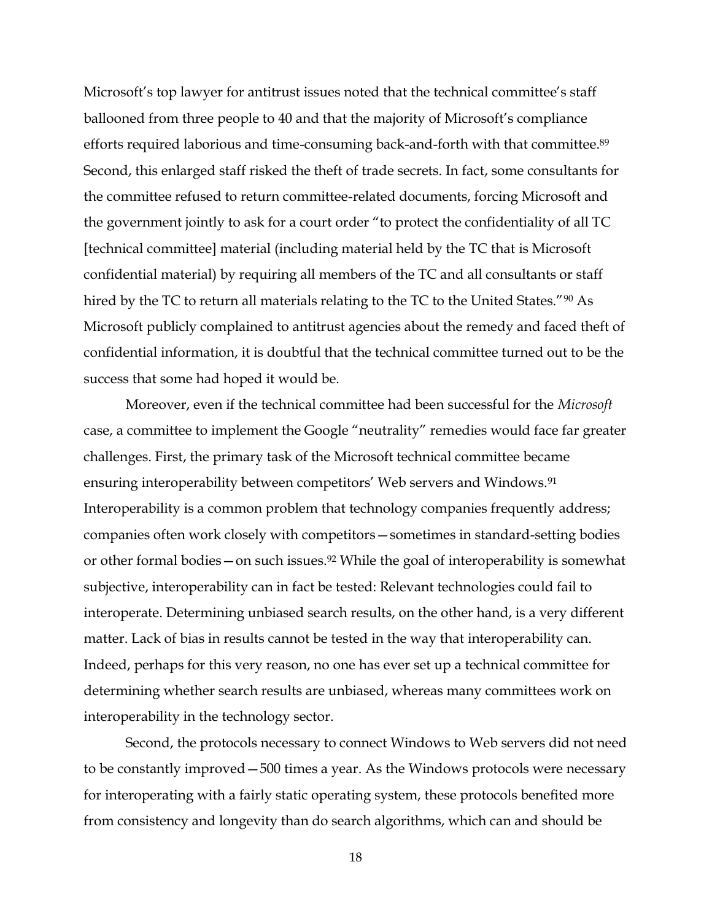Microsoft's top lawyer for antitrust issues noted that the technical committee's staff ballooned from three people to 40 and that the majority of Microsoft's compliance efforts required laborious and time-consuming back-and-forth with that committee.[89] Second, this enlarged staff risked the theft of trade secrets. In fact, some consultants for the committee refused to return committee-related documents, forcing Microsoft and the government jointly to ask for a court order "to protect the confidentiality of all TC [technical committee] material (including material held by the TC that is Microsoft confidential material) by requiring all members of the TC and all consultants or staff hired by the TC to return all materials relating to the TC to the United States."[90] As Microsoft publicly complained to antitrust agencies about the remedy and faced theft of confidential information, it is doubtful that the technical committee turned out to be the success that some had hoped it would be.

Moreover, even if the technical committee had been successful for the *Microsoft* case, a committee to implement the Google "neutrality" remedies would face far greater challenges. First, the primary task of the Microsoft technical committee became ensuring interoperability between competitors' Web servers and Windows.[91] Interoperability is a common problem that technology companies frequently address; companies often work closely with competitors—sometimes in standard-setting bodies or other formal bodies—on such issues.[92] While the goal of interoperability is somewhat subjective, interoperability can in fact be tested: Relevant technologies could fail to interoperate. Determining unbiased search results, on the other hand, is a very different matter. Lack of bias in results cannot be tested in the way that interoperability can. Indeed, perhaps for this very reason, no one has ever set up a technical committee for determining whether search results are unbiased, whereas many committees work on interoperability in the technology sector.

Second, the protocols necessary to connect Windows to Web servers did not need to be constantly improved—500 times a year. As the Windows protocols were necessary for interoperating with a fairly static operating system, these protocols benefited more from consistency and longevity than do search algorithms, which can and should be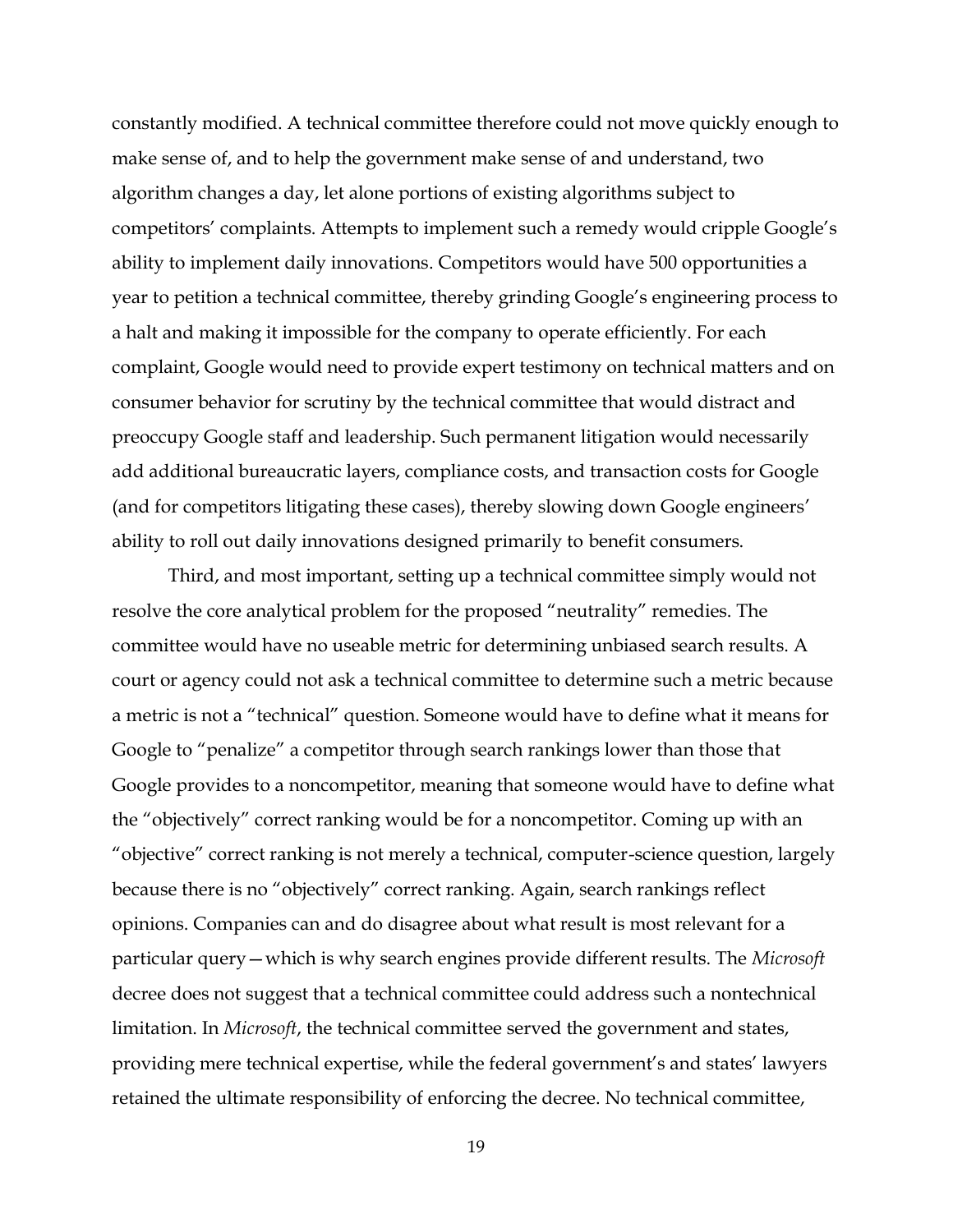constantly modified. A technical committee therefore could not move quickly enough to make sense of, and to help the government make sense of and understand, two algorithm changes a day, let alone portions of existing algorithms subject to competitors' complaints. Attempts to implement such a remedy would cripple Google's ability to implement daily innovations. Competitors would have 500 opportunities a year to petition a technical committee, thereby grinding Google's engineering process to a halt and making it impossible for the company to operate efficiently. For each complaint, Google would need to provide expert testimony on technical matters and on consumer behavior for scrutiny by the technical committee that would distract and preoccupy Google staff and leadership. Such permanent litigation would necessarily add additional bureaucratic layers, compliance costs, and transaction costs for Google (and for competitors litigating these cases), thereby slowing down Google engineers' ability to roll out daily innovations designed primarily to benefit consumers.

Third, and most important, setting up a technical committee simply would not resolve the core analytical problem for the proposed "neutrality" remedies. The committee would have no useable metric for determining unbiased search results. A court or agency could not ask a technical committee to determine such a metric because a metric is not a "technical" question. Someone would have to define what it means for Google to "penalize" a competitor through search rankings lower than those that Google provides to a noncompetitor, meaning that someone would have to define what the "objectively" correct ranking would be for a noncompetitor. Coming up with an "objective" correct ranking is not merely a technical, computer-science question, largely because there is no "objectively" correct ranking. Again, search rankings reflect opinions. Companies can and do disagree about what result is most relevant for a particular query—which is why search engines provide different results. The *Microsoft* decree does not suggest that a technical committee could address such a nontechnical limitation. In *Microsoft*, the technical committee served the government and states, providing mere technical expertise, while the federal government's and states' lawyers retained the ultimate responsibility of enforcing the decree. No technical committee,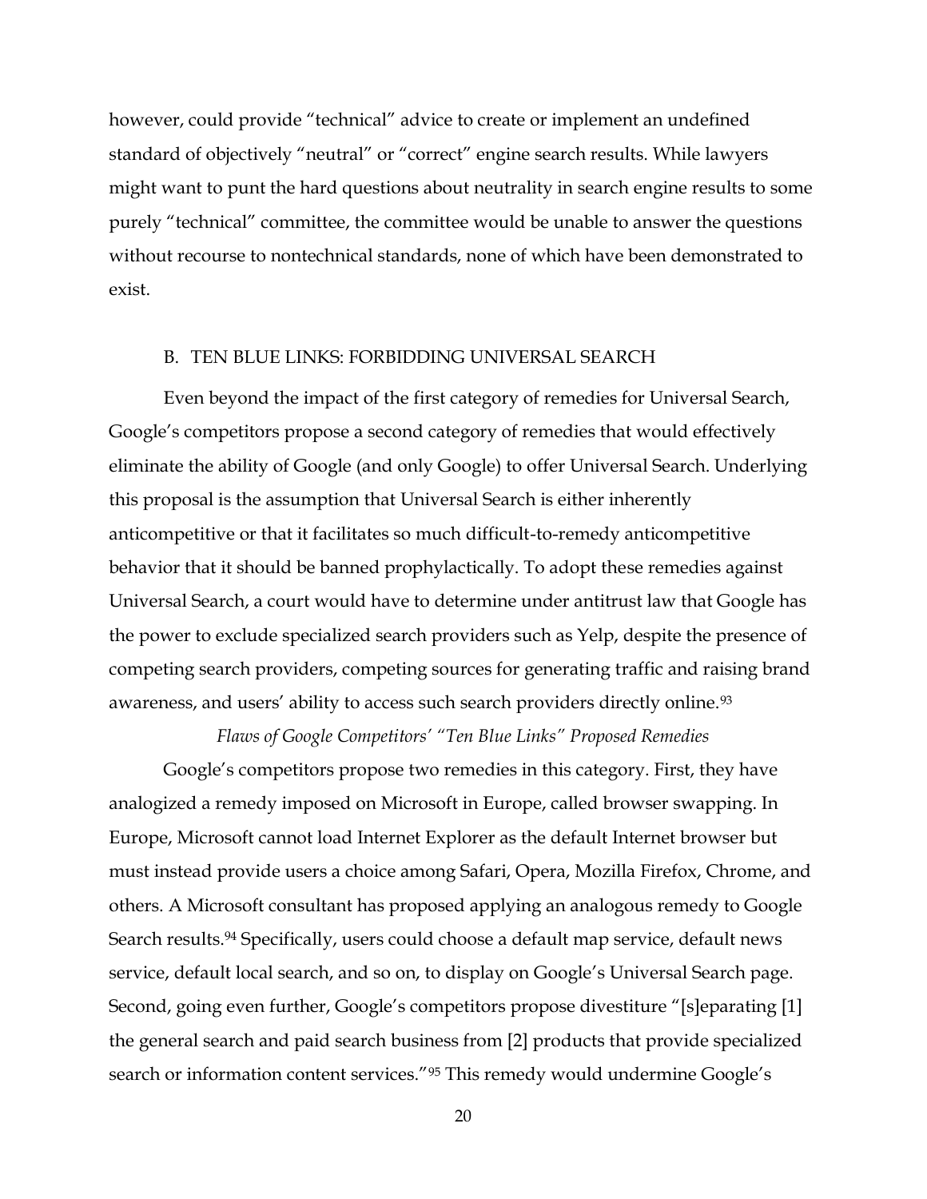however, could provide "technical" advice to create or implement an undefined standard of objectively "neutral" or "correct" engine search results. While lawyers might want to punt the hard questions about neutrality in search engine results to some purely "technical" committee, the committee would be unable to answer the questions without recourse to nontechnical standards, none of which have been demonstrated to exist.

## B. TEN BLUE LINKS: FORBIDDING UNIVERSAL SEARCH

Even beyond the impact of the first category of remedies for Universal Search, Google's competitors propose a second category of remedies that would effectively eliminate the ability of Google (and only Google) to offer Universal Search. Underlying this proposal is the assumption that Universal Search is either inherently anticompetitive or that it facilitates so much difficult-to-remedy anticompetitive behavior that it should be banned prophylactically. To adopt these remedies against Universal Search, a court would have to determine under antitrust law that Google has the power to exclude specialized search providers such as Yelp, despite the presence of competing search providers, competing sources for generating traffic and raising brand awareness, and users' ability to access such search providers directly online.[93]

*Flaws of Google Competitors' "Ten Blue Links" Proposed Remedies*

Google's competitors propose two remedies in this category. First, they have analogized a remedy imposed on Microsoft in Europe, called browser swapping. In Europe, Microsoft cannot load Internet Explorer as the default Internet browser but must instead provide users a choice among Safari, Opera, Mozilla Firefox, Chrome, and others. A Microsoft consultant has proposed applying an analogous remedy to Google Search results.[94] Specifically, users could choose a default map service, default news service, default local search, and so on, to display on Google's Universal Search page. Second, going even further, Google's competitors propose divestiture "[s]eparating [1] the general search and paid search business from [2] products that provide specialized search or information content services."[95] This remedy would undermine Google's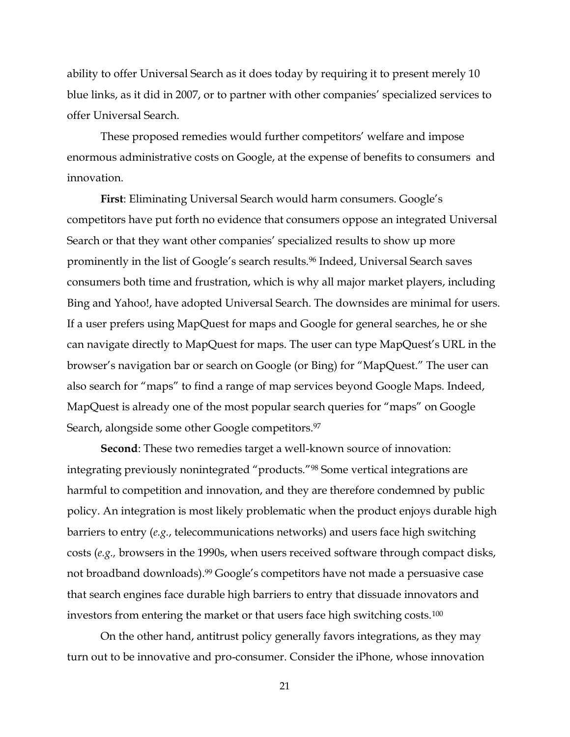ability to offer Universal Search as it does today by requiring it to present merely 10 blue links, as it did in 2007, or to partner with other companies' specialized services to offer Universal Search.

These proposed remedies would further competitors' welfare and impose enormous administrative costs on Google, at the expense of benefits to consumers and innovation.

**First**: Eliminating Universal Search would harm consumers. Google's competitors have put forth no evidence that consumers oppose an integrated Universal Search or that they want other companies' specialized results to show up more prominently in the list of Google's search results.[96] Indeed, Universal Search saves consumers both time and frustration, which is why all major market players, including Bing and Yahoo!, have adopted Universal Search. The downsides are minimal for users. If a user prefers using MapQuest for maps and Google for general searches, he or she can navigate directly to MapQuest for maps. The user can type MapQuest's URL in the browser's navigation bar or search on Google (or Bing) for "MapQuest." The user can also search for "maps" to find a range of map services beyond Google Maps. Indeed, MapQuest is already one of the most popular search queries for "maps" on Google Search, alongside some other Google competitors.[97]

**Second**: These two remedies target a well-known source of innovation: integrating previously nonintegrated "products."[98] Some vertical integrations are harmful to competition and innovation, and they are therefore condemned by public policy. An integration is most likely problematic when the product enjoys durable high barriers to entry (*e.g.*, telecommunications networks) and users face high switching costs (*e.g.,* browsers in the 1990s, when users received software through compact disks, not broadband downloads).[99] Google's competitors have not made a persuasive case that search engines face durable high barriers to entry that dissuade innovators and investors from entering the market or that users face high switching costs.[100]

On the other hand, antitrust policy generally favors integrations, as they may turn out to be innovative and pro-consumer. Consider the iPhone, whose innovation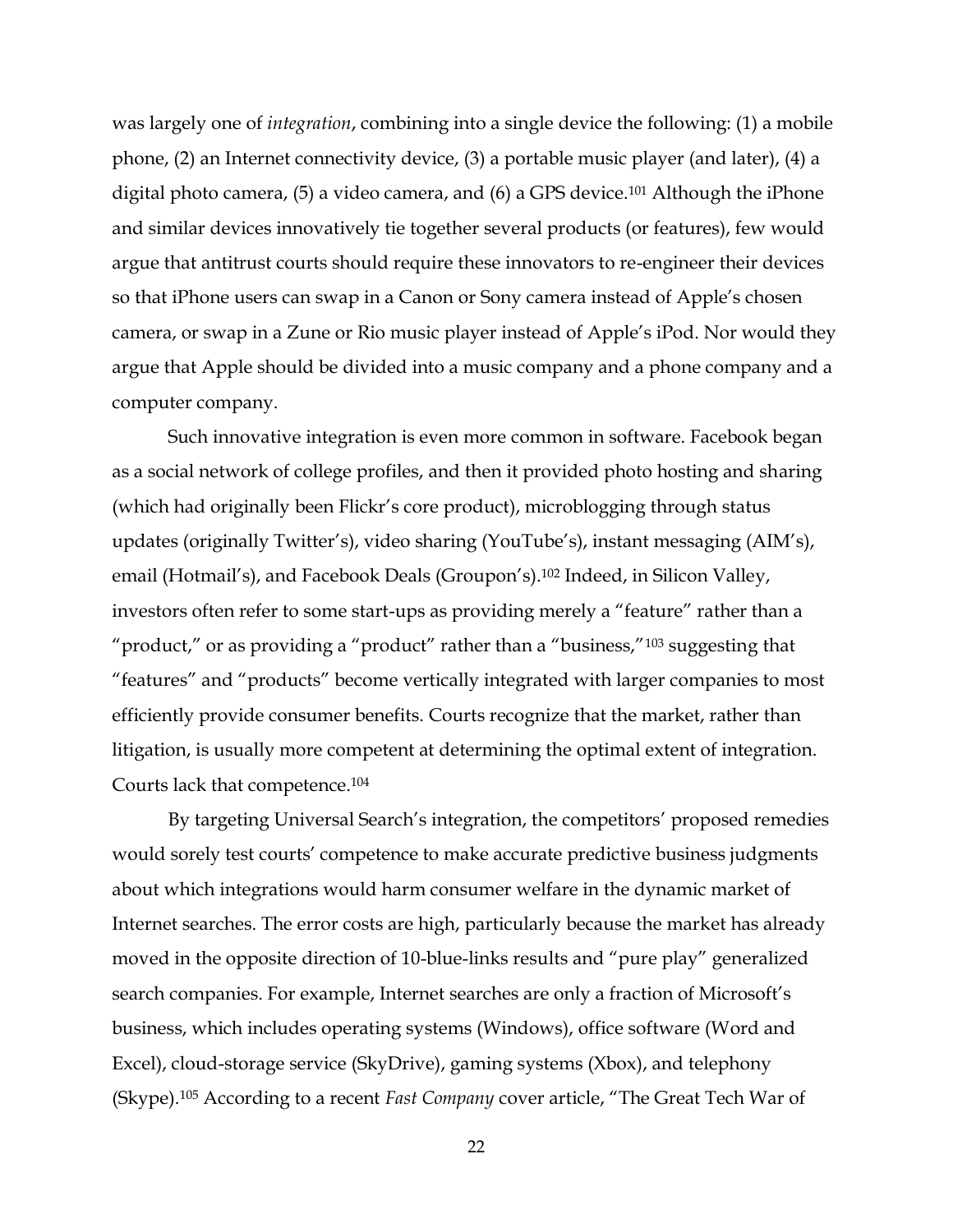was largely one of *integration*, combining into a single device the following: (1) a mobile phone, (2) an Internet connectivity device, (3) a portable music player (and later), (4) a digital photo camera, (5) a video camera, and (6) a GPS device.[101] Although the iPhone and similar devices innovatively tie together several products (or features), few would argue that antitrust courts should require these innovators to re-engineer their devices so that iPhone users can swap in a Canon or Sony camera instead of Apple's chosen camera, or swap in a Zune or Rio music player instead of Apple's iPod. Nor would they argue that Apple should be divided into a music company and a phone company and a computer company.

Such innovative integration is even more common in software. Facebook began as a social network of college profiles, and then it provided photo hosting and sharing (which had originally been Flickr's core product), microblogging through status updates (originally Twitter's), video sharing (YouTube's), instant messaging (AIM's), email (Hotmail's), and Facebook Deals (Groupon's).[102] Indeed, in Silicon Valley, investors often refer to some start-ups as providing merely a "feature" rather than a "product," or as providing a "product" rather than a "business,"[103] suggesting that "features" and "products" become vertically integrated with larger companies to most efficiently provide consumer benefits. Courts recognize that the market, rather than litigation, is usually more competent at determining the optimal extent of integration. Courts lack that competence.[104]

By targeting Universal Search's integration, the competitors' proposed remedies would sorely test courts' competence to make accurate predictive business judgments about which integrations would harm consumer welfare in the dynamic market of Internet searches. The error costs are high, particularly because the market has already moved in the opposite direction of 10-blue-links results and "pure play" generalized search companies. For example, Internet searches are only a fraction of Microsoft's business, which includes operating systems (Windows), office software (Word and Excel), cloud-storage service (SkyDrive), gaming systems (Xbox), and telephony (Skype).[105] According to a recent *Fast Company* cover article, "The Great Tech War of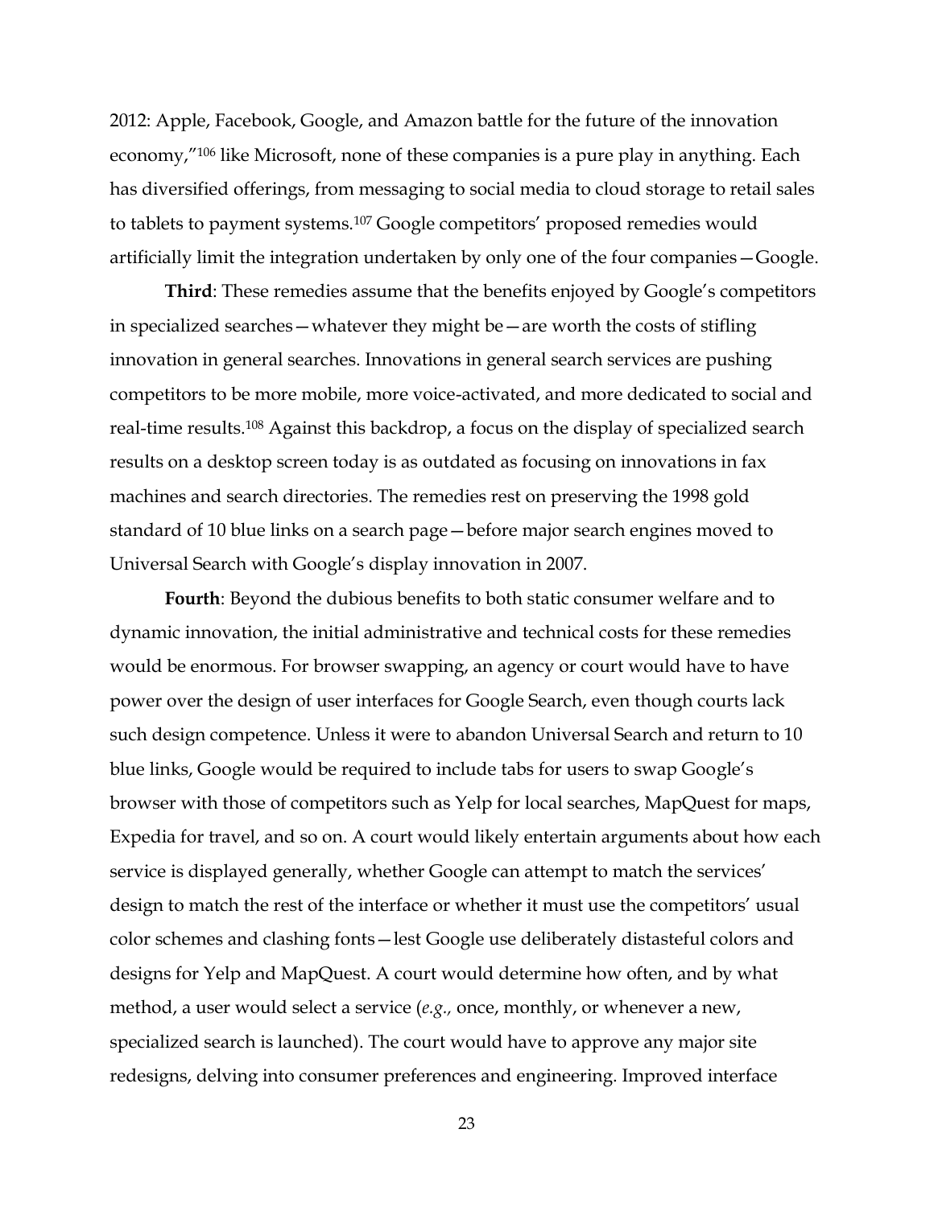2012: Apple, Facebook, Google, and Amazon battle for the future of the innovation economy,"[106] like Microsoft, none of these companies is a pure play in anything. Each has diversified offerings, from messaging to social media to cloud storage to retail sales to tablets to payment systems.[107] Google competitors' proposed remedies would artificially limit the integration undertaken by only one of the four companies—Google.

**Third**: These remedies assume that the benefits enjoyed by Google's competitors in specialized searches—whatever they might be—are worth the costs of stifling innovation in general searches. Innovations in general search services are pushing competitors to be more mobile, more voice-activated, and more dedicated to social and real-time results.[108] Against this backdrop, a focus on the display of specialized search results on a desktop screen today is as outdated as focusing on innovations in fax machines and search directories. The remedies rest on preserving the 1998 gold standard of 10 blue links on a search page—before major search engines moved to Universal Search with Google's display innovation in 2007.

**Fourth**: Beyond the dubious benefits to both static consumer welfare and to dynamic innovation, the initial administrative and technical costs for these remedies would be enormous. For browser swapping, an agency or court would have to have power over the design of user interfaces for Google Search, even though courts lack such design competence. Unless it were to abandon Universal Search and return to 10 blue links, Google would be required to include tabs for users to swap Google's browser with those of competitors such as Yelp for local searches, MapQuest for maps, Expedia for travel, and so on. A court would likely entertain arguments about how each service is displayed generally, whether Google can attempt to match the services' design to match the rest of the interface or whether it must use the competitors' usual color schemes and clashing fonts—lest Google use deliberately distasteful colors and designs for Yelp and MapQuest. A court would determine how often, and by what method, a user would select a service (*e.g.,* once, monthly, or whenever a new, specialized search is launched). The court would have to approve any major site redesigns, delving into consumer preferences and engineering. Improved interface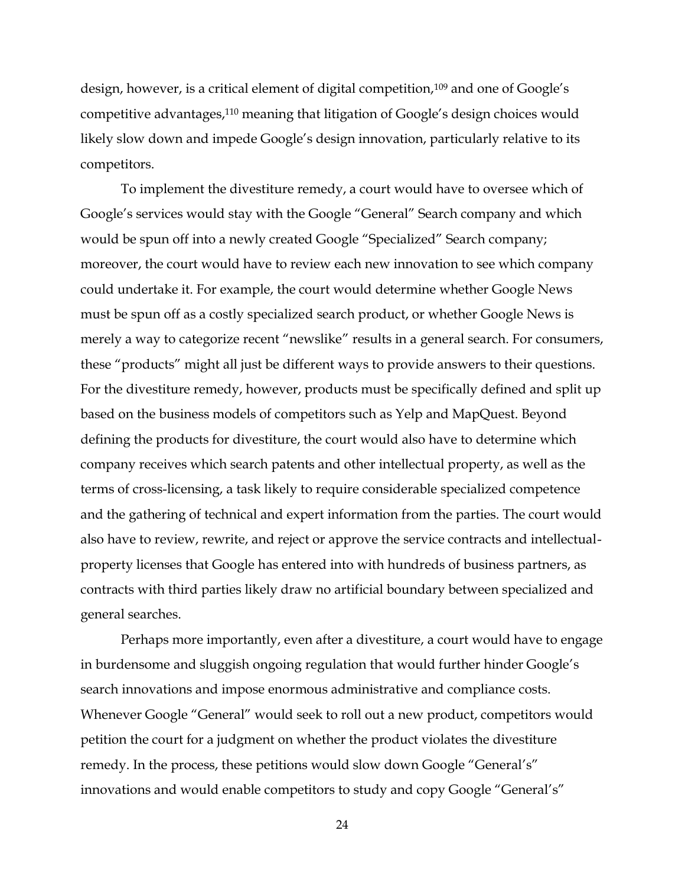design, however, is a critical element of digital competition,[109] and one of Google's competitive advantages,[110] meaning that litigation of Google's design choices would likely slow down and impede Google's design innovation, particularly relative to its competitors.

To implement the divestiture remedy, a court would have to oversee which of Google's services would stay with the Google "General" Search company and which would be spun off into a newly created Google "Specialized" Search company; moreover, the court would have to review each new innovation to see which company could undertake it. For example, the court would determine whether Google News must be spun off as a costly specialized search product, or whether Google News is merely a way to categorize recent "newslike" results in a general search. For consumers, these "products" might all just be different ways to provide answers to their questions. For the divestiture remedy, however, products must be specifically defined and split up based on the business models of competitors such as Yelp and MapQuest. Beyond defining the products for divestiture, the court would also have to determine which company receives which search patents and other intellectual property, as well as the terms of cross-licensing, a task likely to require considerable specialized competence and the gathering of technical and expert information from the parties. The court would also have to review, rewrite, and reject or approve the service contracts and intellectual-property licenses that Google has entered into with hundreds of business partners, as contracts with third parties likely draw no artificial boundary between specialized and general searches.

Perhaps more importantly, even after a divestiture, a court would have to engage in burdensome and sluggish ongoing regulation that would further hinder Google's search innovations and impose enormous administrative and compliance costs. Whenever Google "General" would seek to roll out a new product, competitors would petition the court for a judgment on whether the product violates the divestiture remedy. In the process, these petitions would slow down Google "General's" innovations and would enable competitors to study and copy Google "General's"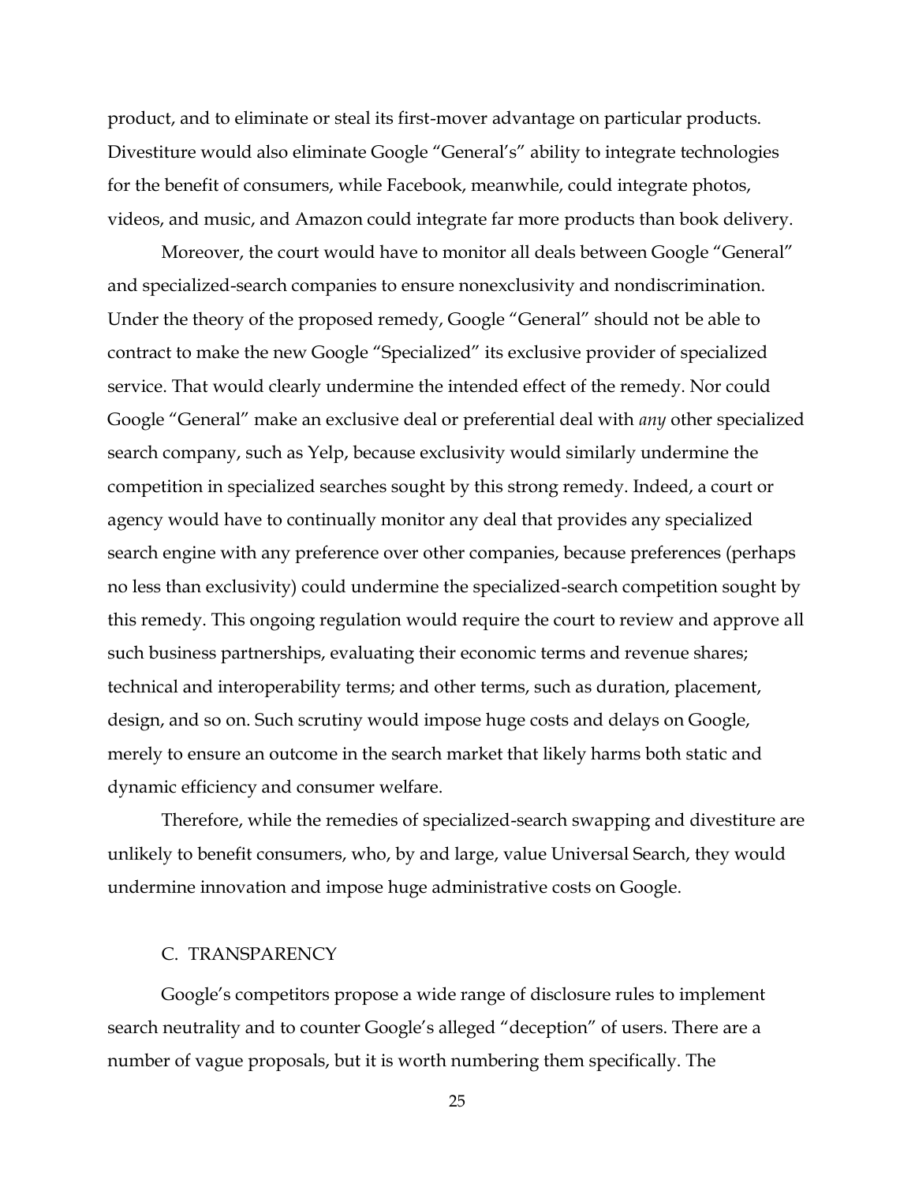product, and to eliminate or steal its first-mover advantage on particular products. Divestiture would also eliminate Google "General's" ability to integrate technologies for the benefit of consumers, while Facebook, meanwhile, could integrate photos, videos, and music, and Amazon could integrate far more products than book delivery.

Moreover, the court would have to monitor all deals between Google "General" and specialized-search companies to ensure nonexclusivity and nondiscrimination. Under the theory of the proposed remedy, Google "General" should not be able to contract to make the new Google "Specialized" its exclusive provider of specialized service. That would clearly undermine the intended effect of the remedy. Nor could Google "General" make an exclusive deal or preferential deal with *any* other specialized search company, such as Yelp, because exclusivity would similarly undermine the competition in specialized searches sought by this strong remedy. Indeed, a court or agency would have to continually monitor any deal that provides any specialized search engine with any preference over other companies, because preferences (perhaps no less than exclusivity) could undermine the specialized-search competition sought by this remedy. This ongoing regulation would require the court to review and approve all such business partnerships, evaluating their economic terms and revenue shares; technical and interoperability terms; and other terms, such as duration, placement, design, and so on. Such scrutiny would impose huge costs and delays on Google, merely to ensure an outcome in the search market that likely harms both static and dynamic efficiency and consumer welfare.

Therefore, while the remedies of specialized-search swapping and divestiture are unlikely to benefit consumers, who, by and large, value Universal Search, they would undermine innovation and impose huge administrative costs on Google.

### C. TRANSPARENCY

Google's competitors propose a wide range of disclosure rules to implement search neutrality and to counter Google's alleged "deception" of users. There are a number of vague proposals, but it is worth numbering them specifically. The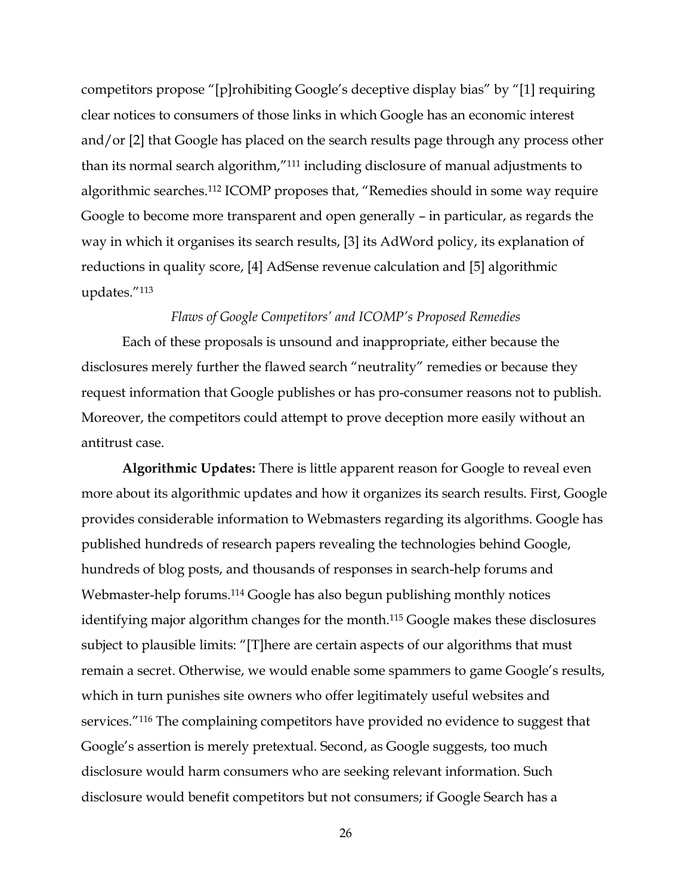competitors propose "[p]rohibiting Google's deceptive display bias" by "[1] requiring clear notices to consumers of those links in which Google has an economic interest and/or [2] that Google has placed on the search results page through any process other than its normal search algorithm,"[111] including disclosure of manual adjustments to algorithmic searches.[112] ICOMP proposes that, "Remedies should in some way require Google to become more transparent and open generally – in particular, as regards the way in which it organises its search results, [3] its AdWord policy, its explanation of reductions in quality score, [4] AdSense revenue calculation and [5] algorithmic updates."[113]

*Flaws of Google Competitors' and ICOMP's Proposed Remedies*

Each of these proposals is unsound and inappropriate, either because the disclosures merely further the flawed search "neutrality" remedies or because they request information that Google publishes or has pro-consumer reasons not to publish. Moreover, the competitors could attempt to prove deception more easily without an antitrust case.

**Algorithmic Updates:** There is little apparent reason for Google to reveal even more about its algorithmic updates and how it organizes its search results. First, Google provides considerable information to Webmasters regarding its algorithms. Google has published hundreds of research papers revealing the technologies behind Google, hundreds of blog posts, and thousands of responses in search-help forums and Webmaster-help forums.[114] Google has also begun publishing monthly notices identifying major algorithm changes for the month.[115] Google makes these disclosures subject to plausible limits: "[T]here are certain aspects of our algorithms that must remain a secret. Otherwise, we would enable some spammers to game Google's results, which in turn punishes site owners who offer legitimately useful websites and services."[116] The complaining competitors have provided no evidence to suggest that Google's assertion is merely pretextual. Second, as Google suggests, too much disclosure would harm consumers who are seeking relevant information. Such disclosure would benefit competitors but not consumers; if Google Search has a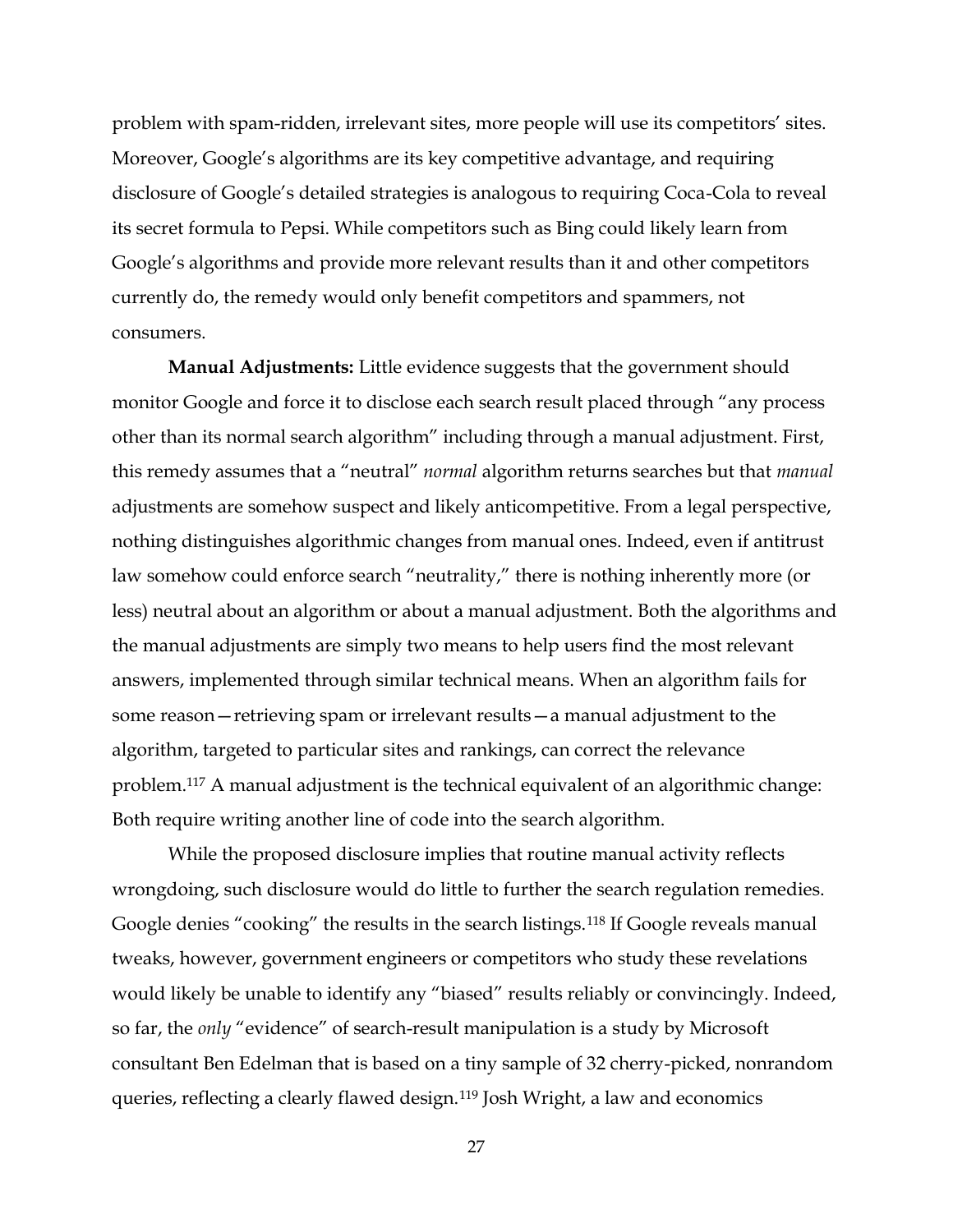problem with spam-ridden, irrelevant sites, more people will use its competitors' sites. Moreover, Google's algorithms are its key competitive advantage, and requiring disclosure of Google's detailed strategies is analogous to requiring Coca-Cola to reveal its secret formula to Pepsi. While competitors such as Bing could likely learn from Google's algorithms and provide more relevant results than it and other competitors currently do, the remedy would only benefit competitors and spammers, not consumers.

**Manual Adjustments:** Little evidence suggests that the government should monitor Google and force it to disclose each search result placed through "any process other than its normal search algorithm" including through a manual adjustment. First, this remedy assumes that a "neutral" *normal* algorithm returns searches but that *manual* adjustments are somehow suspect and likely anticompetitive. From a legal perspective, nothing distinguishes algorithmic changes from manual ones. Indeed, even if antitrust law somehow could enforce search "neutrality," there is nothing inherently more (or less) neutral about an algorithm or about a manual adjustment. Both the algorithms and the manual adjustments are simply two means to help users find the most relevant answers, implemented through similar technical means. When an algorithm fails for some reason—retrieving spam or irrelevant results—a manual adjustment to the algorithm, targeted to particular sites and rankings, can correct the relevance problem.[117] A manual adjustment is the technical equivalent of an algorithmic change: Both require writing another line of code into the search algorithm.

While the proposed disclosure implies that routine manual activity reflects wrongdoing, such disclosure would do little to further the search regulation remedies. Google denies "cooking" the results in the search listings.[118] If Google reveals manual tweaks, however, government engineers or competitors who study these revelations would likely be unable to identify any "biased" results reliably or convincingly. Indeed, so far, the *only* "evidence" of search-result manipulation is a study by Microsoft consultant Ben Edelman that is based on a tiny sample of 32 cherry-picked, nonrandom queries, reflecting a clearly flawed design.[119] Josh Wright, a law and economics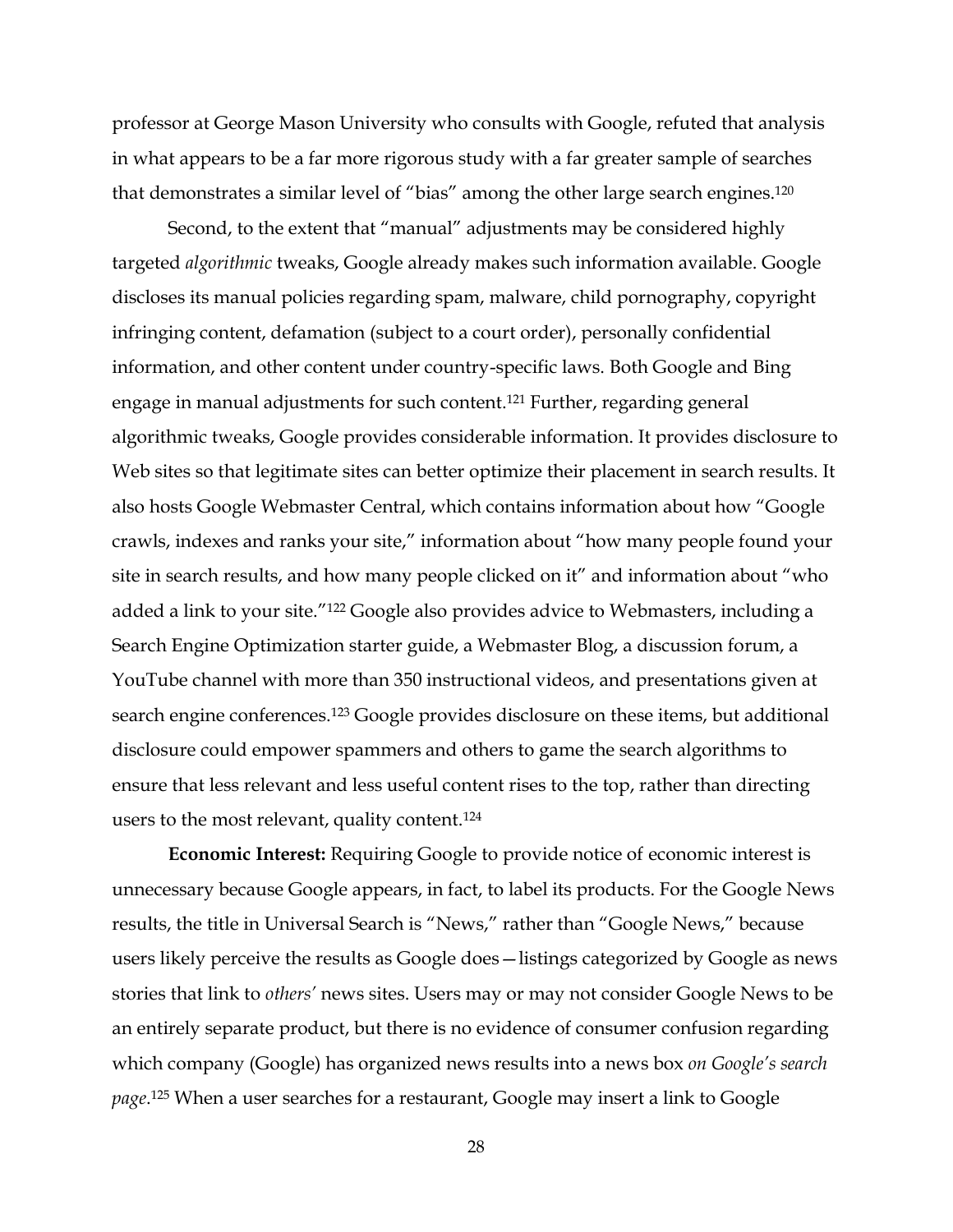professor at George Mason University who consults with Google, refuted that analysis in what appears to be a far more rigorous study with a far greater sample of searches that demonstrates a similar level of "bias" among the other large search engines.[120]

Second, to the extent that "manual" adjustments may be considered highly targeted *algorithmic* tweaks, Google already makes such information available. Google discloses its manual policies regarding spam, malware, child pornography, copyright infringing content, defamation (subject to a court order), personally confidential information, and other content under country-specific laws. Both Google and Bing engage in manual adjustments for such content.[121] Further, regarding general algorithmic tweaks, Google provides considerable information. It provides disclosure to Web sites so that legitimate sites can better optimize their placement in search results. It also hosts Google Webmaster Central, which contains information about how "Google crawls, indexes and ranks your site," information about "how many people found your site in search results, and how many people clicked on it" and information about "who added a link to your site."[122] Google also provides advice to Webmasters, including a Search Engine Optimization starter guide, a Webmaster Blog, a discussion forum, a YouTube channel with more than 350 instructional videos, and presentations given at search engine conferences.[123] Google provides disclosure on these items, but additional disclosure could empower spammers and others to game the search algorithms to ensure that less relevant and less useful content rises to the top, rather than directing users to the most relevant, quality content.[124]

**Economic Interest:** Requiring Google to provide notice of economic interest is unnecessary because Google appears, in fact, to label its products. For the Google News results, the title in Universal Search is "News," rather than "Google News," because users likely perceive the results as Google does—listings categorized by Google as news stories that link to *others'* news sites. Users may or may not consider Google News to be an entirely separate product, but there is no evidence of consumer confusion regarding which company (Google) has organized news results into a news box *on Google's search page*.[125] When a user searches for a restaurant, Google may insert a link to Google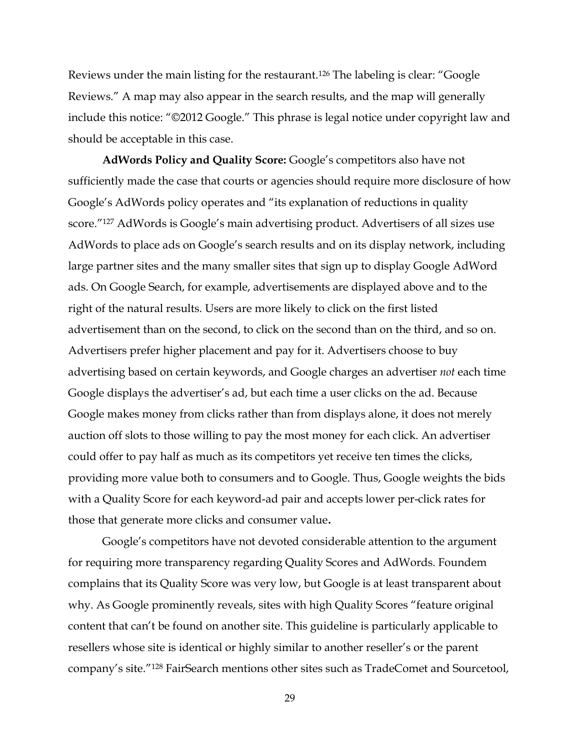Reviews under the main listing for the restaurant.[126] The labeling is clear: "Google Reviews." A map may also appear in the search results, and the map will generally include this notice: "©2012 Google." This phrase is legal notice under copyright law and should be acceptable in this case.

**AdWords Policy and Quality Score:** Google's competitors also have not sufficiently made the case that courts or agencies should require more disclosure of how Google's AdWords policy operates and "its explanation of reductions in quality score."[127] AdWords is Google's main advertising product. Advertisers of all sizes use AdWords to place ads on Google's search results and on its display network, including large partner sites and the many smaller sites that sign up to display Google AdWord ads. On Google Search, for example, advertisements are displayed above and to the right of the natural results. Users are more likely to click on the first listed advertisement than on the second, to click on the second than on the third, and so on. Advertisers prefer higher placement and pay for it. Advertisers choose to buy advertising based on certain keywords, and Google charges an advertiser *not* each time Google displays the advertiser's ad, but each time a user clicks on the ad. Because Google makes money from clicks rather than from displays alone, it does not merely auction off slots to those willing to pay the most money for each click. An advertiser could offer to pay half as much as its competitors yet receive ten times the clicks, providing more value both to consumers and to Google. Thus, Google weights the bids with a Quality Score for each keyword-ad pair and accepts lower per-click rates for those that generate more clicks and consumer value.

Google's competitors have not devoted considerable attention to the argument for requiring more transparency regarding Quality Scores and AdWords. Foundem complains that its Quality Score was very low, but Google is at least transparent about why. As Google prominently reveals, sites with high Quality Scores "feature original content that can't be found on another site. This guideline is particularly applicable to resellers whose site is identical or highly similar to another reseller's or the parent company's site."[128] FairSearch mentions other sites such as TradeComet and Sourcetool,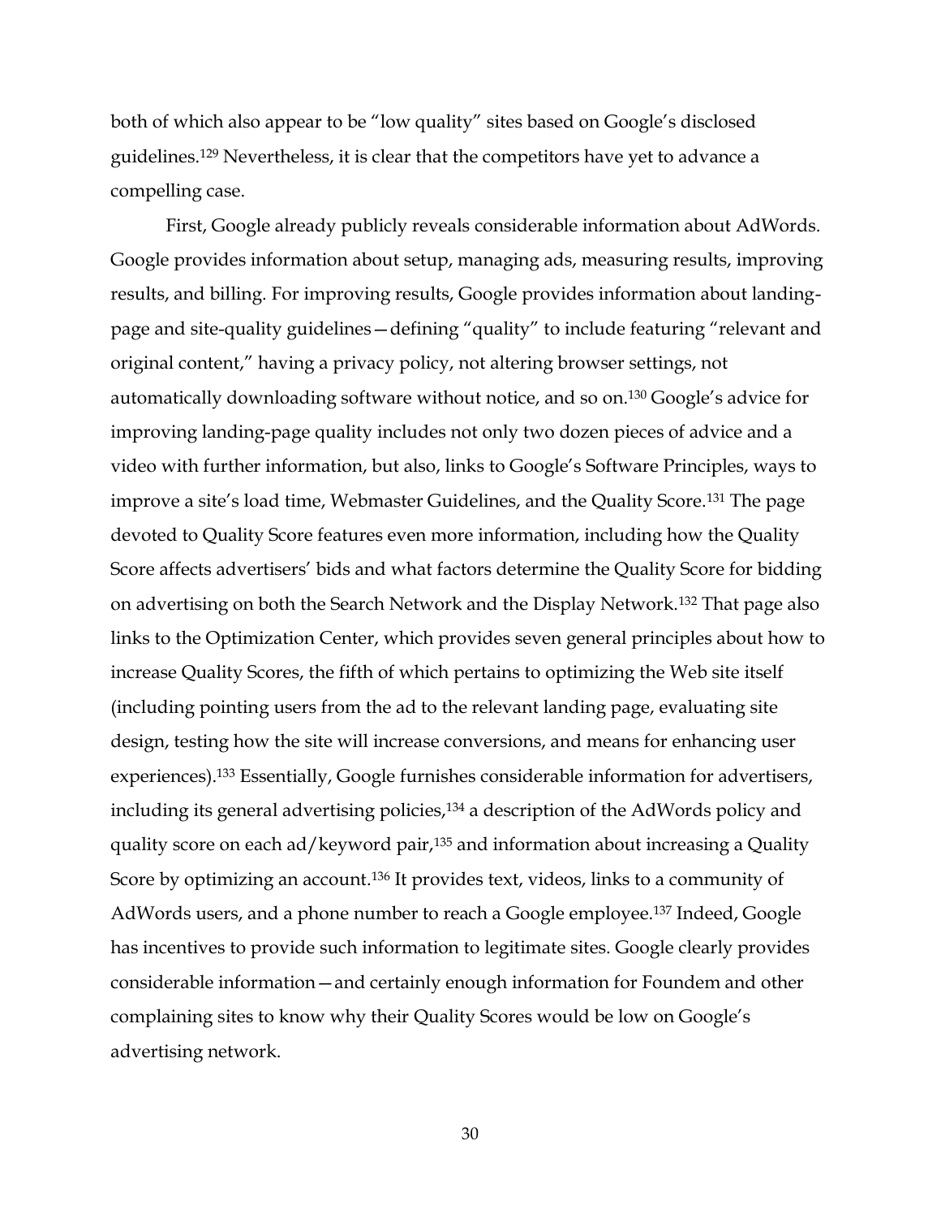both of which also appear to be "low quality" sites based on Google's disclosed guidelines.[129] Nevertheless, it is clear that the competitors have yet to advance a compelling case.

First, Google already publicly reveals considerable information about AdWords. Google provides information about setup, managing ads, measuring results, improving results, and billing. For improving results, Google provides information about landing-page and site-quality guidelines—defining "quality" to include featuring "relevant and original content," having a privacy policy, not altering browser settings, not automatically downloading software without notice, and so on.[130] Google's advice for improving landing-page quality includes not only two dozen pieces of advice and a video with further information, but also, links to Google's Software Principles, ways to improve a site's load time, Webmaster Guidelines, and the Quality Score.[131] The page devoted to Quality Score features even more information, including how the Quality Score affects advertisers' bids and what factors determine the Quality Score for bidding on advertising on both the Search Network and the Display Network.[132] That page also links to the Optimization Center, which provides seven general principles about how to increase Quality Scores, the fifth of which pertains to optimizing the Web site itself (including pointing users from the ad to the relevant landing page, evaluating site design, testing how the site will increase conversions, and means for enhancing user experiences).[133] Essentially, Google furnishes considerable information for advertisers, including its general advertising policies,[134] a description of the AdWords policy and quality score on each ad/keyword pair,[135] and information about increasing a Quality Score by optimizing an account.[136] It provides text, videos, links to a community of AdWords users, and a phone number to reach a Google employee.[137] Indeed, Google has incentives to provide such information to legitimate sites. Google clearly provides considerable information—and certainly enough information for Foundem and other complaining sites to know why their Quality Scores would be low on Google's advertising network.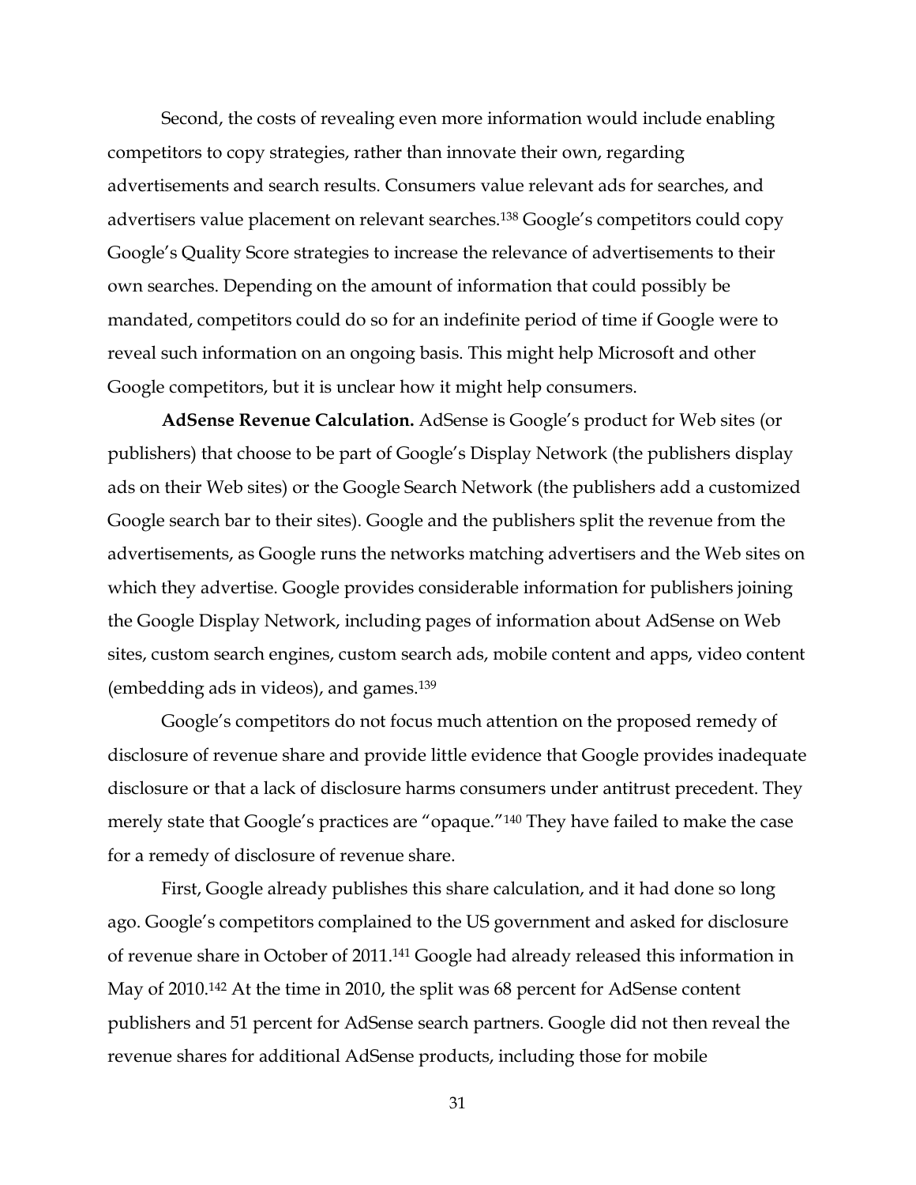Second, the costs of revealing even more information would include enabling competitors to copy strategies, rather than innovate their own, regarding advertisements and search results. Consumers value relevant ads for searches, and advertisers value placement on relevant searches.[138] Google's competitors could copy Google's Quality Score strategies to increase the relevance of advertisements to their own searches. Depending on the amount of information that could possibly be mandated, competitors could do so for an indefinite period of time if Google were to reveal such information on an ongoing basis. This might help Microsoft and other Google competitors, but it is unclear how it might help consumers.

**AdSense Revenue Calculation.** AdSense is Google's product for Web sites (or publishers) that choose to be part of Google's Display Network (the publishers display ads on their Web sites) or the Google Search Network (the publishers add a customized Google search bar to their sites). Google and the publishers split the revenue from the advertisements, as Google runs the networks matching advertisers and the Web sites on which they advertise. Google provides considerable information for publishers joining the Google Display Network, including pages of information about AdSense on Web sites, custom search engines, custom search ads, mobile content and apps, video content (embedding ads in videos), and games.[139]

Google's competitors do not focus much attention on the proposed remedy of disclosure of revenue share and provide little evidence that Google provides inadequate disclosure or that a lack of disclosure harms consumers under antitrust precedent. They merely state that Google's practices are "opaque."[140] They have failed to make the case for a remedy of disclosure of revenue share.

First, Google already publishes this share calculation, and it had done so long ago. Google's competitors complained to the US government and asked for disclosure of revenue share in October of 2011.[141] Google had already released this information in May of 2010.[142] At the time in 2010, the split was 68 percent for AdSense content publishers and 51 percent for AdSense search partners. Google did not then reveal the revenue shares for additional AdSense products, including those for mobile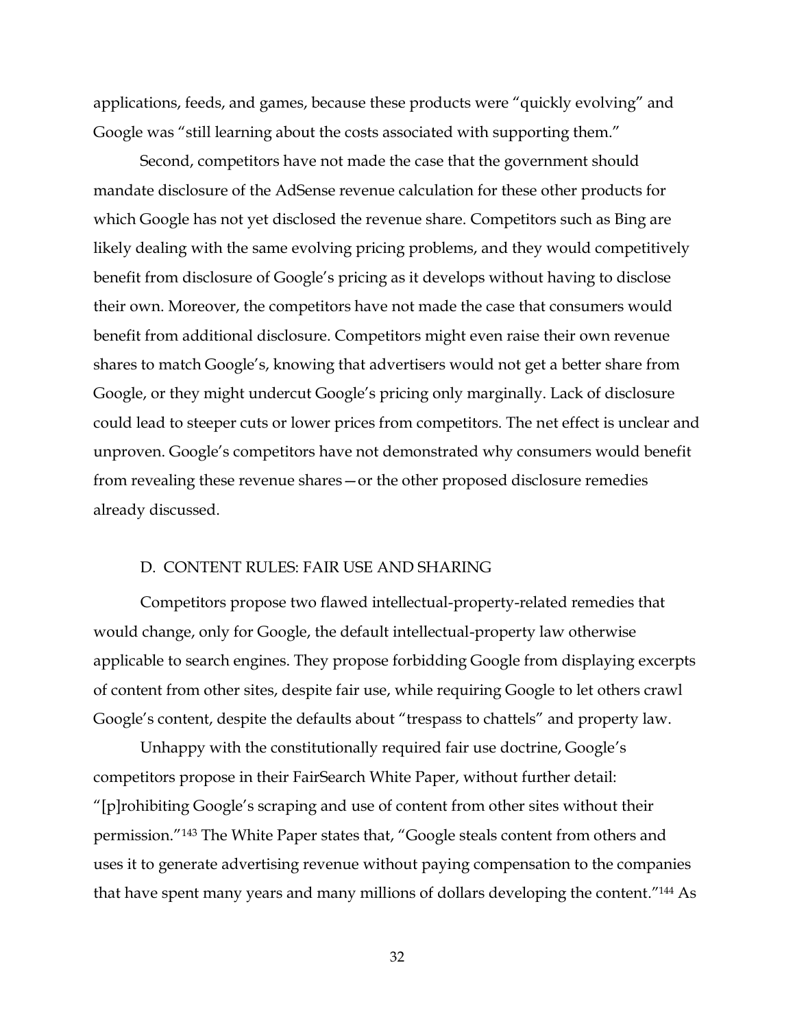applications, feeds, and games, because these products were "quickly evolving" and Google was "still learning about the costs associated with supporting them."

Second, competitors have not made the case that the government should mandate disclosure of the AdSense revenue calculation for these other products for which Google has not yet disclosed the revenue share. Competitors such as Bing are likely dealing with the same evolving pricing problems, and they would competitively benefit from disclosure of Google's pricing as it develops without having to disclose their own. Moreover, the competitors have not made the case that consumers would benefit from additional disclosure. Competitors might even raise their own revenue shares to match Google's, knowing that advertisers would not get a better share from Google, or they might undercut Google's pricing only marginally. Lack of disclosure could lead to steeper cuts or lower prices from competitors. The net effect is unclear and unproven. Google's competitors have not demonstrated why consumers would benefit from revealing these revenue shares—or the other proposed disclosure remedies already discussed.

### D. CONTENT RULES: FAIR USE AND SHARING

Competitors propose two flawed intellectual-property-related remedies that would change, only for Google, the default intellectual-property law otherwise applicable to search engines. They propose forbidding Google from displaying excerpts of content from other sites, despite fair use, while requiring Google to let others crawl Google's content, despite the defaults about "trespass to chattels" and property law.

Unhappy with the constitutionally required fair use doctrine, Google's competitors propose in their FairSearch White Paper, without further detail: "[p]rohibiting Google's scraping and use of content from other sites without their permission."[143] The White Paper states that, "Google steals content from others and uses it to generate advertising revenue without paying compensation to the companies that have spent many years and many millions of dollars developing the content."[144] As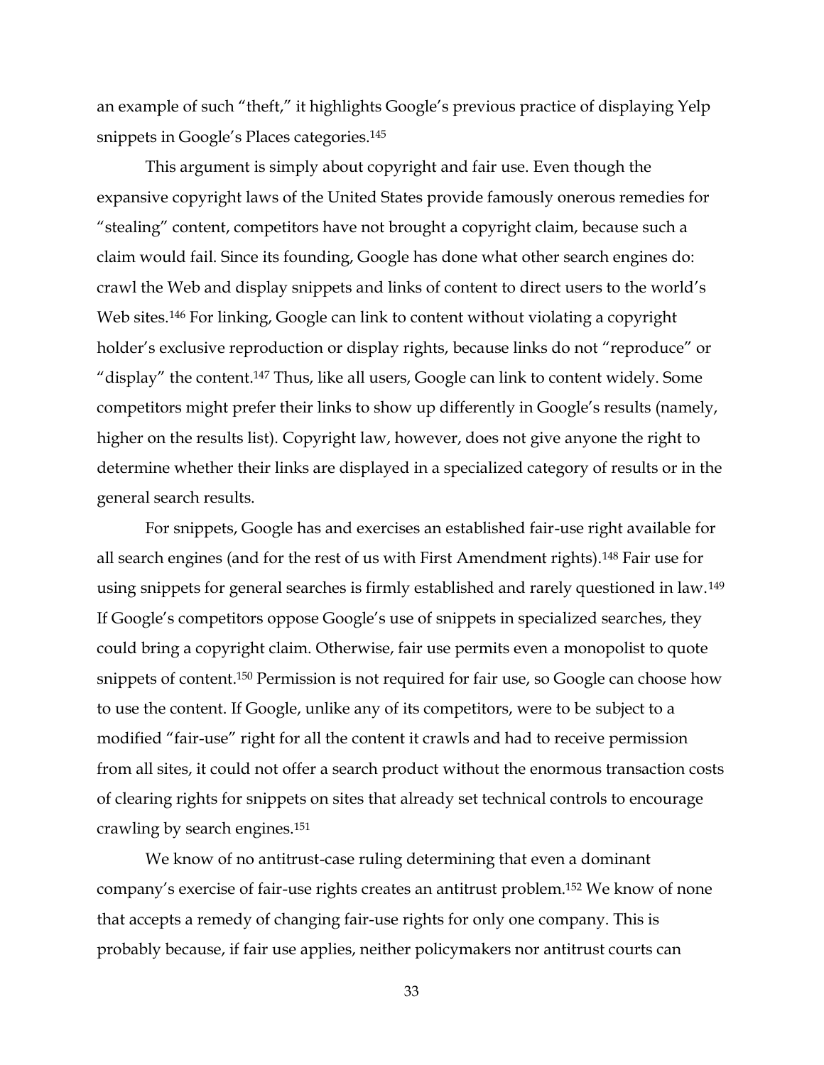an example of such "theft," it highlights Google's previous practice of displaying Yelp snippets in Google's Places categories.[145]

This argument is simply about copyright and fair use. Even though the expansive copyright laws of the United States provide famously onerous remedies for "stealing" content, competitors have not brought a copyright claim, because such a claim would fail. Since its founding, Google has done what other search engines do: crawl the Web and display snippets and links of content to direct users to the world's Web sites.[146] For linking, Google can link to content without violating a copyright holder's exclusive reproduction or display rights, because links do not "reproduce" or "display" the content.[147] Thus, like all users, Google can link to content widely. Some competitors might prefer their links to show up differently in Google's results (namely, higher on the results list). Copyright law, however, does not give anyone the right to determine whether their links are displayed in a specialized category of results or in the general search results.

For snippets, Google has and exercises an established fair-use right available for all search engines (and for the rest of us with First Amendment rights).[148] Fair use for using snippets for general searches is firmly established and rarely questioned in law.[149] If Google's competitors oppose Google's use of snippets in specialized searches, they could bring a copyright claim. Otherwise, fair use permits even a monopolist to quote snippets of content.[150] Permission is not required for fair use, so Google can choose how to use the content. If Google, unlike any of its competitors, were to be subject to a modified "fair-use" right for all the content it crawls and had to receive permission from all sites, it could not offer a search product without the enormous transaction costs of clearing rights for snippets on sites that already set technical controls to encourage crawling by search engines.[151]

We know of no antitrust-case ruling determining that even a dominant company's exercise of fair-use rights creates an antitrust problem.[152] We know of none that accepts a remedy of changing fair-use rights for only one company. This is probably because, if fair use applies, neither policymakers nor antitrust courts can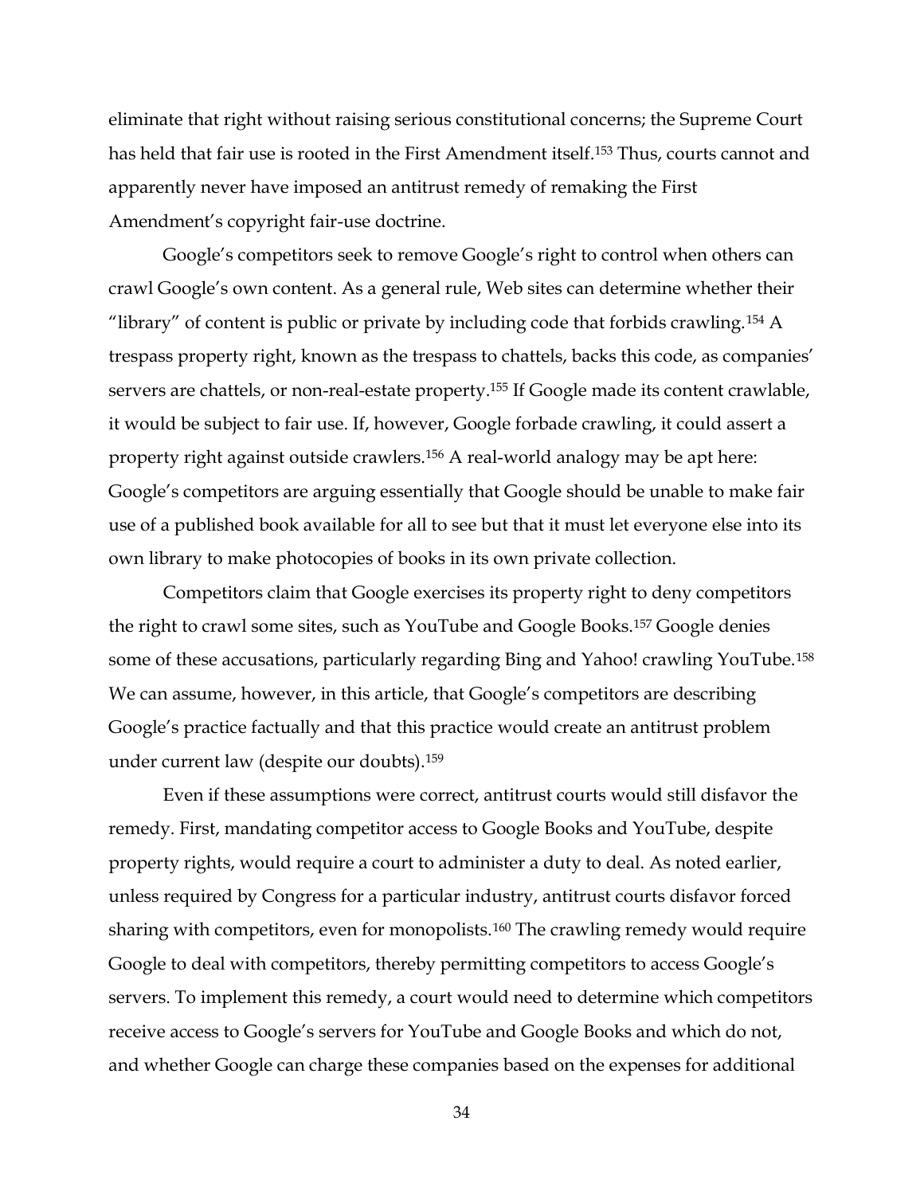eliminate that right without raising serious constitutional concerns; the Supreme Court has held that fair use is rooted in the First Amendment itself.[153] Thus, courts cannot and apparently never have imposed an antitrust remedy of remaking the First Amendment's copyright fair-use doctrine.

Google's competitors seek to remove Google's right to control when others can crawl Google's own content. As a general rule, Web sites can determine whether their "library" of content is public or private by including code that forbids crawling.[154] A trespass property right, known as the trespass to chattels, backs this code, as companies' servers are chattels, or non-real-estate property.[155] If Google made its content crawlable, it would be subject to fair use. If, however, Google forbade crawling, it could assert a property right against outside crawlers.[156] A real-world analogy may be apt here: Google's competitors are arguing essentially that Google should be unable to make fair use of a published book available for all to see but that it must let everyone else into its own library to make photocopies of books in its own private collection.

Competitors claim that Google exercises its property right to deny competitors the right to crawl some sites, such as YouTube and Google Books.[157] Google denies some of these accusations, particularly regarding Bing and Yahoo! crawling YouTube.[158] We can assume, however, in this article, that Google's competitors are describing Google's practice factually and that this practice would create an antitrust problem under current law (despite our doubts).[159]

Even if these assumptions were correct, antitrust courts would still disfavor the remedy. First, mandating competitor access to Google Books and YouTube, despite property rights, would require a court to administer a duty to deal. As noted earlier, unless required by Congress for a particular industry, antitrust courts disfavor forced sharing with competitors, even for monopolists.[160] The crawling remedy would require Google to deal with competitors, thereby permitting competitors to access Google's servers. To implement this remedy, a court would need to determine which competitors receive access to Google's servers for YouTube and Google Books and which do not, and whether Google can charge these companies based on the expenses for additional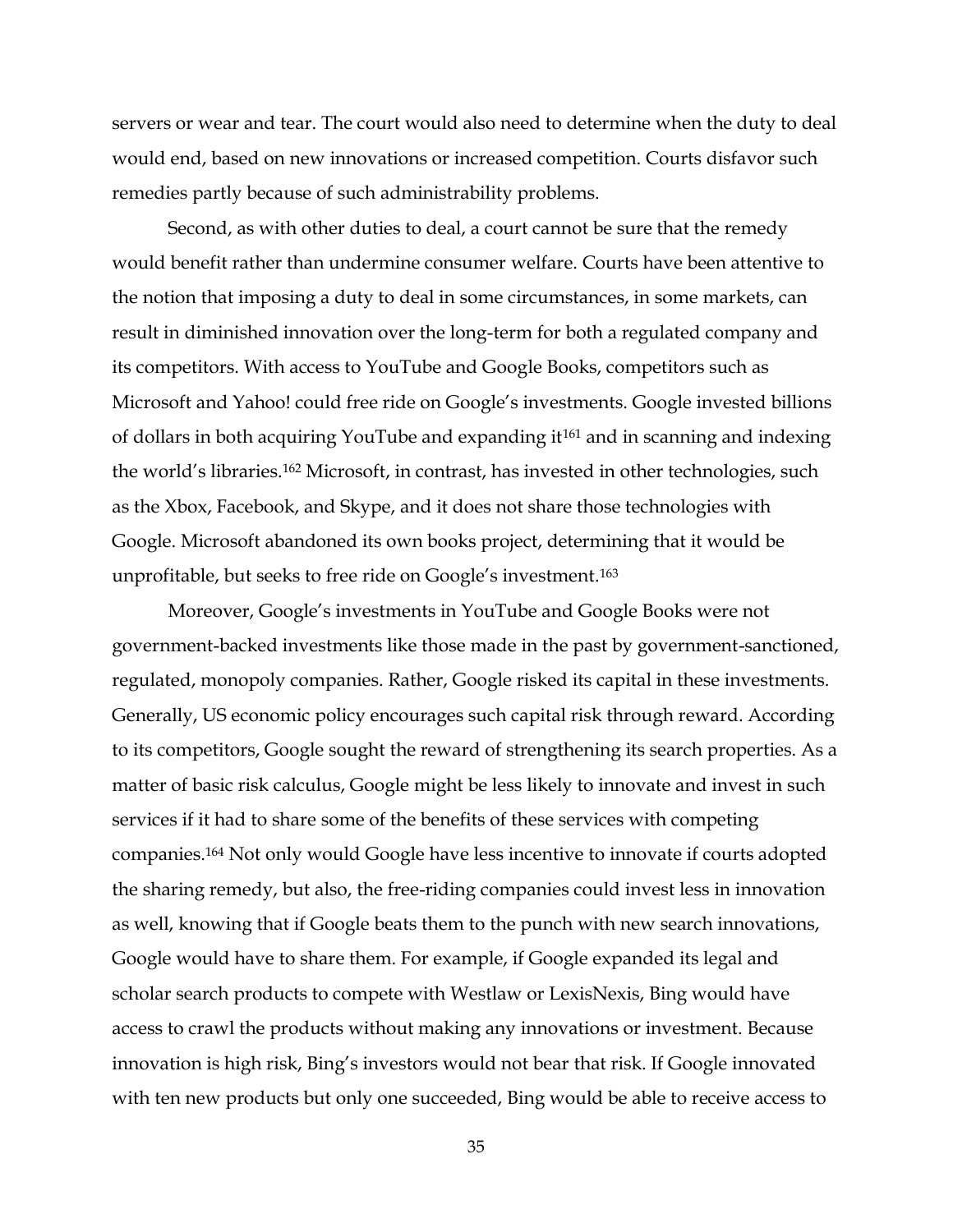servers or wear and tear. The court would also need to determine when the duty to deal would end, based on new innovations or increased competition. Courts disfavor such remedies partly because of such administrability problems.

Second, as with other duties to deal, a court cannot be sure that the remedy would benefit rather than undermine consumer welfare. Courts have been attentive to the notion that imposing a duty to deal in some circumstances, in some markets, can result in diminished innovation over the long-term for both a regulated company and its competitors. With access to YouTube and Google Books, competitors such as Microsoft and Yahoo! could free ride on Google's investments. Google invested billions of dollars in both acquiring YouTube and expanding it[161] and in scanning and indexing the world's libraries.[162] Microsoft, in contrast, has invested in other technologies, such as the Xbox, Facebook, and Skype, and it does not share those technologies with Google. Microsoft abandoned its own books project, determining that it would be unprofitable, but seeks to free ride on Google's investment.[163]

Moreover, Google's investments in YouTube and Google Books were not government-backed investments like those made in the past by government-sanctioned, regulated, monopoly companies. Rather, Google risked its capital in these investments. Generally, US economic policy encourages such capital risk through reward. According to its competitors, Google sought the reward of strengthening its search properties. As a matter of basic risk calculus, Google might be less likely to innovate and invest in such services if it had to share some of the benefits of these services with competing companies.[164] Not only would Google have less incentive to innovate if courts adopted the sharing remedy, but also, the free-riding companies could invest less in innovation as well, knowing that if Google beats them to the punch with new search innovations, Google would have to share them. For example, if Google expanded its legal and scholar search products to compete with Westlaw or LexisNexis, Bing would have access to crawl the products without making any innovations or investment. Because innovation is high risk, Bing's investors would not bear that risk. If Google innovated with ten new products but only one succeeded, Bing would be able to receive access to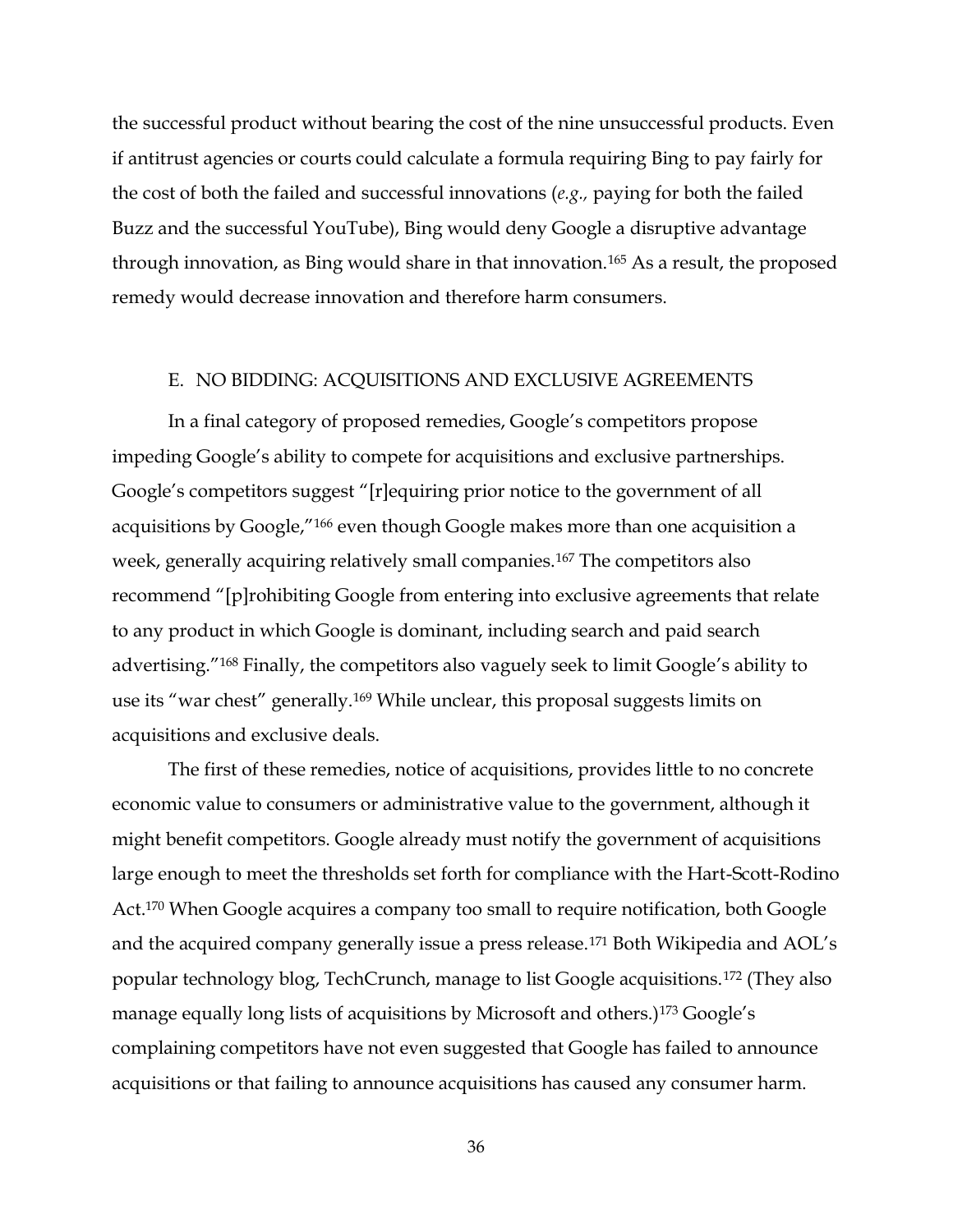the successful product without bearing the cost of the nine unsuccessful products. Even if antitrust agencies or courts could calculate a formula requiring Bing to pay fairly for the cost of both the failed and successful innovations (*e.g.,* paying for both the failed Buzz and the successful YouTube), Bing would deny Google a disruptive advantage through innovation, as Bing would share in that innovation.[165] As a result, the proposed remedy would decrease innovation and therefore harm consumers.

### E. NO BIDDING: ACQUISITIONS AND EXCLUSIVE AGREEMENTS

In a final category of proposed remedies, Google's competitors propose impeding Google's ability to compete for acquisitions and exclusive partnerships. Google's competitors suggest "[r]equiring prior notice to the government of all acquisitions by Google,"[166] even though Google makes more than one acquisition a week, generally acquiring relatively small companies.[167] The competitors also recommend "[p]rohibiting Google from entering into exclusive agreements that relate to any product in which Google is dominant, including search and paid search advertising."[168] Finally, the competitors also vaguely seek to limit Google's ability to use its "war chest" generally.[169] While unclear, this proposal suggests limits on acquisitions and exclusive deals.

The first of these remedies, notice of acquisitions, provides little to no concrete economic value to consumers or administrative value to the government, although it might benefit competitors. Google already must notify the government of acquisitions large enough to meet the thresholds set forth for compliance with the Hart-Scott-Rodino Act.[170] When Google acquires a company too small to require notification, both Google and the acquired company generally issue a press release.[171] Both Wikipedia and AOL's popular technology blog, TechCrunch, manage to list Google acquisitions.[172] (They also manage equally long lists of acquisitions by Microsoft and others.)[173] Google's complaining competitors have not even suggested that Google has failed to announce acquisitions or that failing to announce acquisitions has caused any consumer harm.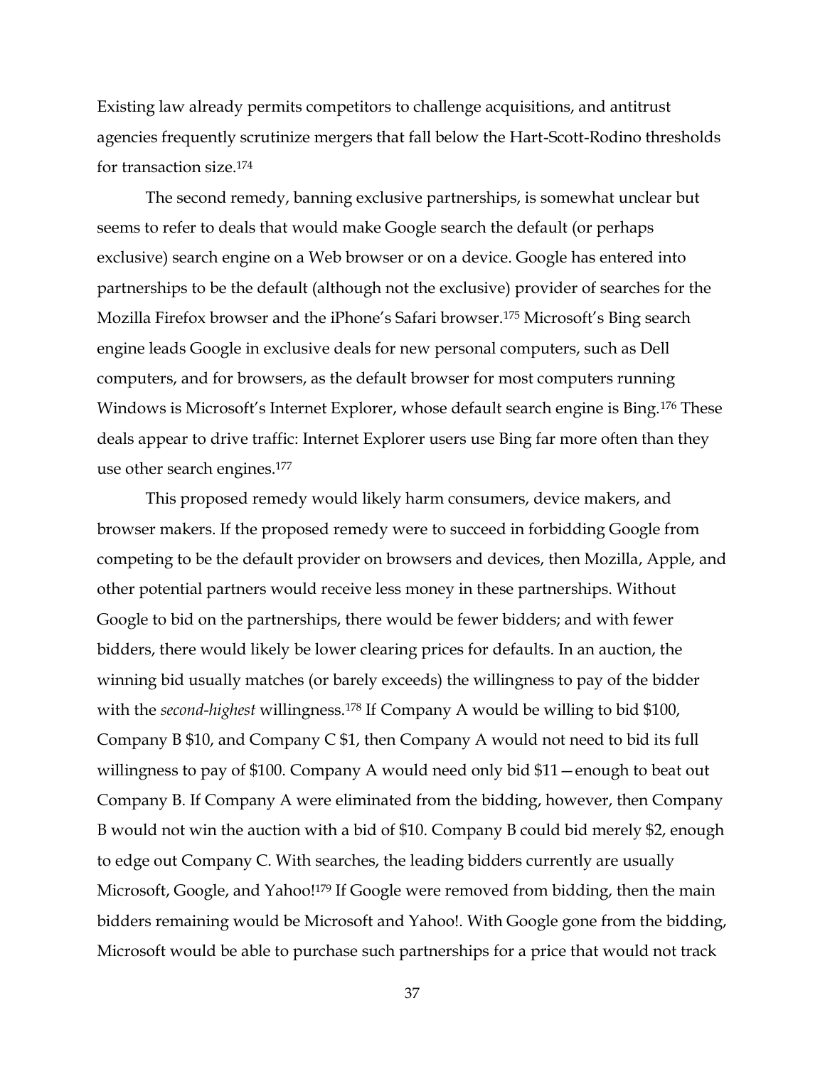Existing law already permits competitors to challenge acquisitions, and antitrust agencies frequently scrutinize mergers that fall below the Hart-Scott-Rodino thresholds for transaction size.[174]

The second remedy, banning exclusive partnerships, is somewhat unclear but seems to refer to deals that would make Google search the default (or perhaps exclusive) search engine on a Web browser or on a device. Google has entered into partnerships to be the default (although not the exclusive) provider of searches for the Mozilla Firefox browser and the iPhone's Safari browser.[175] Microsoft's Bing search engine leads Google in exclusive deals for new personal computers, such as Dell computers, and for browsers, as the default browser for most computers running Windows is Microsoft's Internet Explorer, whose default search engine is Bing.[176] These deals appear to drive traffic: Internet Explorer users use Bing far more often than they use other search engines.[177]

This proposed remedy would likely harm consumers, device makers, and browser makers. If the proposed remedy were to succeed in forbidding Google from competing to be the default provider on browsers and devices, then Mozilla, Apple, and other potential partners would receive less money in these partnerships. Without Google to bid on the partnerships, there would be fewer bidders; and with fewer bidders, there would likely be lower clearing prices for defaults. In an auction, the winning bid usually matches (or barely exceeds) the willingness to pay of the bidder with the *second-highest* willingness.[178] If Company A would be willing to bid $100, Company B $10, and Company C $1, then Company A would not need to bid its full willingness to pay of $100. Company A would need only bid $11—enough to beat out Company B. If Company A were eliminated from the bidding, however, then Company B would not win the auction with a bid of $10. Company B could bid merely $2, enough to edge out Company C. With searches, the leading bidders currently are usually Microsoft, Google, and Yahoo![179] If Google were removed from bidding, then the main bidders remaining would be Microsoft and Yahoo!. With Google gone from the bidding, Microsoft would be able to purchase such partnerships for a price that would not track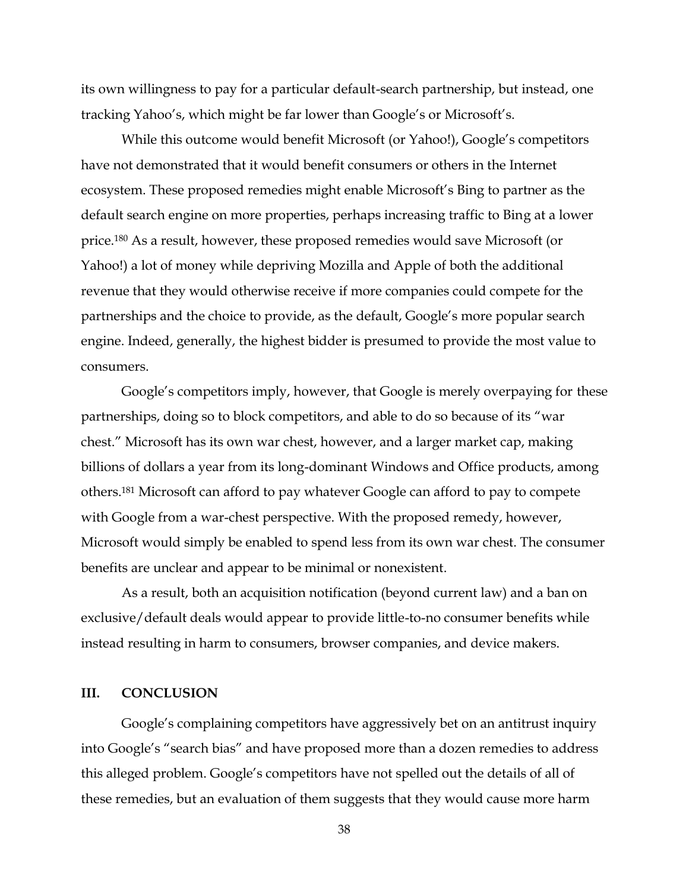its own willingness to pay for a particular default-search partnership, but instead, one tracking Yahoo's, which might be far lower than Google's or Microsoft's.

While this outcome would benefit Microsoft (or Yahoo!), Google's competitors have not demonstrated that it would benefit consumers or others in the Internet ecosystem. These proposed remedies might enable Microsoft's Bing to partner as the default search engine on more properties, perhaps increasing traffic to Bing at a lower price.[180] As a result, however, these proposed remedies would save Microsoft (or Yahoo!) a lot of money while depriving Mozilla and Apple of both the additional revenue that they would otherwise receive if more companies could compete for the partnerships and the choice to provide, as the default, Google's more popular search engine. Indeed, generally, the highest bidder is presumed to provide the most value to consumers.

Google's competitors imply, however, that Google is merely overpaying for these partnerships, doing so to block competitors, and able to do so because of its "war chest." Microsoft has its own war chest, however, and a larger market cap, making billions of dollars a year from its long-dominant Windows and Office products, among others.[181] Microsoft can afford to pay whatever Google can afford to pay to compete with Google from a war-chest perspective. With the proposed remedy, however, Microsoft would simply be enabled to spend less from its own war chest. The consumer benefits are unclear and appear to be minimal or nonexistent.

As a result, both an acquisition notification (beyond current law) and a ban on exclusive/default deals would appear to provide little-to-no consumer benefits while instead resulting in harm to consumers, browser companies, and device makers.

## III. CONCLUSION

Google's complaining competitors have aggressively bet on an antitrust inquiry into Google's "search bias" and have proposed more than a dozen remedies to address this alleged problem. Google's competitors have not spelled out the details of all of these remedies, but an evaluation of them suggests that they would cause more harm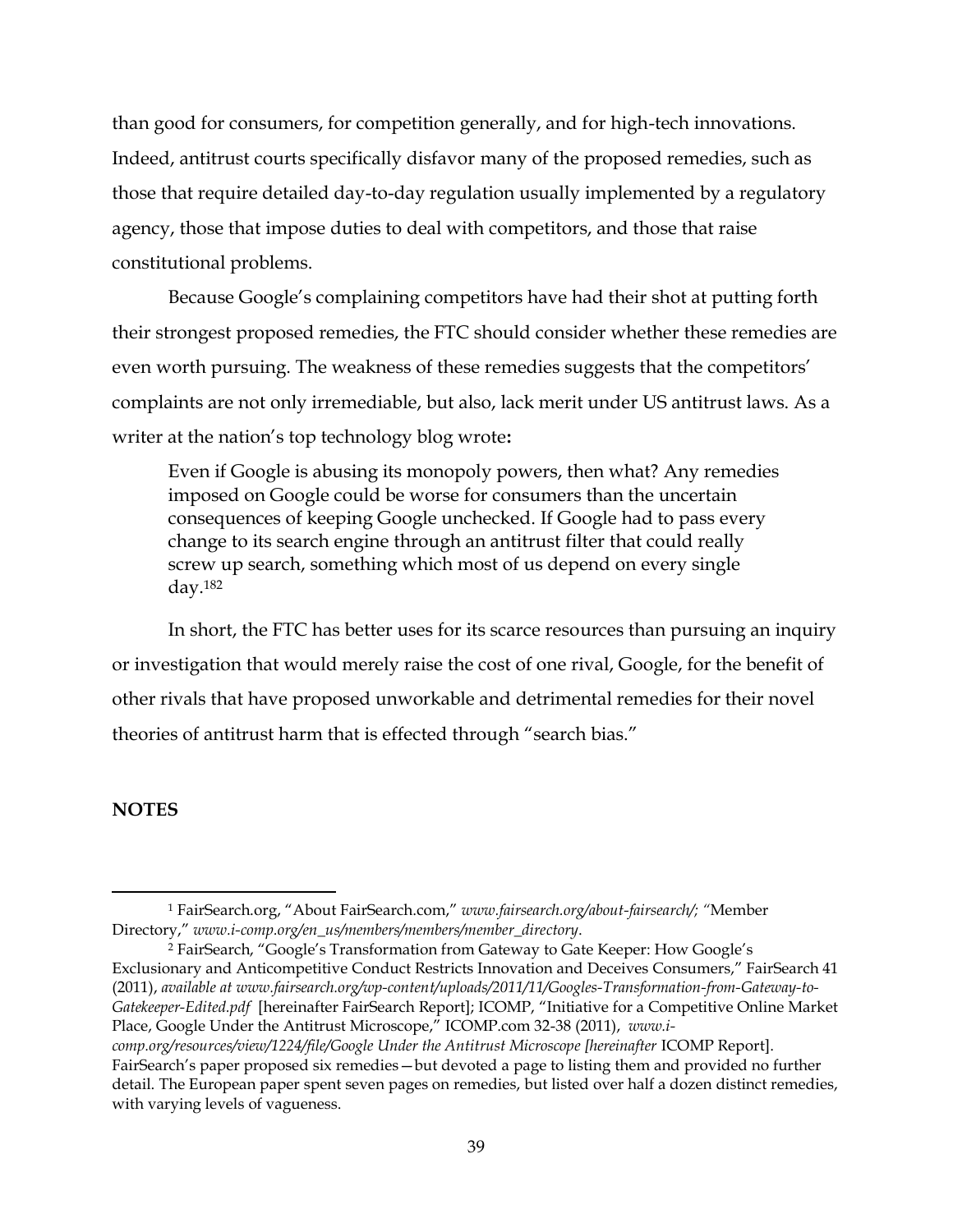than good for consumers, for competition generally, and for high-tech innovations. Indeed, antitrust courts specifically disfavor many of the proposed remedies, such as those that require detailed day-to-day regulation usually implemented by a regulatory agency, those that impose duties to deal with competitors, and those that raise constitutional problems.

Because Google's complaining competitors have had their shot at putting forth their strongest proposed remedies, the FTC should consider whether these remedies are even worth pursuing. The weakness of these remedies suggests that the competitors' complaints are not only irremediable, but also, lack merit under US antitrust laws. As a writer at the nation's top technology blog wrote**:**

> Even if Google is abusing its monopoly powers, then what? Any remedies imposed on Google could be worse for consumers than the uncertain consequences of keeping Google unchecked. If Google had to pass every change to its search engine through an antitrust filter that could really screw up search, something which most of us depend on every single day.[182]

In short, the FTC has better uses for its scarce resources than pursuing an inquiry or investigation that would merely raise the cost of one rival, Google, for the benefit of other rivals that have proposed unworkable and detrimental remedies for their novel theories of antitrust harm that is effected through "search bias."

**NOTES**

[1] FairSearch.org, "About FairSearch.com," *www.fairsearch.org/about-fairsearch/; "*Member Directory," *www.i-comp.org/en_us/members/members/member_directory*.

[2] FairSearch, "Google's Transformation from Gateway to Gate Keeper: How Google's Exclusionary and Anticompetitive Conduct Restricts Innovation and Deceives Consumers," FairSearch 41 (2011), *available at www.fairsearch.org/wp-content/uploads/2011/11/Googles-Transformation-from-Gateway-to-Gatekeeper-Edited.pdf* [hereinafter FairSearch Report]; ICOMP, "Initiative for a Competitive Online Market Place, Google Under the Antitrust Microscope," ICOMP.com 32-38 (2011), *www.i-comp.org/resources/view/1224/file/Google Under the Antitrust Microscope [hereinafter* ICOMP Report]. FairSearch's paper proposed six remedies—but devoted a page to listing them and provided no further detail. The European paper spent seven pages on remedies, but listed over half a dozen distinct remedies, with varying levels of vagueness.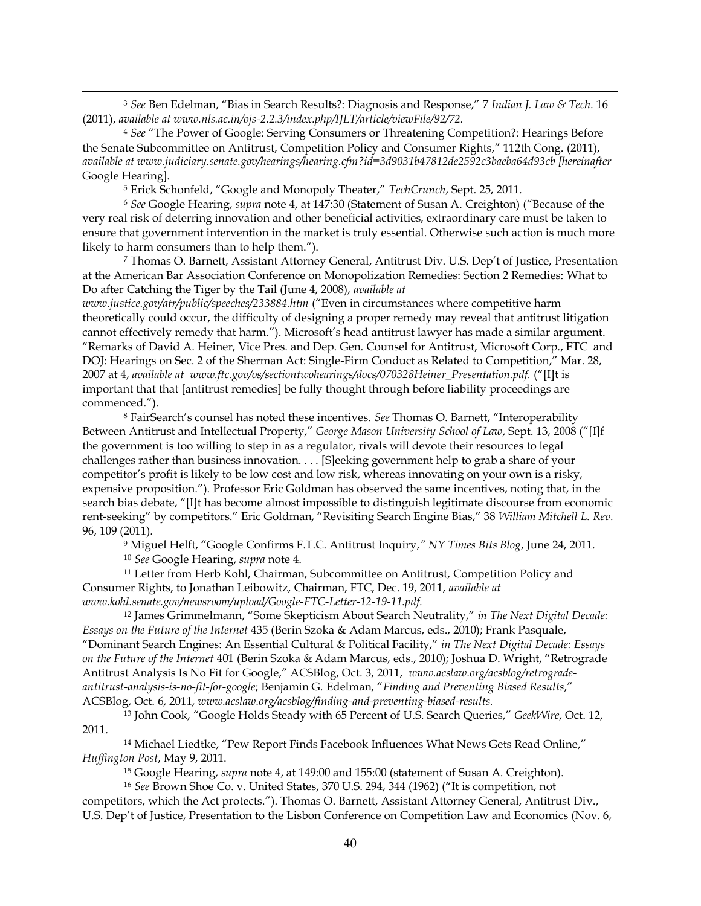[3] *See* Ben Edelman, "Bias in Search Results?: Diagnosis and Response," 7 *Indian J. Law & Tech.* 16 (2011), *available at www.nls.ac.in/ojs-2.2.3/index.php/IJLT/article/viewFile/92/72.*

[4] *See* "The Power of Google: Serving Consumers or Threatening Competition?: Hearings Before the Senate Subcommittee on Antitrust, Competition Policy and Consumer Rights," 112th Cong. (2011), *available at www.judiciary.senate.gov/hearings/hearing.cfm?id=3d9031b47812de2592c3baeba64d93cb [hereinafter* Google Hearing].

[5] Erick Schonfeld, "Google and Monopoly Theater," *TechCrunch*, Sept. 25, 2011.

[6] *See* Google Hearing, *supra* note 4, at 147:30 (Statement of Susan A. Creighton) ("Because of the very real risk of deterring innovation and other beneficial activities, extraordinary care must be taken to ensure that government intervention in the market is truly essential. Otherwise such action is much more likely to harm consumers than to help them.").

[7] Thomas O. Barnett, Assistant Attorney General, Antitrust Div. U.S. Dep't of Justice, Presentation at the American Bar Association Conference on Monopolization Remedies: Section 2 Remedies: What to Do after Catching the Tiger by the Tail (June 4, 2008), *available at www.justice.gov/atr/public/speeches/233884.htm* ("Even in circumstances where competitive harm theoretically could occur, the difficulty of designing a proper remedy may reveal that antitrust litigation cannot effectively remedy that harm."). Microsoft's head antitrust lawyer has made a similar argument. "Remarks of David A. Heiner, Vice Pres. and Dep. Gen. Counsel for Antitrust, Microsoft Corp., FTC and DOJ: Hearings on Sec. 2 of the Sherman Act: Single-Firm Conduct as Related to Competition," Mar. 28, 2007 at 4, *available at www.ftc.gov/os/sectiontwohearings/docs/070328Heiner_Presentation.pdf.* ("[I]t is important that that [antitrust remedies] be fully thought through before liability proceedings are commenced.").

[8] FairSearch's counsel has noted these incentives. *See* Thomas O. Barnett, "Interoperability Between Antitrust and Intellectual Property," *George Mason University School of Law*, Sept. 13, 2008 ("[I]f the government is too willing to step in as a regulator, rivals will devote their resources to legal challenges rather than business innovation. . . . [S]eeking government help to grab a share of your competitor's profit is likely to be low cost and low risk, whereas innovating on your own is a risky, expensive proposition."). Professor Eric Goldman has observed the same incentives, noting that, in the search bias debate, "[I]t has become almost impossible to distinguish legitimate discourse from economic rent-seeking" by competitors." Eric Goldman, "Revisiting Search Engine Bias," 38 *William Mitchell L. Rev.* 96, 109 (2011).

[9] Miguel Helft, "Google Confirms F.T.C. Antitrust Inquiry*," NY Times Bits Blog*, June 24, 2011.

[10] *See* Google Hearing, *supra* note 4.

[11] Letter from Herb Kohl, Chairman, Subcommittee on Antitrust, Competition Policy and Consumer Rights, to Jonathan Leibowitz, Chairman, FTC, Dec. 19, 2011, *available at www.kohl.senate.gov/newsroom/upload/Google-FTC-Letter-12-19-11.pdf.*

[12] James Grimmelmann, "Some Skepticism About Search Neutrality," *in The Next Digital Decade: Essays on the Future of the Internet* 435 (Berin Szoka & Adam Marcus, eds., 2010); Frank Pasquale, "Dominant Search Engines: An Essential Cultural & Political Facility," *in The Next Digital Decade: Essays on the Future of the Internet* 401 (Berin Szoka & Adam Marcus, eds., 2010); Joshua D. Wright, "Retrograde Antitrust Analysis Is No Fit for Google," ACSBlog, Oct. 3, 2011, *www.acslaw.org/acsblog/retrograde-antitrust-analysis-is-no-fit-for-google*; Benjamin G. Edelman, "*Finding and Preventing Biased Results*," ACSBlog, Oct. 6, 2011, *www.acslaw.org/acsblog/finding-and-preventing-biased-results.*

[13] John Cook, "Google Holds Steady with 65 Percent of U.S. Search Queries," *GeekWire*, Oct. 12, 2011.

[14] Michael Liedtke, "Pew Report Finds Facebook Influences What News Gets Read Online," *Huffington Post*, May 9, 2011.

[15] Google Hearing, *supra* note 4, at 149:00 and 155:00 (statement of Susan A. Creighton).

[16] *See* Brown Shoe Co. v. United States, 370 U.S. 294, 344 (1962) ("It is competition, not competitors, which the Act protects."). Thomas O. Barnett, Assistant Attorney General, Antitrust Div., U.S. Dep't of Justice, Presentation to the Lisbon Conference on Competition Law and Economics (Nov. 6,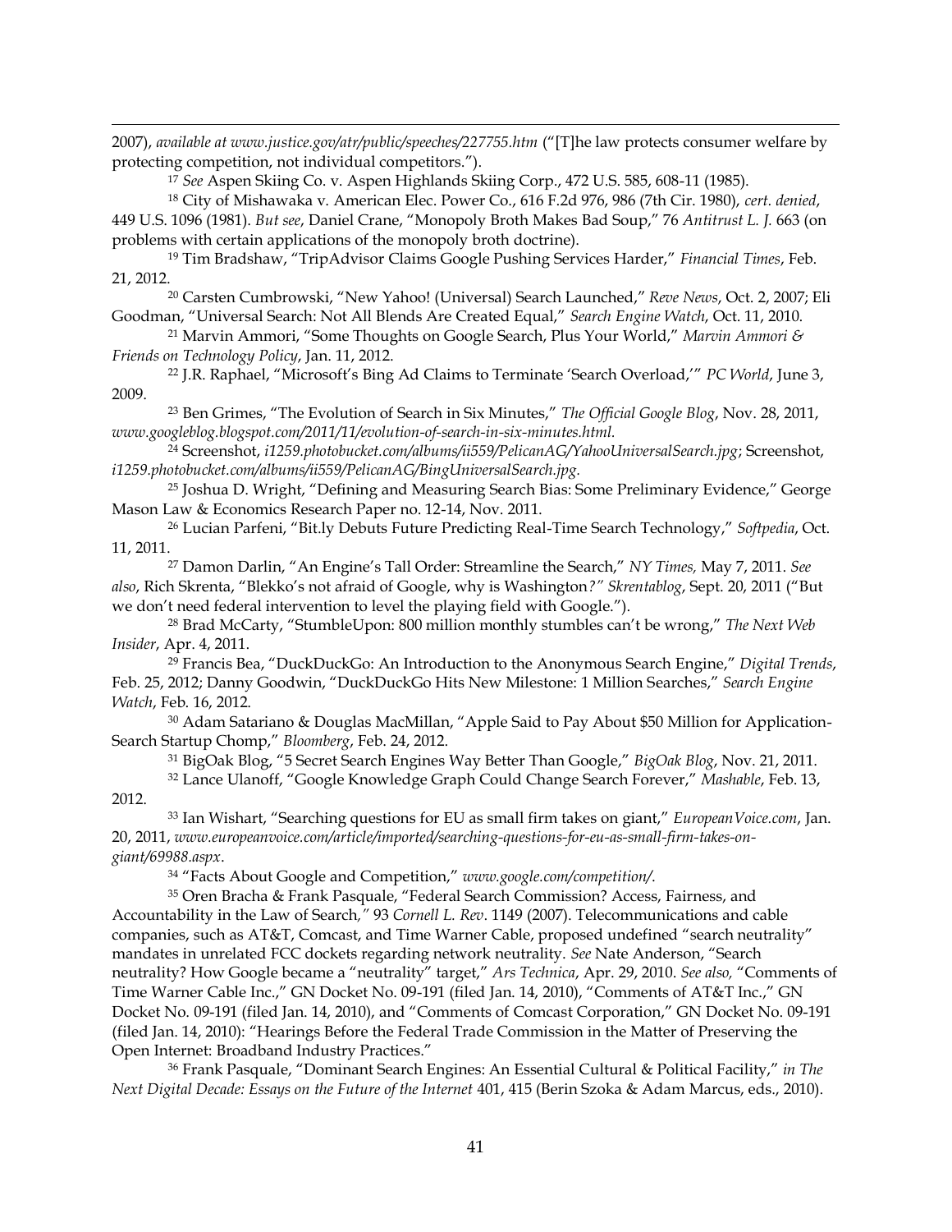2007), *available at www.justice.gov/atr/public/speeches/227755.htm* ("[T]he law protects consumer welfare by protecting competition, not individual competitors.").

[17] *See* Aspen Skiing Co. v. Aspen Highlands Skiing Corp., 472 U.S. 585, 608-11 (1985).

[18] City of Mishawaka v. American Elec. Power Co., 616 F.2d 976, 986 (7th Cir. 1980), *cert. denied*, 449 U.S. 1096 (1981). *But see*, Daniel Crane, "Monopoly Broth Makes Bad Soup," 76 *Antitrust L. J.* 663 (on problems with certain applications of the monopoly broth doctrine).

[19] Tim Bradshaw, "TripAdvisor Claims Google Pushing Services Harder," *Financial Times*, Feb. 21, 2012.

[20] Carsten Cumbrowski, "New Yahoo! (Universal) Search Launched," *Reve News*, Oct. 2, 2007; Eli Goodman, "Universal Search: Not All Blends Are Created Equal," *Search Engine Watch*, Oct. 11, 2010.

[21] Marvin Ammori, "Some Thoughts on Google Search, Plus Your World," *Marvin Ammori & Friends on Technology Policy*, Jan. 11, 2012.

[22] J.R. Raphael, "Microsoft's Bing Ad Claims to Terminate 'Search Overload,'" *PC World*, June 3, 2009.

[23] Ben Grimes, "The Evolution of Search in Six Minutes," *The Official Google Blog*, Nov. 28, 2011, *www.googleblog.blogspot.com/2011/11/evolution-of-search-in-six-minutes.html.*

[24] Screenshot, *i1259.photobucket.com/albums/ii559/PelicanAG/YahooUniversalSearch.jpg*; Screenshot, *i1259.photobucket.com/albums/ii559/PelicanAG/BingUniversalSearch.jpg.*

[25] Joshua D. Wright, "Defining and Measuring Search Bias: Some Preliminary Evidence," George Mason Law & Economics Research Paper no. 12-14, Nov. 2011.

[26] Lucian Parfeni, "Bit.ly Debuts Future Predicting Real-Time Search Technology," *Softpedia*, Oct. 11, 2011.

[27] Damon Darlin, "An Engine's Tall Order: Streamline the Search," *NY Times,* May 7, 2011. *See also*, Rich Skrenta, "Blekko's not afraid of Google, why is Washington*?" Skrentablog*, Sept. 20, 2011 ("But we don't need federal intervention to level the playing field with Google.").

[28] Brad McCarty, "StumbleUpon: 800 million monthly stumbles can't be wrong," *The Next Web Insider*, Apr. 4, 2011.

[29] Francis Bea, "DuckDuckGo: An Introduction to the Anonymous Search Engine," *Digital Trends*, Feb. 25, 2012; Danny Goodwin, "DuckDuckGo Hits New Milestone: 1 Million Searches," *Search Engine Watch*, Feb. 16, 2012.

[30] Adam Satariano & Douglas MacMillan, "Apple Said to Pay About $50 Million for Application-Search Startup Chomp," *Bloomberg*, Feb. 24, 2012.

[31] BigOak Blog, "5 Secret Search Engines Way Better Than Google," *BigOak Blog*, Nov. 21, 2011.

[32] Lance Ulanoff, "Google Knowledge Graph Could Change Search Forever," *Mashable*, Feb. 13, 2012.

[33] Ian Wishart, "Searching questions for EU as small firm takes on giant," *EuropeanVoice.com*, Jan. 20, 2011, *www.europeanvoice.com/article/imported/searching-questions-for-eu-as-small-firm-takes-on-giant/69988.aspx*.

[34] "Facts About Google and Competition," *www.google.com/competition/*.

[35] Oren Bracha & Frank Pasquale, "Federal Search Commission? Access, Fairness, and Accountability in the Law of Search*,"* 93 *Cornell L. Rev*. 1149 (2007). Telecommunications and cable companies, such as AT&T, Comcast, and Time Warner Cable, proposed undefined "search neutrality" mandates in unrelated FCC dockets regarding network neutrality. *See* Nate Anderson, "Search neutrality? How Google became a "neutrality" target," *Ars Technica*, Apr. 29, 2010. *See also,* "Comments of Time Warner Cable Inc.," GN Docket No. 09-191 (filed Jan. 14, 2010), "Comments of AT&T Inc.," GN Docket No. 09-191 (filed Jan. 14, 2010), and "Comments of Comcast Corporation," GN Docket No. 09-191 (filed Jan. 14, 2010): "Hearings Before the Federal Trade Commission in the Matter of Preserving the Open Internet: Broadband Industry Practices."

[36] Frank Pasquale, "Dominant Search Engines: An Essential Cultural & Political Facility," *in The Next Digital Decade: Essays on the Future of the Internet* 401, 415 (Berin Szoka & Adam Marcus, eds., 2010).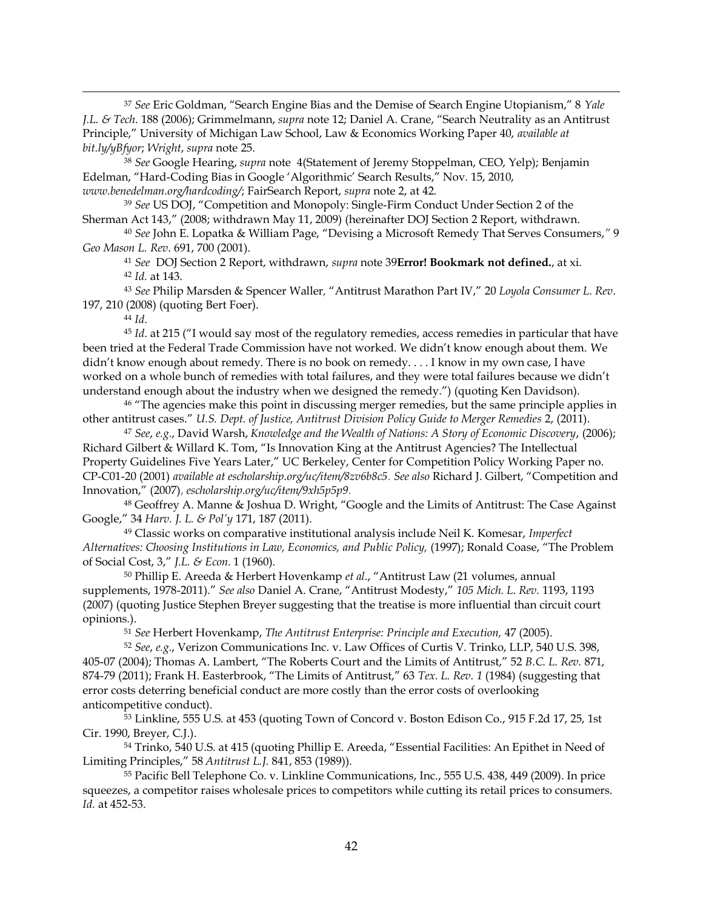[37] *See* Eric Goldman, "Search Engine Bias and the Demise of Search Engine Utopianism," 8 *Yale J.L. & Tech.* 188 (2006); Grimmelmann, *supra* note 12; Daniel A. Crane, "Search Neutrality as an Antitrust Principle," University of Michigan Law School, Law & Economics Working Paper 40, *available at bit.ly/yBfyor*; *Wright*, *supra* note 25.

[38] *See* Google Hearing, *supra* note 4(Statement of Jeremy Stoppelman, CEO, Yelp); Benjamin Edelman, "Hard-Coding Bias in Google 'Algorithmic' Search Results," Nov. 15, 2010, *www.benedelman.org/hardcoding/*; FairSearch Report, *supra* note 2, at 42.

[39] *See* US DOJ, "Competition and Monopoly: Single-Firm Conduct Under Section 2 of the Sherman Act 143," (2008; withdrawn May 11, 2009) (hereinafter DOJ Section 2 Report, withdrawn.

[40] *See* John E. Lopatka & William Page, "Devising a Microsoft Remedy That Serves Consumers," 9 *Geo Mason L. Rev*. 691, 700 (2001).

[41] *See* DOJ Section 2 Report, withdrawn, *supra* note 39**Error! Bookmark not defined.**, at xi.

[42] *Id.* at 143.

[43] *See* Philip Marsden & Spencer Waller, "Antitrust Marathon Part IV," 20 *Loyola Consumer L. Rev*. 197, 210 (2008) (quoting Bert Foer).

[44] *Id*.

[45] *Id*. at 215 ("I would say most of the regulatory remedies, access remedies in particular that have been tried at the Federal Trade Commission have not worked. We didn't know enough about them. We didn't know enough about remedy. There is no book on remedy. . . . I know in my own case, I have worked on a whole bunch of remedies with total failures, and they were total failures because we didn't understand enough about the industry when we designed the remedy.") (quoting Ken Davidson).

[46] "The agencies make this point in discussing merger remedies, but the same principle applies in other antitrust cases." *U.S. Dept. of Justice, Antitrust Division Policy Guide to Merger Remedies* 2, (2011).

[47] *See*, *e.g.*, David Warsh, *Knowledge and the Wealth of Nations: A Story of Economic Discovery*, (2006); Richard Gilbert & Willard K. Tom, "Is Innovation King at the Antitrust Agencies? The Intellectual Property Guidelines Five Years Later," UC Berkeley, Center for Competition Policy Working Paper no. CP-C01-20 (2001) *available at escholarship.org/uc/item/8zv6b8c5*. *See also* Richard J. Gilbert, "Competition and Innovation," (2007), *escholarship.org/uc/item/9xh5p5p9*.

[48] Geoffrey A. Manne & Joshua D. Wright, "Google and the Limits of Antitrust: The Case Against Google," 34 *Harv. J. L. & Pol'y* 171, 187 (2011).

[49] Classic works on comparative institutional analysis include Neil K. Komesar, *Imperfect Alternatives: Choosing Institutions in Law, Economics, and Public Policy,* (1997); Ronald Coase, "The Problem of Social Cost, 3," *J.L. & Econ.* 1 (1960).

[50] Phillip E. Areeda & Herbert Hovenkamp *et al*., "Antitrust Law (21 volumes, annual supplements, 1978-2011)." *See also* Daniel A. Crane, "Antitrust Modesty," *105 Mich. L. Rev.* 1193, 1193 (2007) (quoting Justice Stephen Breyer suggesting that the treatise is more influential than circuit court opinions.).

[51] *See* Herbert Hovenkamp, *The Antitrust Enterprise: Principle and Execution,* 47 (2005).

[52] *See*, *e.g.*, Verizon Communications Inc. v. Law Offices of Curtis V. Trinko, LLP, 540 U.S. 398, 405-07 (2004); Thomas A. Lambert, "The Roberts Court and the Limits of Antitrust," 52 *B.C. L. Rev.* 871, 874-79 (2011); Frank H. Easterbrook, "The Limits of Antitrust," 63 *Tex. L. Rev. 1* (1984) (suggesting that error costs deterring beneficial conduct are more costly than the error costs of overlooking anticompetitive conduct).

[53] Linkline, 555 U.S. at 453 (quoting Town of Concord v. Boston Edison Co., 915 F.2d 17, 25, 1st Cir. 1990, Breyer, C.J.).

[54] Trinko, 540 U.S. at 415 (quoting Phillip E. Areeda, "Essential Facilities: An Epithet in Need of Limiting Principles," 58 *Antitrust L.J.* 841, 853 (1989)).

[55] Pacific Bell Telephone Co. v. Linkline Communications, Inc., 555 U.S. 438, 449 (2009). In price squeezes, a competitor raises wholesale prices to competitors while cutting its retail prices to consumers. *Id.* at 452-53.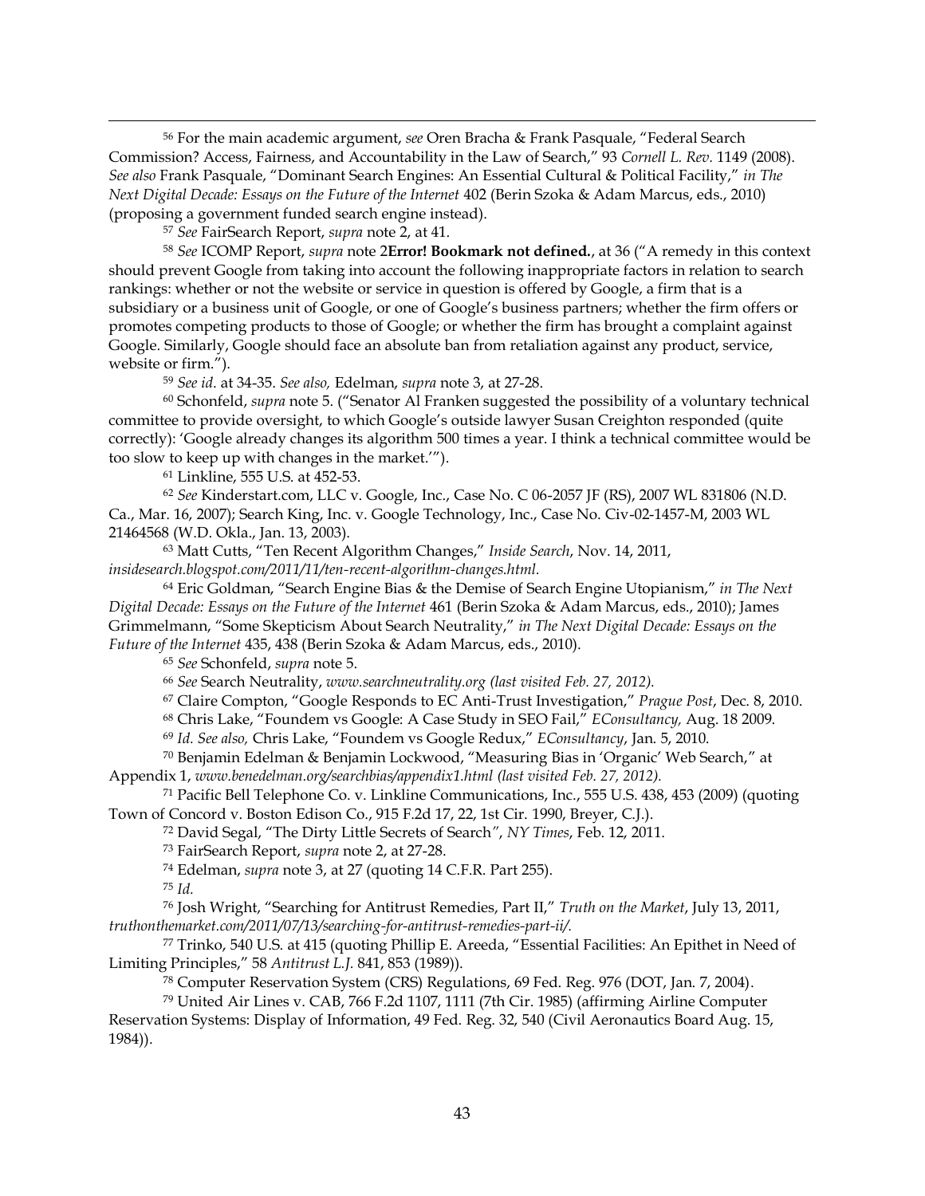[56] For the main academic argument, *see* Oren Bracha & Frank Pasquale, "Federal Search Commission? Access, Fairness, and Accountability in the Law of Search," 93 *Cornell L. Rev.* 1149 (2008). *See also* Frank Pasquale, "Dominant Search Engines: An Essential Cultural & Political Facility," *in The Next Digital Decade: Essays on the Future of the Internet* 402 (Berin Szoka & Adam Marcus, eds., 2010) (proposing a government funded search engine instead).

[57] *See* FairSearch Report, *supra* note 2, at 41.

[58] *See* ICOMP Report, *supra* note 2**Error! Bookmark not defined.**, at 36 ("A remedy in this context should prevent Google from taking into account the following inappropriate factors in relation to search rankings: whether or not the website or service in question is offered by Google, a firm that is a subsidiary or a business unit of Google, or one of Google's business partners; whether the firm offers or promotes competing products to those of Google; or whether the firm has brought a complaint against Google. Similarly, Google should face an absolute ban from retaliation against any product, service, website or firm.").

[59] *See id*. at 34-35. *See also,* Edelman, *supra* note 3, at 27-28.

[60] Schonfeld, *supra* note 5. ("Senator Al Franken suggested the possibility of a voluntary technical committee to provide oversight, to which Google's outside lawyer Susan Creighton responded (quite correctly): 'Google already changes its algorithm 500 times a year. I think a technical committee would be too slow to keep up with changes in the market.'").

[61] Linkline, 555 U.S. at 452-53.

[62] *See* Kinderstart.com, LLC v. Google, Inc., Case No. C 06-2057 JF (RS), 2007 WL 831806 (N.D. Ca., Mar. 16, 2007); Search King, Inc. v. Google Technology, Inc., Case No. Civ-02-1457-M, 2003 WL 21464568 (W.D. Okla., Jan. 13, 2003).

[63] Matt Cutts, "Ten Recent Algorithm Changes," *Inside Search*, Nov. 14, 2011, *insidesearch.blogspot.com/2011/11/ten-recent-algorithm-changes.html.*

[64] Eric Goldman, "Search Engine Bias & the Demise of Search Engine Utopianism," *in The Next Digital Decade: Essays on the Future of the Internet* 461 (Berin Szoka & Adam Marcus, eds., 2010); James Grimmelmann, "Some Skepticism About Search Neutrality," *in The Next Digital Decade: Essays on the Future of the Internet* 435, 438 (Berin Szoka & Adam Marcus, eds., 2010).

[65] *See* Schonfeld, *supra* note 5.

[66] *See* Search Neutrality, *www.searchneutrality.org (last visited Feb. 27, 2012).*

[67] Claire Compton, "Google Responds to EC Anti-Trust Investigation," *Prague Post*, Dec. 8, 2010.

[68] Chris Lake, "Foundem vs Google: A Case Study in SEO Fail," *EConsultancy,* Aug. 18 2009.

[69] *Id. See also,* Chris Lake, "Foundem vs Google Redux," *EConsultancy*, Jan. 5, 2010.

[70] Benjamin Edelman & Benjamin Lockwood, "Measuring Bias in 'Organic' Web Search," at Appendix 1, *www.benedelman.org/searchbias/appendix1.html (last visited Feb. 27, 2012).*

[71] Pacific Bell Telephone Co. v. Linkline Communications, Inc., 555 U.S. 438, 453 (2009) (quoting Town of Concord v. Boston Edison Co., 915 F.2d 17, 22, 1st Cir. 1990, Breyer, C.J.).

[72] David Segal, "The Dirty Little Secrets of Search", *NY Times*, Feb. 12, 2011.

[73] FairSearch Report, *supra* note 2, at 27-28.

[74] Edelman, *supra* note 3, at 27 (quoting 14 C.F.R. Part 255).

[75] *Id.*

[76] Josh Wright, "Searching for Antitrust Remedies, Part II," *Truth on the Market*, July 13, 2011, *truthonthemarket.com/2011/07/13/searching-for-antitrust-remedies-part-ii/.*

[77] Trinko, 540 U.S. at 415 (quoting Phillip E. Areeda, "Essential Facilities: An Epithet in Need of Limiting Principles," 58 *Antitrust L.J.* 841, 853 (1989)).

[78] Computer Reservation System (CRS) Regulations, 69 Fed. Reg. 976 (DOT, Jan. 7, 2004).

[79] United Air Lines v. CAB, 766 F.2d 1107, 1111 (7th Cir. 1985) (affirming Airline Computer Reservation Systems: Display of Information, 49 Fed. Reg. 32, 540 (Civil Aeronautics Board Aug. 15, 1984)).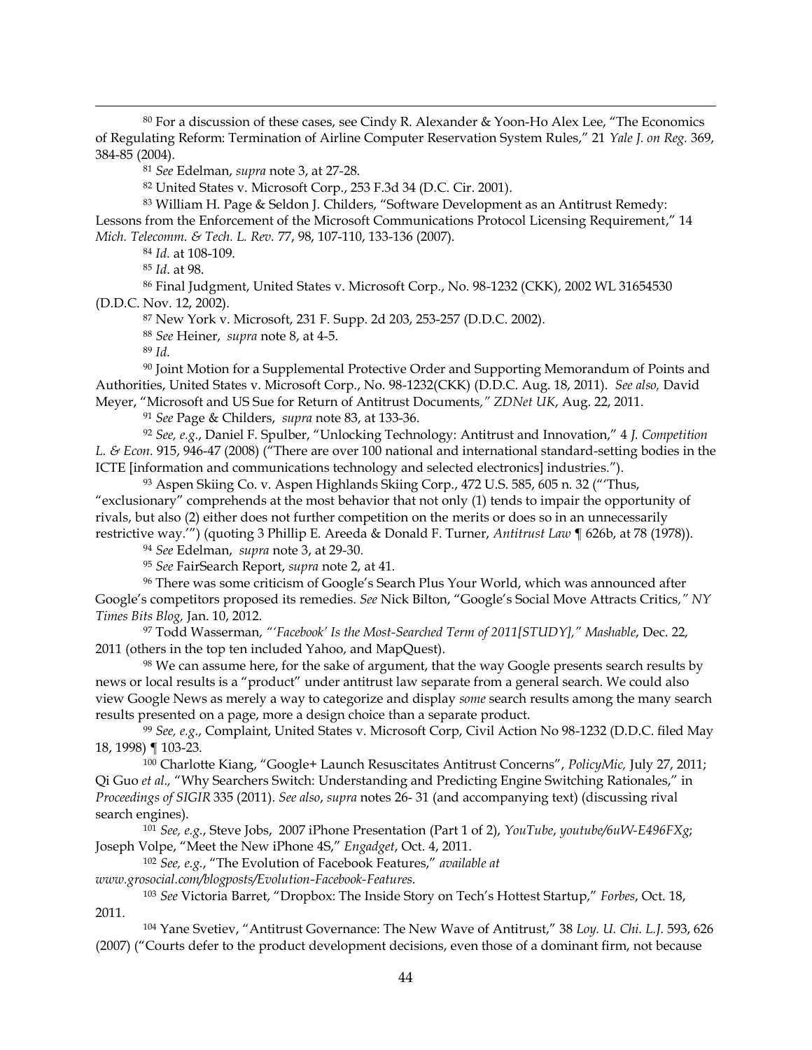[80] For a discussion of these cases, see Cindy R. Alexander & Yoon-Ho Alex Lee, "The Economics of Regulating Reform: Termination of Airline Computer Reservation System Rules," 21 *Yale J. on Reg.* 369, 384-85 (2004).

[81] *See* Edelman, *supra* note 3, at 27-28.

[82] United States v. Microsoft Corp., 253 F.3d 34 (D.C. Cir. 2001).

[83] William H. Page & Seldon J. Childers, "Software Development as an Antitrust Remedy: Lessons from the Enforcement of the Microsoft Communications Protocol Licensing Requirement," 14 *Mich. Telecomm. & Tech. L. Rev.* 77, 98, 107-110, 133-136 (2007).

[84] *Id.* at 108-109.

[85] *Id*. at 98.

[86] Final Judgment, United States v. Microsoft Corp., No. 98-1232 (CKK), 2002 WL 31654530 (D.D.C. Nov. 12, 2002).

[87] New York v. Microsoft, 231 F. Supp. 2d 203, 253-257 (D.D.C. 2002).

[88] *See* Heiner, *supra* note 8, at 4-5.

[89] *Id.*

[90] Joint Motion for a Supplemental Protective Order and Supporting Memorandum of Points and Authorities, United States v. Microsoft Corp., No. 98-1232(CKK) (D.D.C. Aug. 18, 2011). *See also,* David Meyer, "Microsoft and US Sue for Return of Antitrust Documents*," ZDNet UK*, Aug. 22, 2011.

[91] *See* Page & Childers, *supra* note 83, at 133-36.

[92] *See, e.g.*, Daniel F. Spulber, "Unlocking Technology: Antitrust and Innovation," 4 *J. Competition L. & Econ.* 915, 946-47 (2008) ("There are over 100 national and international standard-setting bodies in the ICTE [information and communications technology and selected electronics] industries.").

[93] Aspen Skiing Co. v. Aspen Highlands Skiing Corp., 472 U.S. 585, 605 n. 32 ("'Thus, "exclusionary" comprehends at the most behavior that not only (1) tends to impair the opportunity of rivals, but also (2) either does not further competition on the merits or does so in an unnecessarily restrictive way.'") (quoting 3 Phillip E. Areeda & Donald F. Turner, *Antitrust Law* ¶ 626b, at 78 (1978)).

[94] *See* Edelman, *supra* note 3, at 29-30.

[95] *See* FairSearch Report, *supra* note 2, at 41.

[96] There was some criticism of Google's Search Plus Your World, which was announced after Google's competitors proposed its remedies. *See* Nick Bilton, "Google's Social Move Attracts Critics*," NY Times Bits Blog,* Jan. 10, 2012.

[97] Todd Wasserman, *"'Facebook' Is the Most-Searched Term of 2011[STUDY]," Mashable*, Dec. 22, 2011 (others in the top ten included Yahoo, and MapQuest).

[98] We can assume here, for the sake of argument, that the way Google presents search results by news or local results is a "product" under antitrust law separate from a general search. We could also view Google News as merely a way to categorize and display *some* search results among the many search results presented on a page, more a design choice than a separate product.

[99] *See, e.g.*, Complaint, United States v. Microsoft Corp, Civil Action No 98-1232 (D.D.C. filed May 18, 1998) ¶ 103-23.

[100] Charlotte Kiang, "Google+ Launch Resuscitates Antitrust Concerns", *PolicyMic,* July 27, 2011; Qi Guo *et al.,* "Why Searchers Switch: Understanding and Predicting Engine Switching Rationales," in *Proceedings of SIGIR* 335 (2011). *See also*, *supra* notes 26- 31 (and accompanying text) (discussing rival search engines).

[101] *See, e.g.*, Steve Jobs, 2007 iPhone Presentation (Part 1 of 2), *YouTube*, *youtube/6uW-E496FXg*; Joseph Volpe, "Meet the New iPhone 4S," *Engadget*, Oct. 4, 2011.

[102] *See, e.g.*, "The Evolution of Facebook Features," *available at www.grosocial.com/blogposts/Evolution-Facebook-Features*.

[103] *See* Victoria Barret, "Dropbox: The Inside Story on Tech's Hottest Startup," *Forbes*, Oct. 18, 2011.

[104] Yane Svetiev, "Antitrust Governance: The New Wave of Antitrust," 38 *Loy. U. Chi. L.J.* 593, 626 (2007) ("Courts defer to the product development decisions, even those of a dominant firm, not because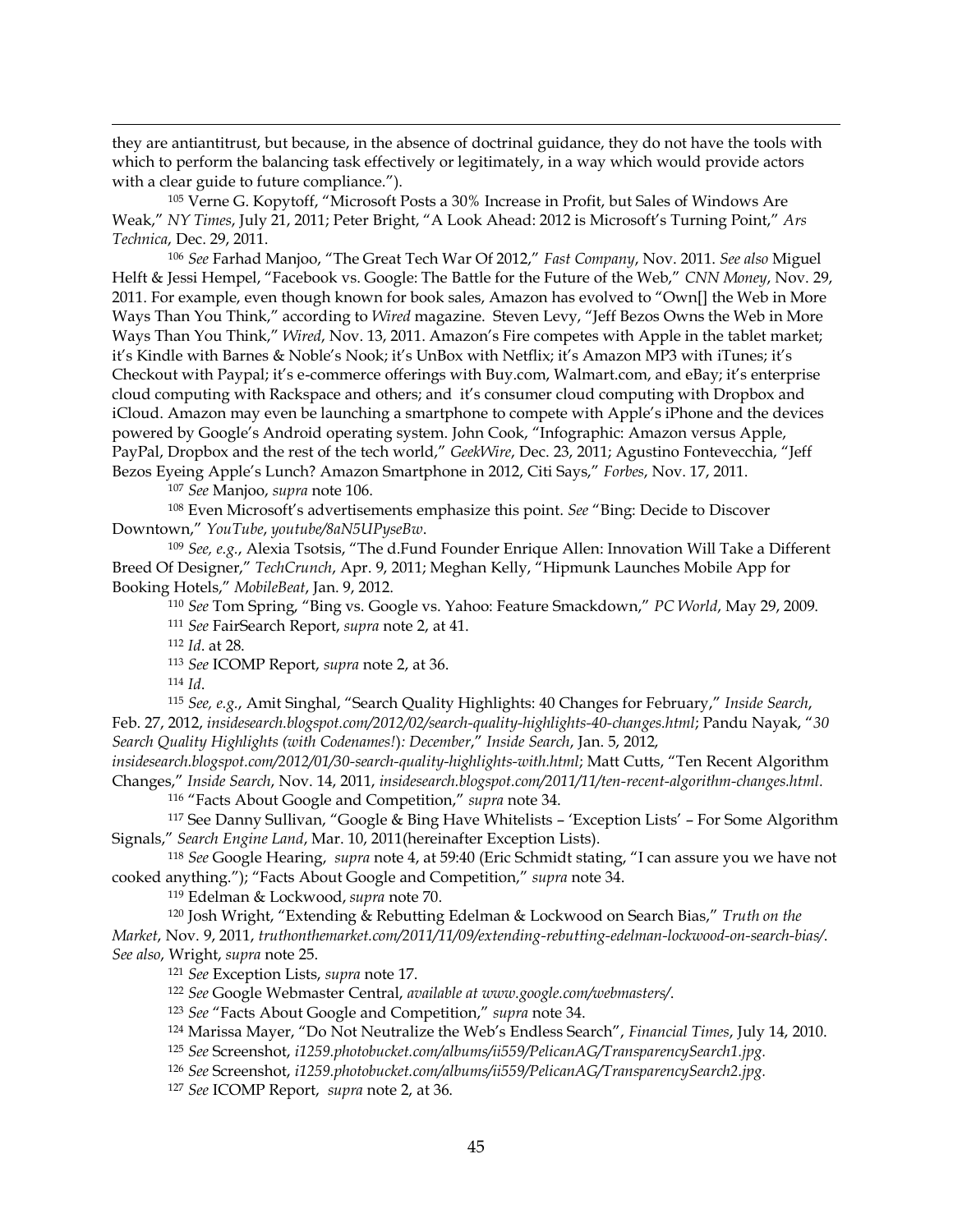they are antiantitrust, but because, in the absence of doctrinal guidance, they do not have the tools with which to perform the balancing task effectively or legitimately, in a way which would provide actors with a clear guide to future compliance.").

[105] Verne G. Kopytoff, "Microsoft Posts a 30% Increase in Profit, but Sales of Windows Are Weak," *NY Times*, July 21, 2011; Peter Bright, "A Look Ahead: 2012 is Microsoft's Turning Point," *Ars Technica*, Dec. 29, 2011.

[106] *See* Farhad Manjoo, "The Great Tech War Of 2012," *Fast Company*, Nov. 2011. *See also* Miguel Helft & Jessi Hempel, "Facebook vs. Google: The Battle for the Future of the Web," *CNN Money*, Nov. 29, 2011. For example, even though known for book sales, Amazon has evolved to "Own[] the Web in More Ways Than You Think," according to *Wired* magazine. Steven Levy, "Jeff Bezos Owns the Web in More Ways Than You Think," *Wired*, Nov. 13, 2011. Amazon's Fire competes with Apple in the tablet market; it's Kindle with Barnes & Noble's Nook; it's UnBox with Netflix; it's Amazon MP3 with iTunes; it's Checkout with Paypal; it's e-commerce offerings with Buy.com, Walmart.com, and eBay; it's enterprise cloud computing with Rackspace and others; and it's consumer cloud computing with Dropbox and iCloud. Amazon may even be launching a smartphone to compete with Apple's iPhone and the devices powered by Google's Android operating system. John Cook, "Infographic: Amazon versus Apple, PayPal, Dropbox and the rest of the tech world," *GeekWire*, Dec. 23, 2011; Agustino Fontevecchia, "Jeff Bezos Eyeing Apple's Lunch? Amazon Smartphone in 2012, Citi Says," *Forbes*, Nov. 17, 2011.

[107] *See* Manjoo, *supra* note 106.

[108] Even Microsoft's advertisements emphasize this point. *See* "Bing: Decide to Discover Downtown," *YouTube*, *youtube/8aN5UPyseBw*.

[109] *See, e.g.*, Alexia Tsotsis, "The d.Fund Founder Enrique Allen: Innovation Will Take a Different Breed Of Designer," *TechCrunch*, Apr. 9, 2011; Meghan Kelly, "Hipmunk Launches Mobile App for Booking Hotels," *MobileBeat*, Jan. 9, 2012.

[110] *See* Tom Spring, "Bing vs. Google vs. Yahoo: Feature Smackdown," *PC World*, May 29, 2009.

[111] *See* FairSearch Report, *supra* note 2, at 41.

[112] *Id*. at 28.

[113] *See* ICOMP Report, *supra* note 2, at 36.

[114] *Id*.

[115] *See, e.g.*, Amit Singhal, "Search Quality Highlights: 40 Changes for February," *Inside Search*, Feb. 27, 2012, *insidesearch.blogspot.com/2012/02/search-quality-highlights-40-changes.html*; Pandu Nayak, "*30 Search Quality Highlights (with Codenames!): December*," *Inside Search*, Jan. 5, 2012, *insidesearch.blogspot.com/2012/01/30-search-quality-highlights-with.html*; Matt Cutts, "Ten Recent Algorithm Changes," *Inside Search*, Nov. 14, 2011, *insidesearch.blogspot.com/2011/11/ten-recent-algorithm-changes.html.*

[116] "Facts About Google and Competition," *supra* note 34.

[117] See Danny Sullivan, "Google & Bing Have Whitelists – 'Exception Lists' – For Some Algorithm Signals," *Search Engine Land*, Mar. 10, 2011(hereinafter Exception Lists).

[118] *See* Google Hearing, *supra* note 4, at 59:40 (Eric Schmidt stating, "I can assure you we have not cooked anything."); "Facts About Google and Competition," *supra* note 34.

[119] Edelman & Lockwood, *supra* note 70.

[120] Josh Wright, "Extending & Rebutting Edelman & Lockwood on Search Bias," *Truth on the Market*, Nov. 9, 2011, *truthonthemarket.com/2011/11/09/extending-rebutting-edelman-lockwood-on-search-bias/*. *See also*, Wright, *supra* note 25.

[121] *See* Exception Lists, *supra* note 17.

[122] *See* Google Webmaster Central, *available at www.google.com/webmasters/*.

[123] *See* "Facts About Google and Competition," *supra* note 34.

[124] Marissa Mayer, "Do Not Neutralize the Web's Endless Search", *Financial Times*, July 14, 2010.

[125] *See* Screenshot, *i1259.photobucket.com/albums/ii559/PelicanAG/TransparencySearch1.jpg.*

[126] *See* Screenshot, *i1259.photobucket.com/albums/ii559/PelicanAG/TransparencySearch2.jpg.*

[127] *See* ICOMP Report, *supra* note 2, at 36.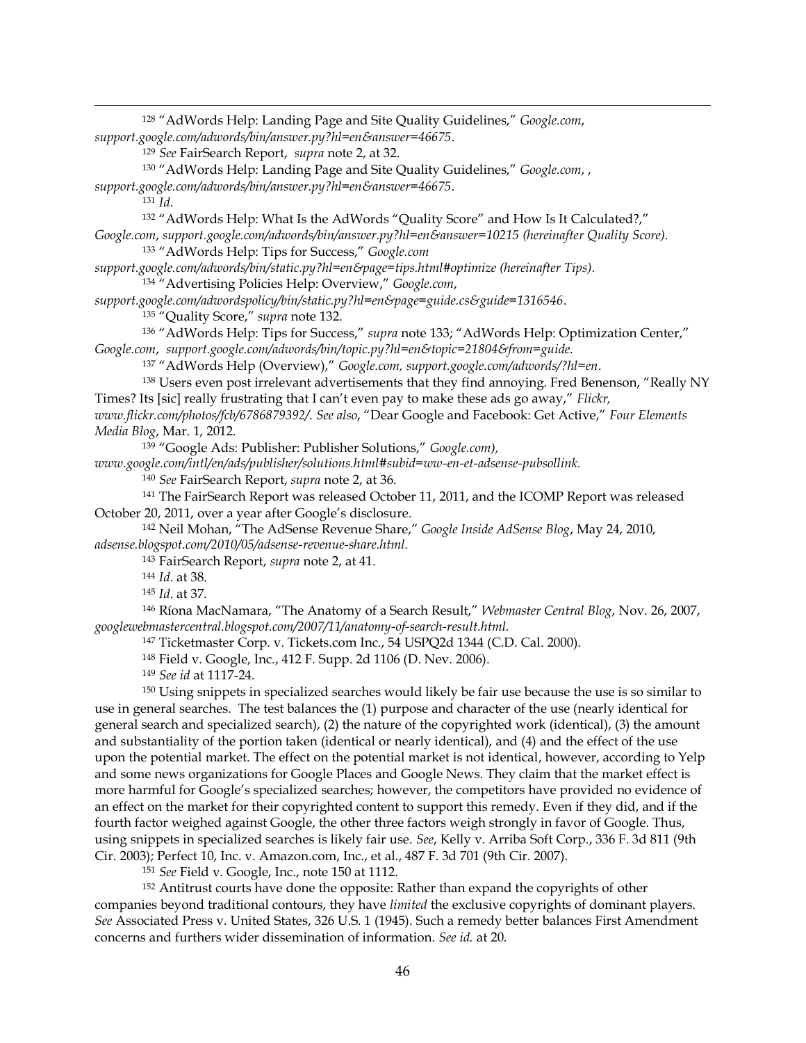[128] "AdWords Help: Landing Page and Site Quality Guidelines," *Google.com*, *support.google.com/adwords/bin/answer.py?hl=en&answer=46675*.

[129] *See* FairSearch Report, *supra* note 2, at 32.

[130] "AdWords Help: Landing Page and Site Quality Guidelines," *Google.com*, , *support.google.com/adwords/bin/answer.py?hl=en&answer=46675*.

[131] *Id*.

[132] "AdWords Help: What Is the AdWords "Quality Score" and How Is It Calculated?," *Google.com*, *support.google.com/adwords/bin/answer.py?hl=en&answer=10215 (hereinafter Quality Score).*

[133] "AdWords Help: Tips for Success," *Google.com support.google.com/adwords/bin/static.py?hl=en&page=tips.html#optimize (hereinafter Tips).*

[134] "Advertising Policies Help: Overview," *Google.com*, *support.google.com/adwordspolicy/bin/static.py?hl=en&page=guide.cs&guide=1316546*.

[135] "Quality Score," *supra* note 132.

[136] "AdWords Help: Tips for Success," *supra* note 133; "AdWords Help: Optimization Center," *Google.com*, *support.google.com/adwords/bin/topic.py?hl=en&topic=21804&from=guide.*

[137] "AdWords Help (Overview)," *Google.com, support.google.com/adwords/?hl=en*.

[138] Users even post irrelevant advertisements that they find annoying. Fred Benenson, "Really NY Times? Its [sic] really frustrating that I can't even pay to make these ads go away," *Flickr, www.flickr.com/photos/fcb/6786879392/. See also*, "Dear Google and Facebook: Get Active," *Four Elements Media Blog*, Mar. 1, 2012.

[139] "Google Ads: Publisher: Publisher Solutions," *Google.com), www.google.com/intl/en/ads/publisher/solutions.html#subid=ww-en-et-adsense-pubsollink.*

[140] *See* FairSearch Report, *supra* note 2, at 36.

[141] The FairSearch Report was released October 11, 2011, and the ICOMP Report was released October 20, 2011, over a year after Google's disclosure.

[142] Neil Mohan, "The AdSense Revenue Share," *Google Inside AdSense Blog*, May 24, 2010, *adsense.blogspot.com/2010/05/adsense-revenue-share.html.*

[143] FairSearch Report, *supra* note 2, at 41.

[144] *Id*. at 38.

[145] *Id*. at 37.

[146] Ríona MacNamara, "The Anatomy of a Search Result," *Webmaster Central Blog*, Nov. 26, 2007, *googlewebmastercentral.blogspot.com/2007/11/anatomy-of-search-result.html.*

[147] Ticketmaster Corp. v. Tickets.com Inc., 54 USPQ2d 1344 (C.D. Cal. 2000).

[148] Field v. Google, Inc., 412 F. Supp. 2d 1106 (D. Nev. 2006).

[149] *See id* at 1117-24.

[150] Using snippets in specialized searches would likely be fair use because the use is so similar to use in general searches. The test balances the (1) purpose and character of the use (nearly identical for general search and specialized search), (2) the nature of the copyrighted work (identical), (3) the amount and substantiality of the portion taken (identical or nearly identical), and (4) and the effect of the use upon the potential market. The effect on the potential market is not identical, however, according to Yelp and some news organizations for Google Places and Google News. They claim that the market effect is more harmful for Google's specialized searches; however, the competitors have provided no evidence of an effect on the market for their copyrighted content to support this remedy. Even if they did, and if the fourth factor weighed against Google, the other three factors weigh strongly in favor of Google. Thus, using snippets in specialized searches is likely fair use. *See*, Kelly v. Arriba Soft Corp., 336 F. 3d 811 (9th Cir. 2003); Perfect 10, Inc. v. Amazon.com, Inc., et al., 487 F. 3d 701 (9th Cir. 2007).

[151] *See* Field v. Google, Inc., note 150 at 1112.

[152] Antitrust courts have done the opposite: Rather than expand the copyrights of other companies beyond traditional contours, they have *limited* the exclusive copyrights of dominant players. *See* Associated Press v. United States, 326 U.S. 1 (1945). Such a remedy better balances First Amendment concerns and furthers wider dissemination of information. *See id.* at 20.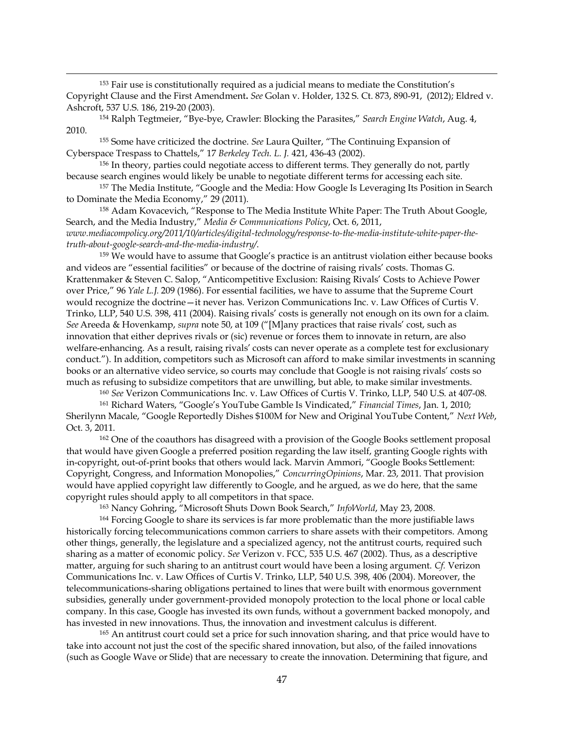[153] Fair use is constitutionally required as a judicial means to mediate the Constitution's Copyright Clause and the First Amendment**.** *See* Golan v. Holder, 132 S. Ct. 873, 890-91, (2012); Eldred v. Ashcroft, 537 U.S. 186, 219-20 (2003).

[154] Ralph Tegtmeier, "Bye-bye, Crawler: Blocking the Parasites," *Search Engine Watch*, Aug. 4, 2010.

[155] Some have criticized the doctrine. *See* Laura Quilter, "The Continuing Expansion of Cyberspace Trespass to Chattels," 17 *Berkeley Tech. L. J.* 421, 436-43 (2002).

[156] In theory, parties could negotiate access to different terms. They generally do not, partly because search engines would likely be unable to negotiate different terms for accessing each site.

[157] The Media Institute, "Google and the Media: How Google Is Leveraging Its Position in Search to Dominate the Media Economy," 29 (2011).

[158] Adam Kovacevich, "Response to The Media Institute White Paper: The Truth About Google, Search, and the Media Industry," *Media & Communications Policy*, Oct. 6, 2011, *www.mediacompolicy.org/2011/10/articles/digital-technology/response-to-the-media-institute-white-paper-the-truth-about-google-search-and-the-media-industry/*.

[159] We would have to assume that Google's practice is an antitrust violation either because books and videos are "essential facilities" or because of the doctrine of raising rivals' costs. Thomas G. Krattenmaker & Steven C. Salop, "Anticompetitive Exclusion: Raising Rivals' Costs to Achieve Power over Price," 96 *Yale L.J.* 209 (1986). For essential facilities, we have to assume that the Supreme Court would recognize the doctrine—it never has. Verizon Communications Inc. v. Law Offices of Curtis V. Trinko, LLP, 540 U.S. 398, 411 (2004). Raising rivals' costs is generally not enough on its own for a claim. *See* Areeda & Hovenkamp, *supra* note 50, at 109 ("[M]any practices that raise rivals' cost, such as innovation that either deprives rivals or (sic) revenue or forces them to innovate in return, are also welfare-enhancing. As a result, raising rivals' costs can never operate as a complete test for exclusionary conduct."). In addition, competitors such as Microsoft can afford to make similar investments in scanning books or an alternative video service, so courts may conclude that Google is not raising rivals' costs so much as refusing to subsidize competitors that are unwilling, but able, to make similar investments.

[160] *See* Verizon Communications Inc. v. Law Offices of Curtis V. Trinko, LLP, 540 U.S. at 407-08.

[161] Richard Waters, "Google's YouTube Gamble Is Vindicated," *Financial Times*, Jan. 1, 2010; Sherilynn Macale, "Google Reportedly Dishes $100M for New and Original YouTube Content," *Next Web*, Oct. 3, 2011.

[162] One of the coauthors has disagreed with a provision of the Google Books settlement proposal that would have given Google a preferred position regarding the law itself, granting Google rights with in-copyright, out-of-print books that others would lack. Marvin Ammori, "Google Books Settlement: Copyright, Congress, and Information Monopolies," *ConcurringOpinions*, Mar. 23, 2011. That provision would have applied copyright law differently to Google, and he argued, as we do here, that the same copyright rules should apply to all competitors in that space.

[163] Nancy Gohring, "Microsoft Shuts Down Book Search," *InfoWorld*, May 23, 2008.

[164] Forcing Google to share its services is far more problematic than the more justifiable laws historically forcing telecommunications common carriers to share assets with their competitors. Among other things, generally, the legislature and a specialized agency, not the antitrust courts, required such sharing as a matter of economic policy. *See* Verizon v. FCC, 535 U.S. 467 (2002). Thus, as a descriptive matter, arguing for such sharing to an antitrust court would have been a losing argument. *Cf.* Verizon Communications Inc. v. Law Offices of Curtis V. Trinko, LLP, 540 U.S. 398, 406 (2004). Moreover, the telecommunications-sharing obligations pertained to lines that were built with enormous government subsidies, generally under government-provided monopoly protection to the local phone or local cable company. In this case, Google has invested its own funds, without a government backed monopoly, and has invested in new innovations. Thus, the innovation and investment calculus is different.

[165] An antitrust court could set a price for such innovation sharing, and that price would have to take into account not just the cost of the specific shared innovation, but also, of the failed innovations (such as Google Wave or Slide) that are necessary to create the innovation. Determining that figure, and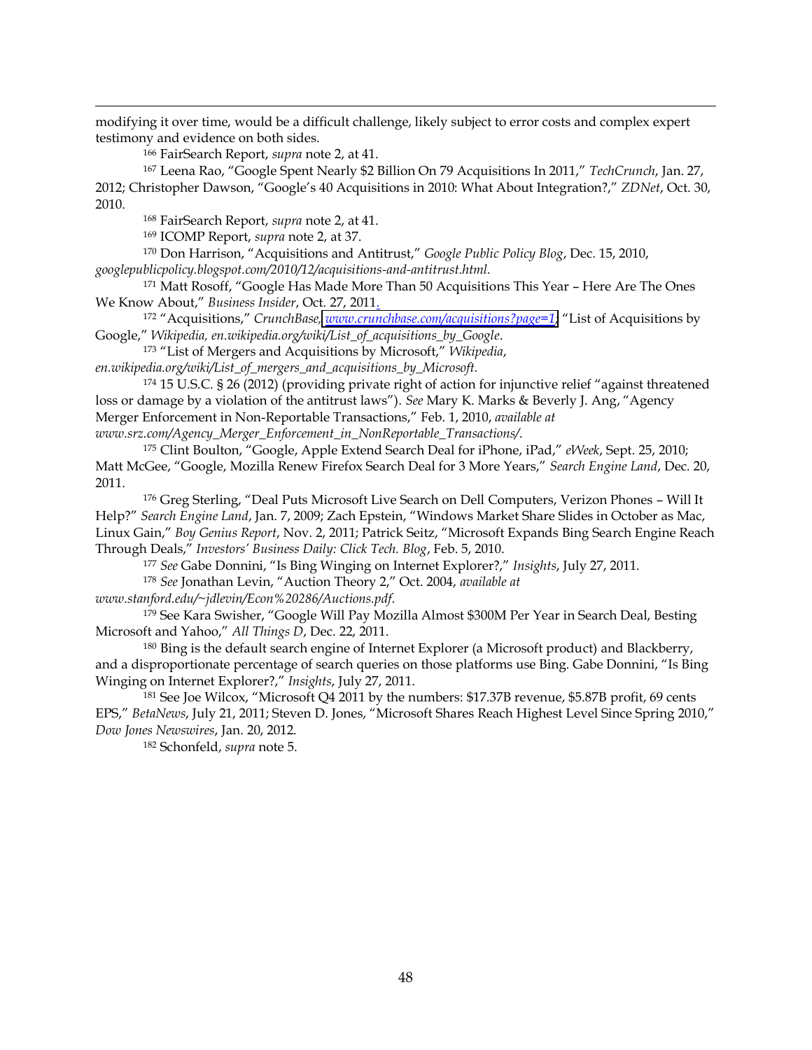modifying it over time, would be a difficult challenge, likely subject to error costs and complex expert testimony and evidence on both sides.

[166] FairSearch Report, *supra* note 2, at 41.

[167] Leena Rao, "Google Spent Nearly $2 Billion On 79 Acquisitions In 2011," *TechCrunch*, Jan. 27, 2012; Christopher Dawson, "Google's 40 Acquisitions in 2010: What About Integration?," *ZDNet*, Oct. 30, 2010.

[168] FairSearch Report, *supra* note 2, at 41.

[169] ICOMP Report, *supra* note 2, at 37.

[170] Don Harrison, "Acquisitions and Antitrust," *Google Public Policy Blog*, Dec. 15, 2010, *googlepublicpolicy.blogspot.com/2010/12/acquisitions-and-antitrust.html.*

[171] Matt Rosoff, "Google Has Made More Than 50 Acquisitions This Year – Here Are The Ones We Know About," *Business Insider*, Oct. 27, 2011.

[172] "Acquisitions," *CrunchBase*, *www.crunchbase.com/acquisitions?page=1*; "List of Acquisitions by Google," *Wikipedia, en.wikipedia.org/wiki/List_of_acquisitions_by_Google*.

[173] "List of Mergers and Acquisitions by Microsoft," *Wikipedia*, *en.wikipedia.org/wiki/List_of_mergers_and_acquisitions_by_Microsoft.*

[174] 15 U.S.C. § 26 (2012) (providing private right of action for injunctive relief "against threatened loss or damage by a violation of the antitrust laws"). *See* Mary K. Marks & Beverly J. Ang, "Agency Merger Enforcement in Non-Reportable Transactions," Feb. 1, 2010, *available at www.srz.com/Agency_Merger_Enforcement_in_NonReportable_Transactions/*.

[175] Clint Boulton, "Google, Apple Extend Search Deal for iPhone, iPad," *eWeek*, Sept. 25, 2010; Matt McGee, "Google, Mozilla Renew Firefox Search Deal for 3 More Years," *Search Engine Land*, Dec. 20, 2011.

[176] Greg Sterling, "Deal Puts Microsoft Live Search on Dell Computers, Verizon Phones – Will It Help?" *Search Engine Land*, Jan. 7, 2009; Zach Epstein, "Windows Market Share Slides in October as Mac, Linux Gain," *Boy Genius Report*, Nov. 2, 2011; Patrick Seitz, "Microsoft Expands Bing Search Engine Reach Through Deals," *Investors' Business Daily: Click Tech. Blog*, Feb. 5, 2010.

[177] *See* Gabe Donnini, "Is Bing Winging on Internet Explorer?," *Insights*, July 27, 2011.

[178] *See* Jonathan Levin, "Auction Theory 2," Oct. 2004, *available at www.stanford.edu/~jdlevin/Econ%20286/Auctions.pdf*.

[179] See Kara Swisher, "Google Will Pay Mozilla Almost $300M Per Year in Search Deal, Besting Microsoft and Yahoo," *All Things D*, Dec. 22, 2011.

[180] Bing is the default search engine of Internet Explorer (a Microsoft product) and Blackberry, and a disproportionate percentage of search queries on those platforms use Bing. Gabe Donnini, "Is Bing Winging on Internet Explorer?," *Insights*, July 27, 2011.

[181] See Joe Wilcox, "Microsoft Q4 2011 by the numbers: $17.37B revenue, $5.87B profit, 69 cents EPS," *BetaNews*, July 21, 2011; Steven D. Jones, "Microsoft Shares Reach Highest Level Since Spring 2010," *Dow Jones Newswires*, Jan. 20, 2012.

[182] Schonfeld, *supra* note 5.